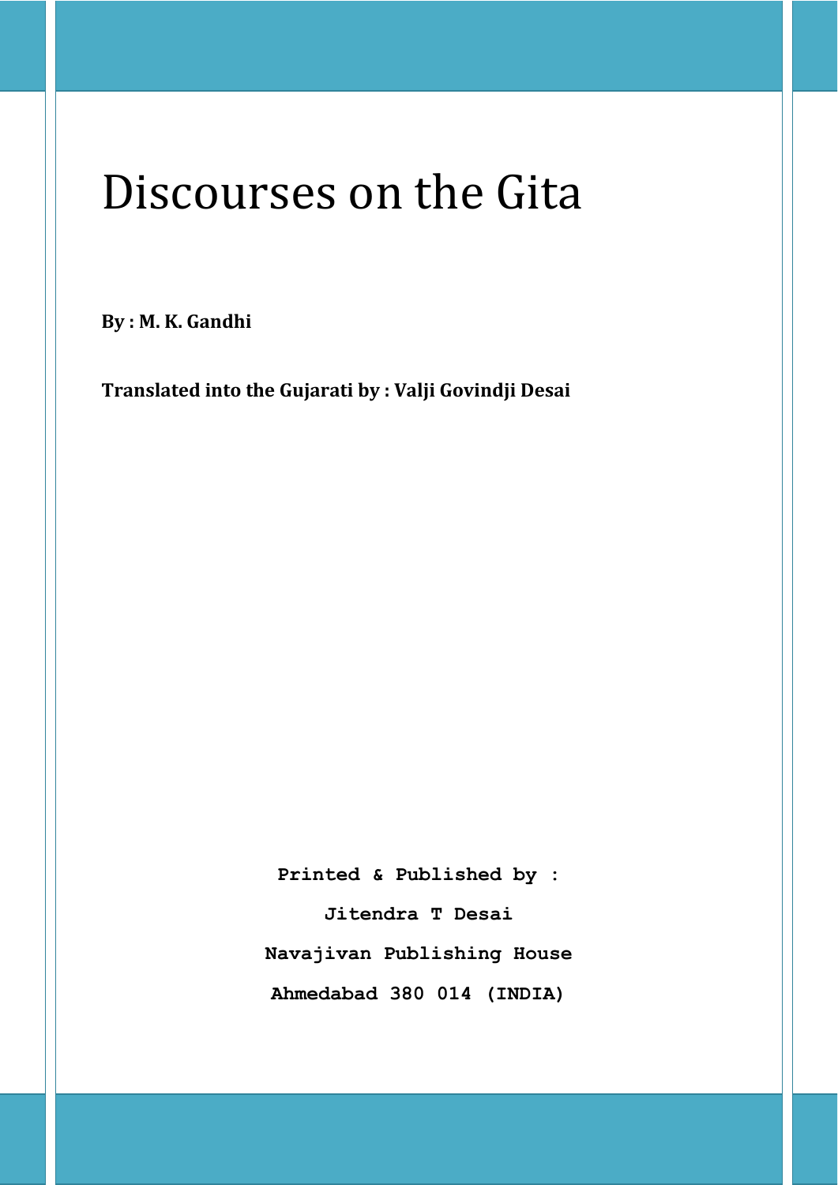# Discourses on the Gita

**By : M. K. Gandhi**

**Translated into the Gujarati by : Valji Govindji Desai**

**Printed & Published by :**

**Jitendra T Desai**

**Navajivan Publishing House**

**Ahmedabad 380 014 (INDIA)**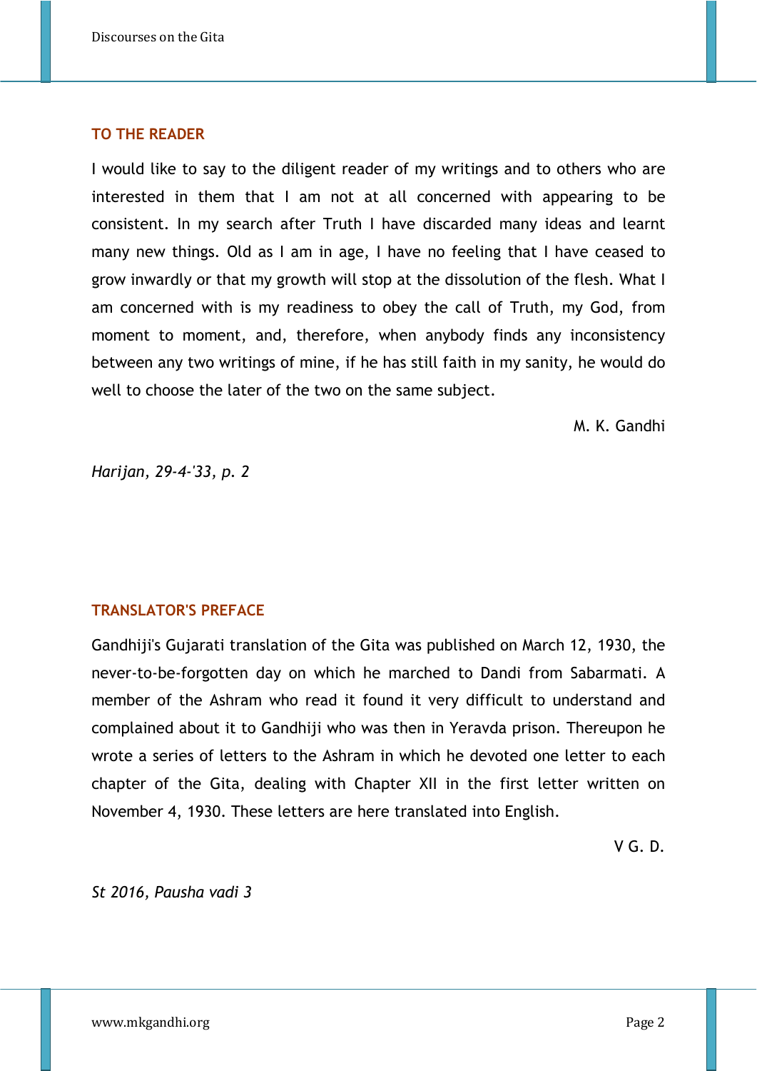## TO THE READER

I would like to say to the diligent reader of my writings and to others who are interested in them that I am not at all concerned with appearing to be consistent. In my search after Truth I have discarded many ideas and learnt many new things. Old as I am in age, I have no feeling that I have ceased to grow inwardly or that my growth will stop at the dissolution of the flesh. What I am concerned with is my readiness to obey the call of Truth, my God, from moment to moment, and, therefore, when anybody finds any inconsistency between any two writings of mine, if he has still faith in my sanity, he would do well to choose the later of the two on the same subject.

M. K. Gandhi

*Harijan, 29-4-'33, p. 2*

## TRANSLATOR'S PREFACE

Gandhiji's Gujarati translation of the Gita was published on March 12, 1930, the never-to-be-forgotten day on which he marched to Dandi from Sabarmati. A member of the Ashram who read it found it very difficult to understand and complained about it to Gandhiji who was then in Yeravda prison. Thereupon he wrote a series of letters to the Ashram in which he devoted one letter to each chapter of the Gita, dealing with Chapter XII in the first letter written on November 4, 1930. These letters are here translated into English.

V G. D.

*St 2016, Pausha vadi 3*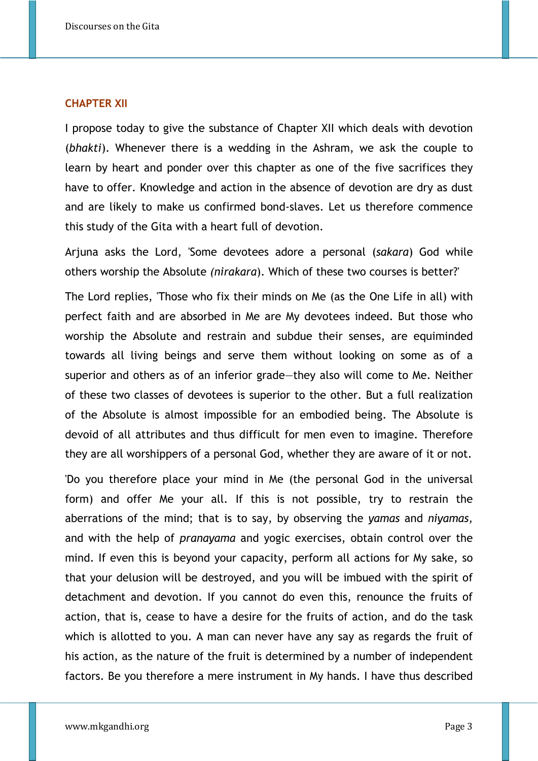## CHAPTER XII

I propose today to give the substance of Chapter XII which deals with devotion (*bhakti*). Whenever there is a wedding in the Ashram, we ask the couple to learn by heart and ponder over this chapter as one of the five sacrifices they have to offer. Knowledge and action in the absence of devotion are dry as dust and are likely to make us confirmed bond-slaves. Let us therefore commence this study of the Gita with a heart full of devotion.

Arjuna asks the Lord, 'Some devotees adore a personal (*sakara*) God while others worship the Absolute *(nirakara*). Which of these two courses is better?'

The Lord replies, 'Those who fix their minds on Me (as the One Life in all) with perfect faith and are absorbed in Me are My devotees indeed. But those who worship the Absolute and restrain and subdue their senses, are equiminded towards all living beings and serve them without looking on some as of a superior and others as of an inferior grade—they also will come to Me. Neither of these two classes of devotees is superior to the other. But a full realization of the Absolute is almost impossible for an embodied being. The Absolute is devoid of all attributes and thus difficult for men even to imagine. Therefore they are all worshippers of a personal God, whether they are aware of it or not.

'Do you therefore place your mind in Me (the personal God in the universal form) and offer Me your all. If this is not possible, try to restrain the aberrations of the mind; that is to say, by observing the *yamas* and *niyamas,* and with the help of *pranayama* and yogic exercises, obtain control over the mind. If even this is beyond your capacity, perform all actions for My sake, so that your delusion will be destroyed, and you will be imbued with the spirit of detachment and devotion. If you cannot do even this, renounce the fruits of action, that is, cease to have a desire for the fruits of action, and do the task which is allotted to you. A man can never have any say as regards the fruit of his action, as the nature of the fruit is determined by a number of independent factors. Be you therefore a mere instrument in My hands. I have thus described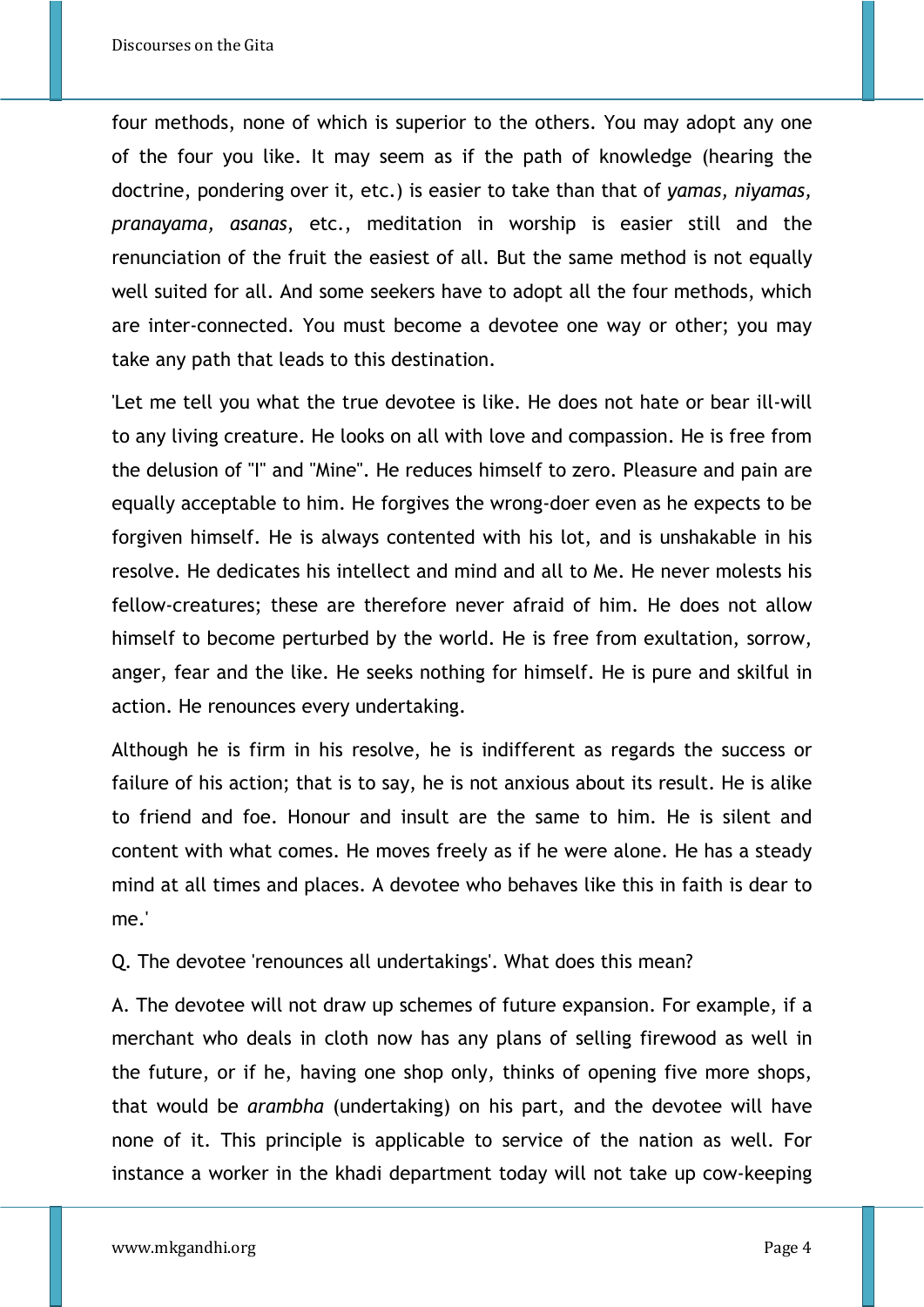four methods, none of which is superior to the others. You may adopt any one of the four you like. It may seem as if the path of knowledge (hearing the doctrine, pondering over it, etc.) is easier to take than that of *yamas, niyamas, pranayama, asanas*, etc., meditation in worship is easier still and the renunciation of the fruit the easiest of all. But the same method is not equally well suited for all. And some seekers have to adopt all the four methods, which are inter-connected. You must become a devotee one way or other; you may take any path that leads to this destination.

'Let me tell you what the true devotee is like. He does not hate or bear ill-will to any living creature. He looks on all with love and compassion. He is free from the delusion of "I" and "Mine". He reduces himself to zero. Pleasure and pain are equally acceptable to him. He forgives the wrong-doer even as he expects to be forgiven himself. He is always contented with his lot, and is unshakable in his resolve. He dedicates his intellect and mind and all to Me. He never molests his fellow-creatures; these are therefore never afraid of him. He does not allow himself to become perturbed by the world. He is free from exultation, sorrow, anger, fear and the like. He seeks nothing for himself. He is pure and skilful in action. He renounces every undertaking.

Although he is firm in his resolve, he is indifferent as regards the success or failure of his action; that is to say, he is not anxious about its result. He is alike to friend and foe. Honour and insult are the same to him. He is silent and content with what comes. He moves freely as if he were alone. He has a steady mind at all times and places. A devotee who behaves like this in faith is dear to me.'

Q. The devotee 'renounces all undertakings'. What does this mean?

A. The devotee will not draw up schemes of future expansion. For example, if a merchant who deals in cloth now has any plans of selling firewood as well in the future, or if he, having one shop only, thinks of opening five more shops, that would be *arambha* (undertaking) on his part, and the devotee will have none of it. This principle is applicable to service of the nation as well. For instance a worker in the khadi department today will not take up cow-keeping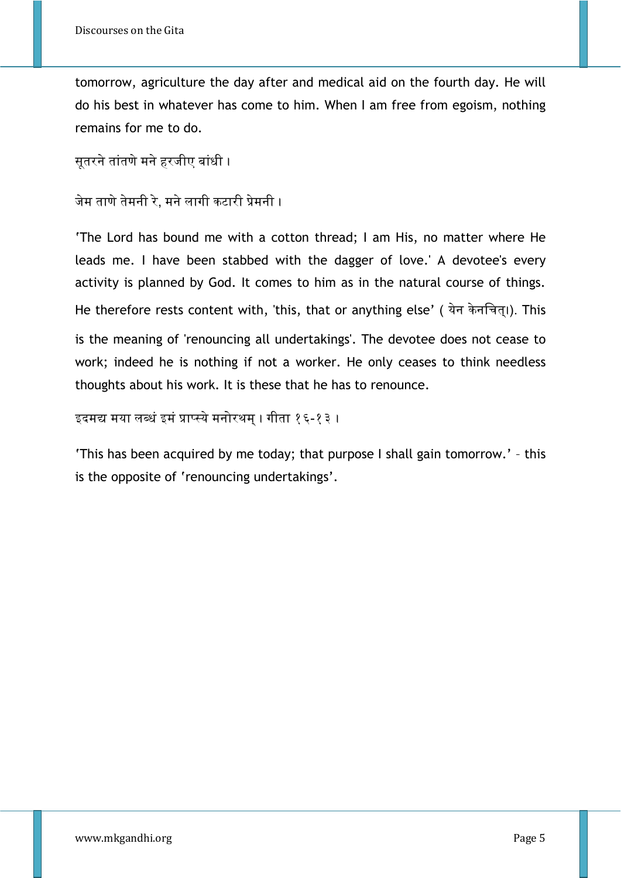tomorrow, agriculture the day after and medical aid on the fourth day. He will do his best in whatever has come to him. When I am free from egoism, nothing remains for me to do.

सूतरने तांतणे मने हरजीए बांधी ।

जेम ताणे तेमनी रे, मने लागी कटारी प्रेमनी ।

'The Lord has bound me with a cotton thread; I am His, no matter where He leads me. I have been stabbed with the dagger of love.' A devotee's every activity is planned by God. It comes to him as in the natural course of things. He therefore rests content with, 'this, that or anything else' ( येन केनचित्।). This is the meaning of 'renouncing all undertakings'. The devotee does not cease to work; indeed he is nothing if not a worker. He only ceases to think needless thoughts about his work. It is these that he has to renounce.

इदमद्य मया लब्धं इमं प्राप्स्ये मनोरथम् । गीता १६-१३ ।

'This has been acquired by me today; that purpose I shall gain tomorrow.' – this is the opposite of 'renouncing undertakings'.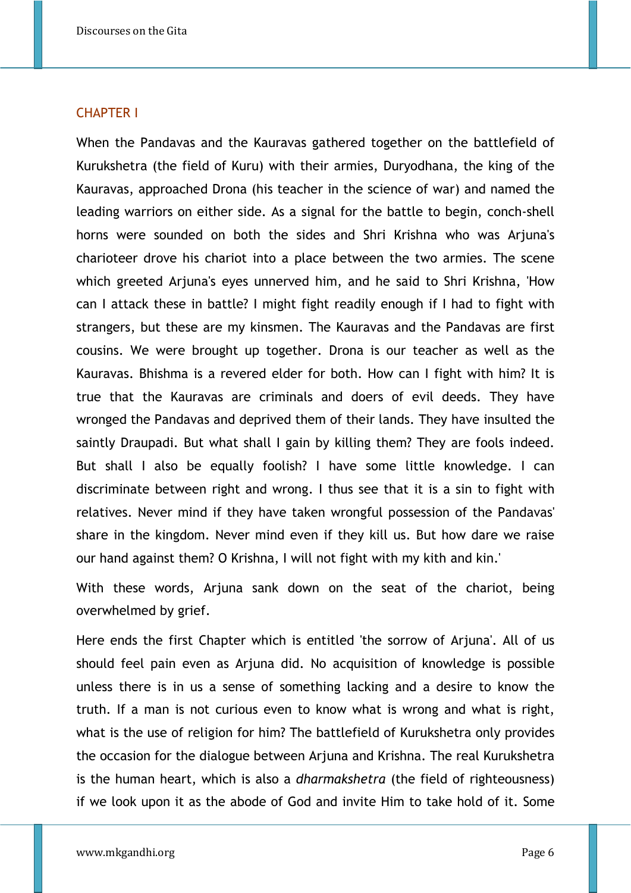## CHAPTER I

When the Pandavas and the Kauravas gathered together on the battlefield of Kurukshetra (the field of Kuru) with their armies, Duryodhana, the king of the Kauravas, approached Drona (his teacher in the science of war) and named the leading warriors on either side. As a signal for the battle to begin, conch-shell horns were sounded on both the sides and Shri Krishna who was Arjuna's charioteer drove his chariot into a place between the two armies. The scene which greeted Arjuna's eyes unnerved him, and he said to Shri Krishna, 'How can I attack these in battle? I might fight readily enough if I had to fight with strangers, but these are my kinsmen. The Kauravas and the Pandavas are first cousins. We were brought up together. Drona is our teacher as well as the Kauravas. Bhishma is a revered elder for both. How can I fight with him? It is true that the Kauravas are criminals and doers of evil deeds. They have wronged the Pandavas and deprived them of their lands. They have insulted the saintly Draupadi. But what shall I gain by killing them? They are fools indeed. But shall I also be equally foolish? I have some little knowledge. I can discriminate between right and wrong. I thus see that it is a sin to fight with relatives. Never mind if they have taken wrongful possession of the Pandavas' share in the kingdom. Never mind even if they kill us. But how dare we raise our hand against them? O Krishna, I will not fight with my kith and kin.'

With these words, Arjuna sank down on the seat of the chariot, being overwhelmed by grief.

Here ends the first Chapter which is entitled 'the sorrow of Arjuna'. All of us should feel pain even as Arjuna did. No acquisition of knowledge is possible unless there is in us a sense of something lacking and a desire to know the truth. If a man is not curious even to know what is wrong and what is right, what is the use of religion for him? The battlefield of Kurukshetra only provides the occasion for the dialogue between Arjuna and Krishna. The real Kurukshetra is the human heart, which is also a *dharmakshetra* (the field of righteousness) if we look upon it as the abode of God and invite Him to take hold of it. Some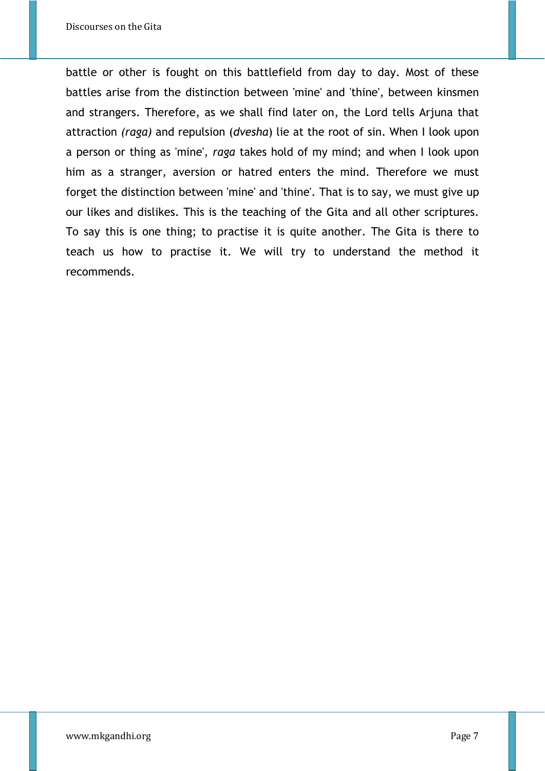battle or other is fought on this battlefield from day to day. Most of these battles arise from the distinction between 'mine' and 'thine', between kinsmen and strangers. Therefore, as we shall find later on, the Lord tells Arjuna that attraction *(raga)* and repulsion (*dvesha*) lie at the root of sin. When I look upon a person or thing as 'mine', *raga* takes hold of my mind; and when I look upon him as a stranger, aversion or hatred enters the mind. Therefore we must forget the distinction between 'mine' and 'thine'. That is to say, we must give up our likes and dislikes. This is the teaching of the Gita and all other scriptures. To say this is one thing; to practise it is quite another. The Gita is there to teach us how to practise it. We will try to understand the method it recommends.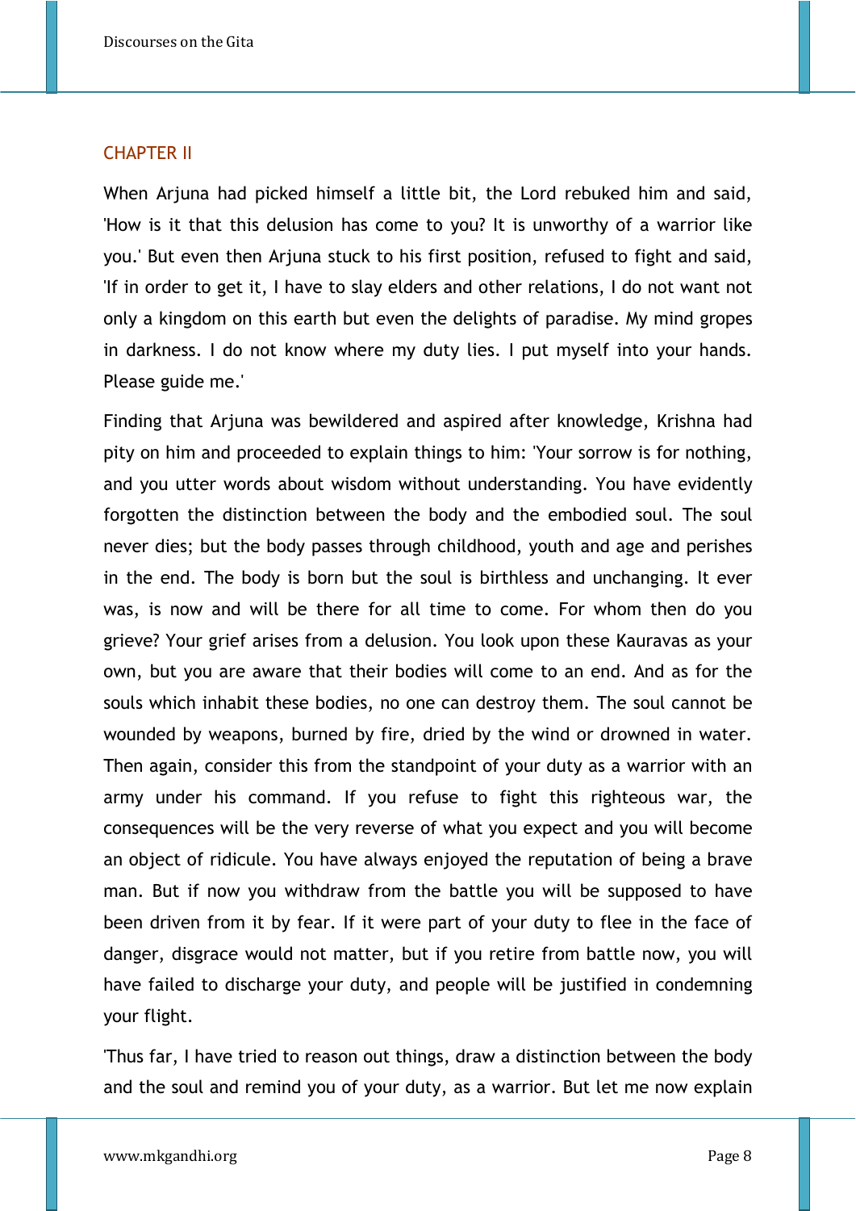## CHAPTER II

When Arjuna had picked himself a little bit, the Lord rebuked him and said, 'How is it that this delusion has come to you? It is unworthy of a warrior like you.' But even then Arjuna stuck to his first position, refused to fight and said, 'If in order to get it, I have to slay elders and other relations, I do not want not only a kingdom on this earth but even the delights of paradise. My mind gropes in darkness. I do not know where my duty lies. I put myself into your hands. Please guide me.'

Finding that Arjuna was bewildered and aspired after knowledge, Krishna had pity on him and proceeded to explain things to him: 'Your sorrow is for nothing, and you utter words about wisdom without understanding. You have evidently forgotten the distinction between the body and the embodied soul. The soul never dies; but the body passes through childhood, youth and age and perishes in the end. The body is born but the soul is birthless and unchanging. It ever was, is now and will be there for all time to come. For whom then do you grieve? Your grief arises from a delusion. You look upon these Kauravas as your own, but you are aware that their bodies will come to an end. And as for the souls which inhabit these bodies, no one can destroy them. The soul cannot be wounded by weapons, burned by fire, dried by the wind or drowned in water. Then again, consider this from the standpoint of your duty as a warrior with an army under his command. If you refuse to fight this righteous war, the consequences will be the very reverse of what you expect and you will become an object of ridicule. You have always enjoyed the reputation of being a brave man. But if now you withdraw from the battle you will be supposed to have been driven from it by fear. If it were part of your duty to flee in the face of danger, disgrace would not matter, but if you retire from battle now, you will have failed to discharge your duty, and people will be justified in condemning your flight.

'Thus far, I have tried to reason out things, draw a distinction between the body and the soul and remind you of your duty, as a warrior. But let me now explain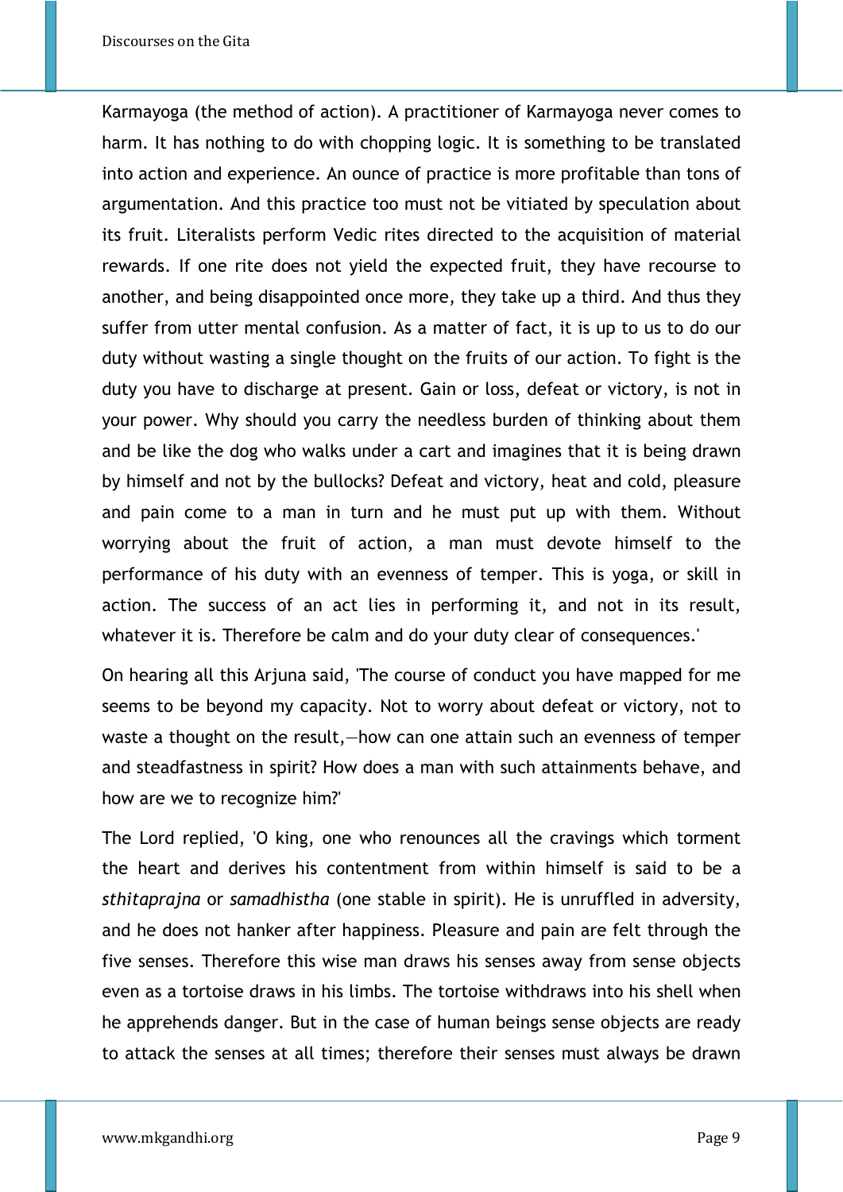Karmayoga (the method of action). A practitioner of Karmayoga never comes to harm. It has nothing to do with chopping logic. It is something to be translated into action and experience. An ounce of practice is more profitable than tons of argumentation. And this practice too must not be vitiated by speculation about its fruit. Literalists perform Vedic rites directed to the acquisition of material rewards. If one rite does not yield the expected fruit, they have recourse to another, and being disappointed once more, they take up a third. And thus they suffer from utter mental confusion. As a matter of fact, it is up to us to do our duty without wasting a single thought on the fruits of our action. To fight is the duty you have to discharge at present. Gain or loss, defeat or victory, is not in your power. Why should you carry the needless burden of thinking about them and be like the dog who walks under a cart and imagines that it is being drawn by himself and not by the bullocks? Defeat and victory, heat and cold, pleasure and pain come to a man in turn and he must put up with them. Without worrying about the fruit of action, a man must devote himself to the performance of his duty with an evenness of temper. This is yoga, or skill in action. The success of an act lies in performing it, and not in its result, whatever it is. Therefore be calm and do your duty clear of consequences.'

On hearing all this Arjuna said, 'The course of conduct you have mapped for me seems to be beyond my capacity. Not to worry about defeat or victory, not to waste a thought on the result,—how can one attain such an evenness of temper and steadfastness in spirit? How does a man with such attainments behave, and how are we to recognize him?'

The Lord replied, 'O king, one who renounces all the cravings which torment the heart and derives his contentment from within himself is said to be a *sthitaprajna* or *samadhistha* (one stable in spirit). He is unruffled in adversity, and he does not hanker after happiness. Pleasure and pain are felt through the five senses. Therefore this wise man draws his senses away from sense objects even as a tortoise draws in his limbs. The tortoise withdraws into his shell when he apprehends danger. But in the case of human beings sense objects are ready to attack the senses at all times; therefore their senses must always be drawn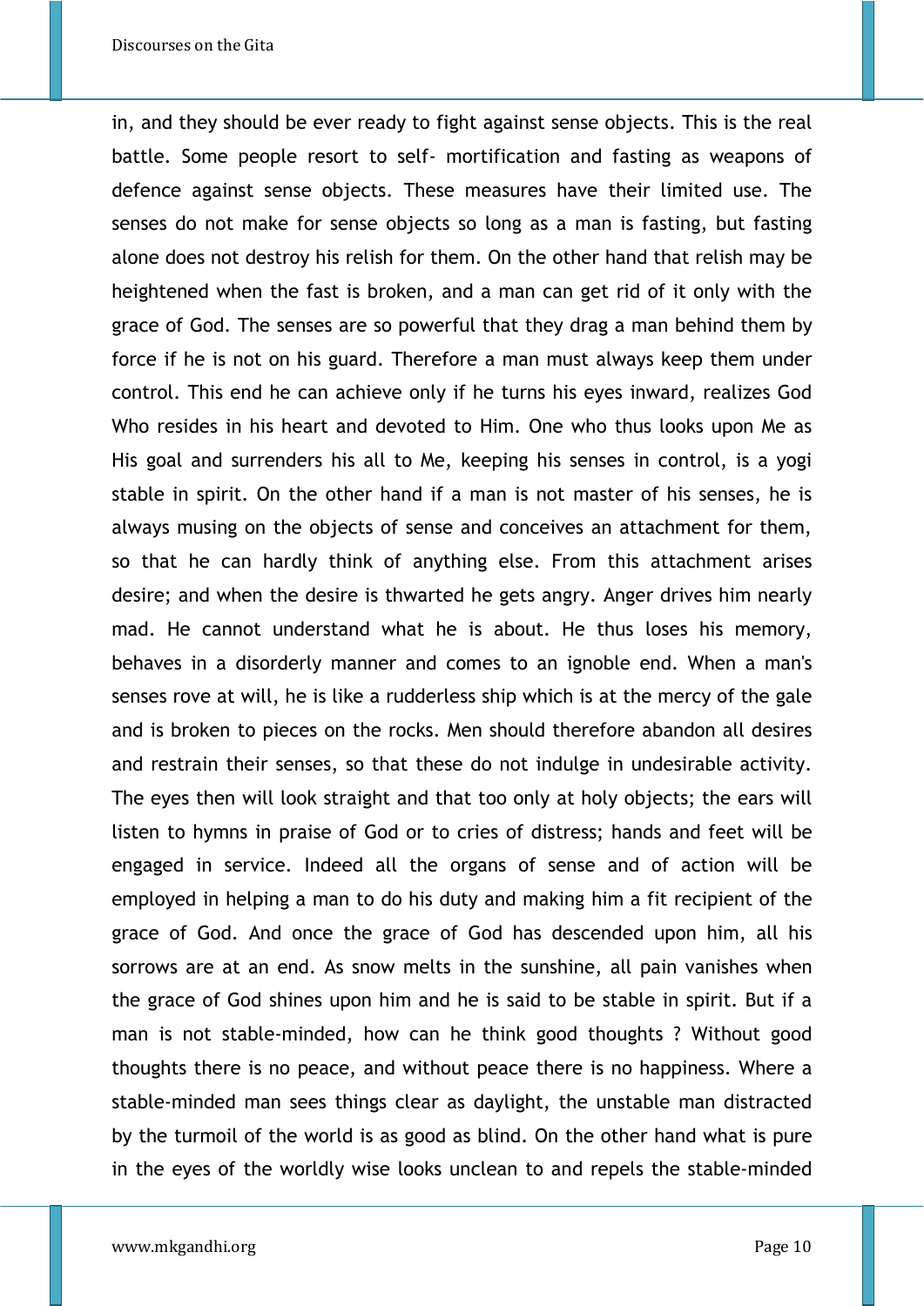in, and they should be ever ready to fight against sense objects. This is the real battle. Some people resort to self- mortification and fasting as weapons of defence against sense objects. These measures have their limited use. The senses do not make for sense objects so long as a man is fasting, but fasting alone does not destroy his relish for them. On the other hand that relish may be heightened when the fast is broken, and a man can get rid of it only with the grace of God. The senses are so powerful that they drag a man behind them by force if he is not on his guard. Therefore a man must always keep them under control. This end he can achieve only if he turns his eyes inward, realizes God Who resides in his heart and devoted to Him. One who thus looks upon Me as His goal and surrenders his all to Me, keeping his senses in control, is a yogi stable in spirit. On the other hand if a man is not master of his senses, he is always musing on the objects of sense and conceives an attachment for them, so that he can hardly think of anything else. From this attachment arises desire; and when the desire is thwarted he gets angry. Anger drives him nearly mad. He cannot understand what he is about. He thus loses his memory, behaves in a disorderly manner and comes to an ignoble end. When a man's senses rove at will, he is like a rudderless ship which is at the mercy of the gale and is broken to pieces on the rocks. Men should therefore abandon all desires and restrain their senses, so that these do not indulge in undesirable activity. The eyes then will look straight and that too only at holy objects; the ears will listen to hymns in praise of God or to cries of distress; hands and feet will be engaged in service. Indeed all the organs of sense and of action will be employed in helping a man to do his duty and making him a fit recipient of the grace of God. And once the grace of God has descended upon him, all his sorrows are at an end. As snow melts in the sunshine, all pain vanishes when the grace of God shines upon him and he is said to be stable in spirit. But if a man is not stable-minded, how can he think good thoughts ? Without good thoughts there is no peace, and without peace there is no happiness. Where a stable-minded man sees things clear as daylight, the unstable man distracted by the turmoil of the world is as good as blind. On the other hand what is pure in the eyes of the worldly wise looks unclean to and repels the stable-minded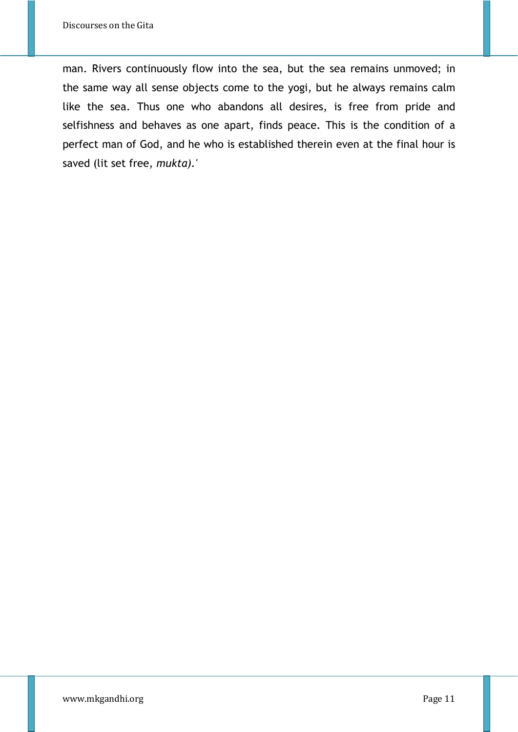man. Rivers continuously flow into the sea, but the sea remains unmoved; in the same way all sense objects come to the yogi, but he always remains calm like the sea. Thus one who abandons all desires, is free from pride and selfishness and behaves as one apart, finds peace. This is the condition of a perfect man of God, and he who is established therein even at the final hour is saved (lit set free, *mukta).'*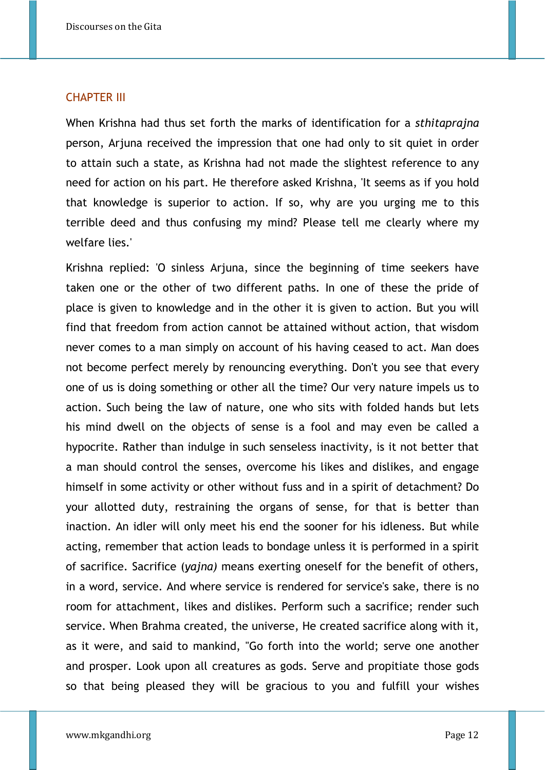## CHAPTER III

When Krishna had thus set forth the marks of identification for a *sthitaprajna* person, Arjuna received the impression that one had only to sit quiet in order to attain such a state, as Krishna had not made the slightest reference to any need for action on his part. He therefore asked Krishna, 'It seems as if you hold that knowledge is superior to action. If so, why are you urging me to this terrible deed and thus confusing my mind? Please tell me clearly where my welfare lies.'

Krishna replied: 'O sinless Arjuna, since the beginning of time seekers have taken one or the other of two different paths. In one of these the pride of place is given to knowledge and in the other it is given to action. But you will find that freedom from action cannot be attained without action, that wisdom never comes to a man simply on account of his having ceased to act. Man does not become perfect merely by renouncing everything. Don't you see that every one of us is doing something or other all the time? Our very nature impels us to action. Such being the law of nature, one who sits with folded hands but lets his mind dwell on the objects of sense is a fool and may even be called a hypocrite. Rather than indulge in such senseless inactivity, is it not better that a man should control the senses, overcome his likes and dislikes, and engage himself in some activity or other without fuss and in a spirit of detachment? Do your allotted duty, restraining the organs of sense, for that is better than inaction. An idler will only meet his end the sooner for his idleness. But while acting, remember that action leads to bondage unless it is performed in a spirit of sacrifice. Sacrifice (*yajna)* means exerting oneself for the benefit of others, in a word, service. And where service is rendered for service's sake, there is no room for attachment, likes and dislikes. Perform such a sacrifice; render such service. When Brahma created, the universe, He created sacrifice along with it, as it were, and said to mankind, "Go forth into the world; serve one another and prosper. Look upon all creatures as gods. Serve and propitiate those gods so that being pleased they will be gracious to you and fulfill your wishes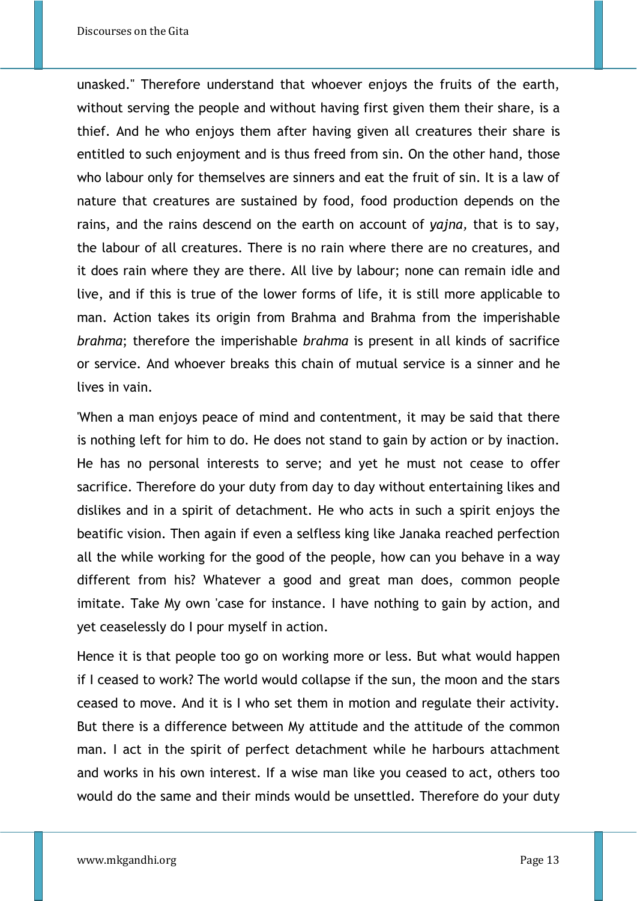unasked." Therefore understand that whoever enjoys the fruits of the earth, without serving the people and without having first given them their share, is a thief. And he who enjoys them after having given all creatures their share is entitled to such enjoyment and is thus freed from sin. On the other hand, those who labour only for themselves are sinners and eat the fruit of sin. It is a law of nature that creatures are sustained by food, food production depends on the rains, and the rains descend on the earth on account of *yajna,* that is to say, the labour of all creatures. There is no rain where there are no creatures, and it does rain where they are there. All live by labour; none can remain idle and live, and if this is true of the lower forms of life, it is still more applicable to man. Action takes its origin from Brahma and Brahma from the imperishable *brahma*; therefore the imperishable *brahma* is present in all kinds of sacrifice or service. And whoever breaks this chain of mutual service is a sinner and he lives in vain.

'When a man enjoys peace of mind and contentment, it may be said that there is nothing left for him to do. He does not stand to gain by action or by inaction. He has no personal interests to serve; and yet he must not cease to offer sacrifice. Therefore do your duty from day to day without entertaining likes and dislikes and in a spirit of detachment. He who acts in such a spirit enjoys the beatific vision. Then again if even a selfless king like Janaka reached perfection all the while working for the good of the people, how can you behave in a way different from his? Whatever a good and great man does, common people imitate. Take My own 'case for instance. I have nothing to gain by action, and yet ceaselessly do I pour myself in action.

Hence it is that people too go on working more or less. But what would happen if I ceased to work? The world would collapse if the sun, the moon and the stars ceased to move. And it is I who set them in motion and regulate their activity. But there is a difference between My attitude and the attitude of the common man. I act in the spirit of perfect detachment while he harbours attachment and works in his own interest. If a wise man like you ceased to act, others too would do the same and their minds would be unsettled. Therefore do your duty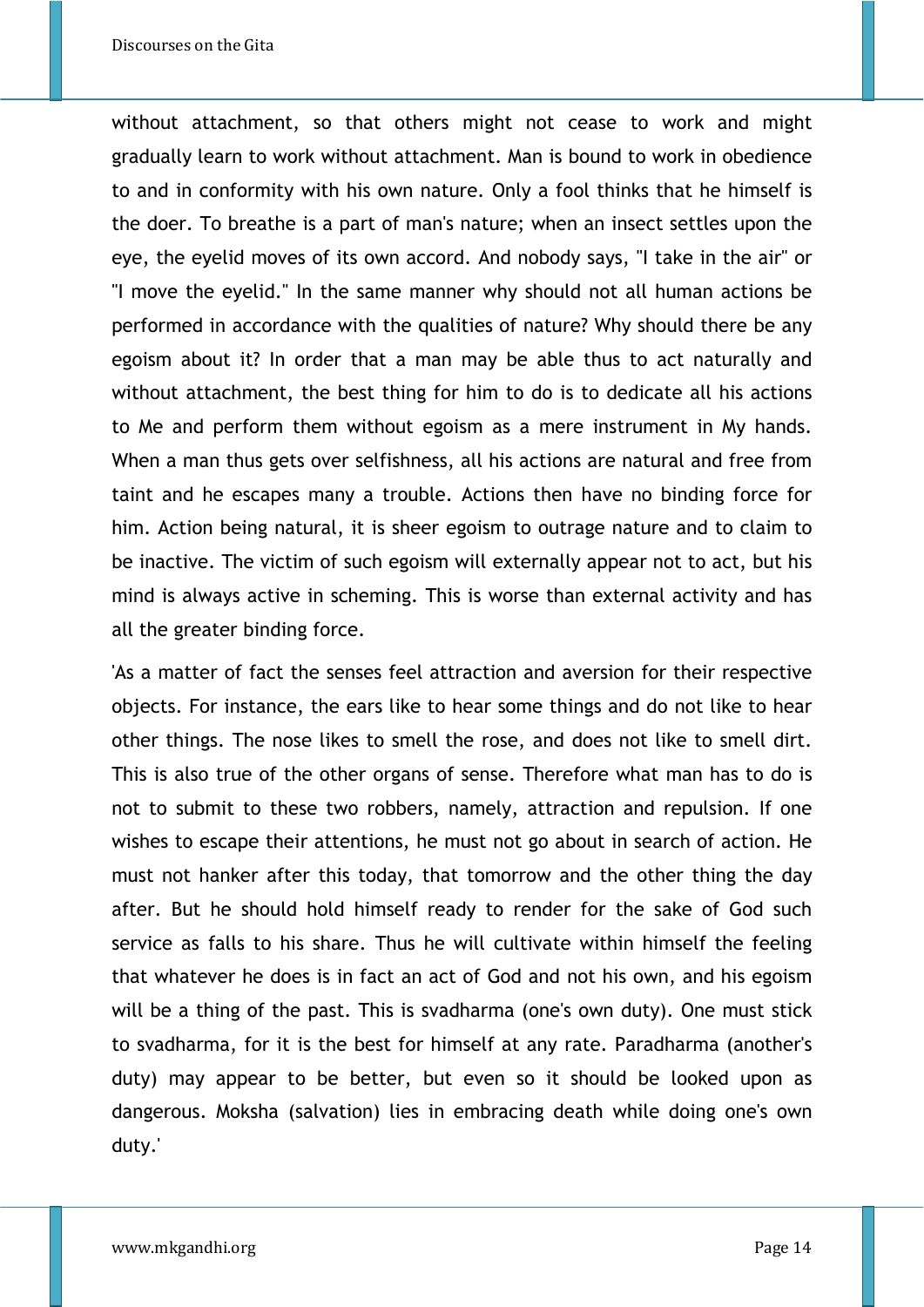without attachment, so that others might not cease to work and might gradually learn to work without attachment. Man is bound to work in obedience to and in conformity with his own nature. Only a fool thinks that he himself is the doer. To breathe is a part of man's nature; when an insect settles upon the eye, the eyelid moves of its own accord. And nobody says, "I take in the air" or "I move the eyelid." In the same manner why should not all human actions be performed in accordance with the qualities of nature? Why should there be any egoism about it? In order that a man may be able thus to act naturally and without attachment, the best thing for him to do is to dedicate all his actions to Me and perform them without egoism as a mere instrument in My hands. When a man thus gets over selfishness, all his actions are natural and free from taint and he escapes many a trouble. Actions then have no binding force for him. Action being natural, it is sheer egoism to outrage nature and to claim to be inactive. The victim of such egoism will externally appear not to act, but his mind is always active in scheming. This is worse than external activity and has all the greater binding force.

'As a matter of fact the senses feel attraction and aversion for their respective objects. For instance, the ears like to hear some things and do not like to hear other things. The nose likes to smell the rose, and does not like to smell dirt. This is also true of the other organs of sense. Therefore what man has to do is not to submit to these two robbers, namely, attraction and repulsion. If one wishes to escape their attentions, he must not go about in search of action. He must not hanker after this today, that tomorrow and the other thing the day after. But he should hold himself ready to render for the sake of God such service as falls to his share. Thus he will cultivate within himself the feeling that whatever he does is in fact an act of God and not his own, and his egoism will be a thing of the past. This is svadharma (one's own duty). One must stick to svadharma, for it is the best for himself at any rate. Paradharma (another's duty) may appear to be better, but even so it should be looked upon as dangerous. Moksha (salvation) lies in embracing death while doing one's own duty.'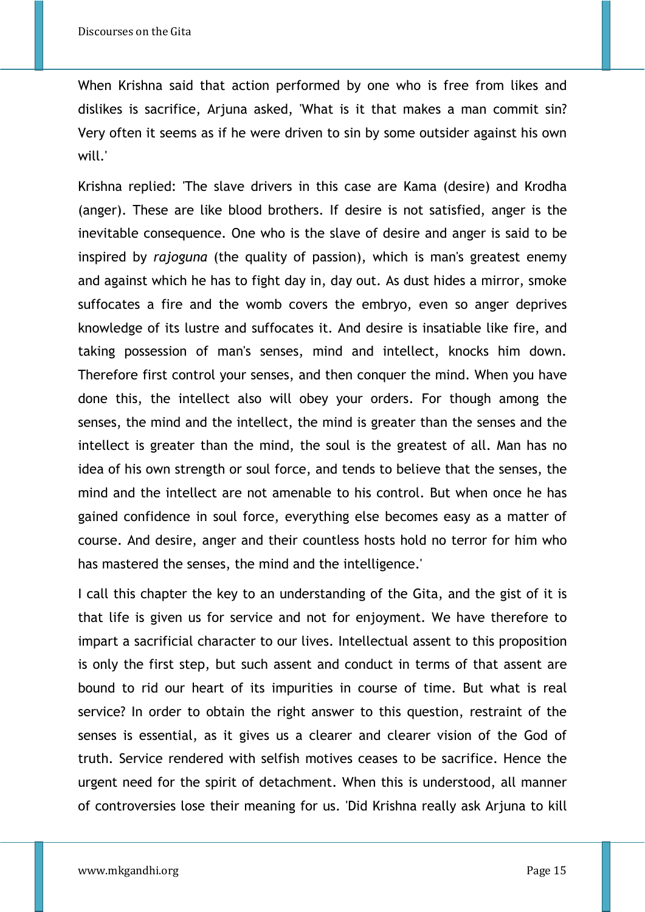When Krishna said that action performed by one who is free from likes and dislikes is sacrifice, Arjuna asked, 'What is it that makes a man commit sin? Very often it seems as if he were driven to sin by some outsider against his own will.'

Krishna replied: 'The slave drivers in this case are Kama (desire) and Krodha (anger). These are like blood brothers. If desire is not satisfied, anger is the inevitable consequence. One who is the slave of desire and anger is said to be inspired by *rajoguna* (the quality of passion), which is man's greatest enemy and against which he has to fight day in, day out. As dust hides a mirror, smoke suffocates a fire and the womb covers the embryo, even so anger deprives knowledge of its lustre and suffocates it. And desire is insatiable like fire, and taking possession of man's senses, mind and intellect, knocks him down. Therefore first control your senses, and then conquer the mind. When you have done this, the intellect also will obey your orders. For though among the senses, the mind and the intellect, the mind is greater than the senses and the intellect is greater than the mind, the soul is the greatest of all. Man has no idea of his own strength or soul force, and tends to believe that the senses, the mind and the intellect are not amenable to his control. But when once he has gained confidence in soul force, everything else becomes easy as a matter of course. And desire, anger and their countless hosts hold no terror for him who has mastered the senses, the mind and the intelligence.'

I call this chapter the key to an understanding of the Gita, and the gist of it is that life is given us for service and not for enjoyment. We have therefore to impart a sacrificial character to our lives. Intellectual assent to this proposition is only the first step, but such assent and conduct in terms of that assent are bound to rid our heart of its impurities in course of time. But what is real service? In order to obtain the right answer to this question, restraint of the senses is essential, as it gives us a clearer and clearer vision of the God of truth. Service rendered with selfish motives ceases to be sacrifice. Hence the urgent need for the spirit of detachment. When this is understood, all manner of controversies lose their meaning for us. 'Did Krishna really ask Arjuna to kill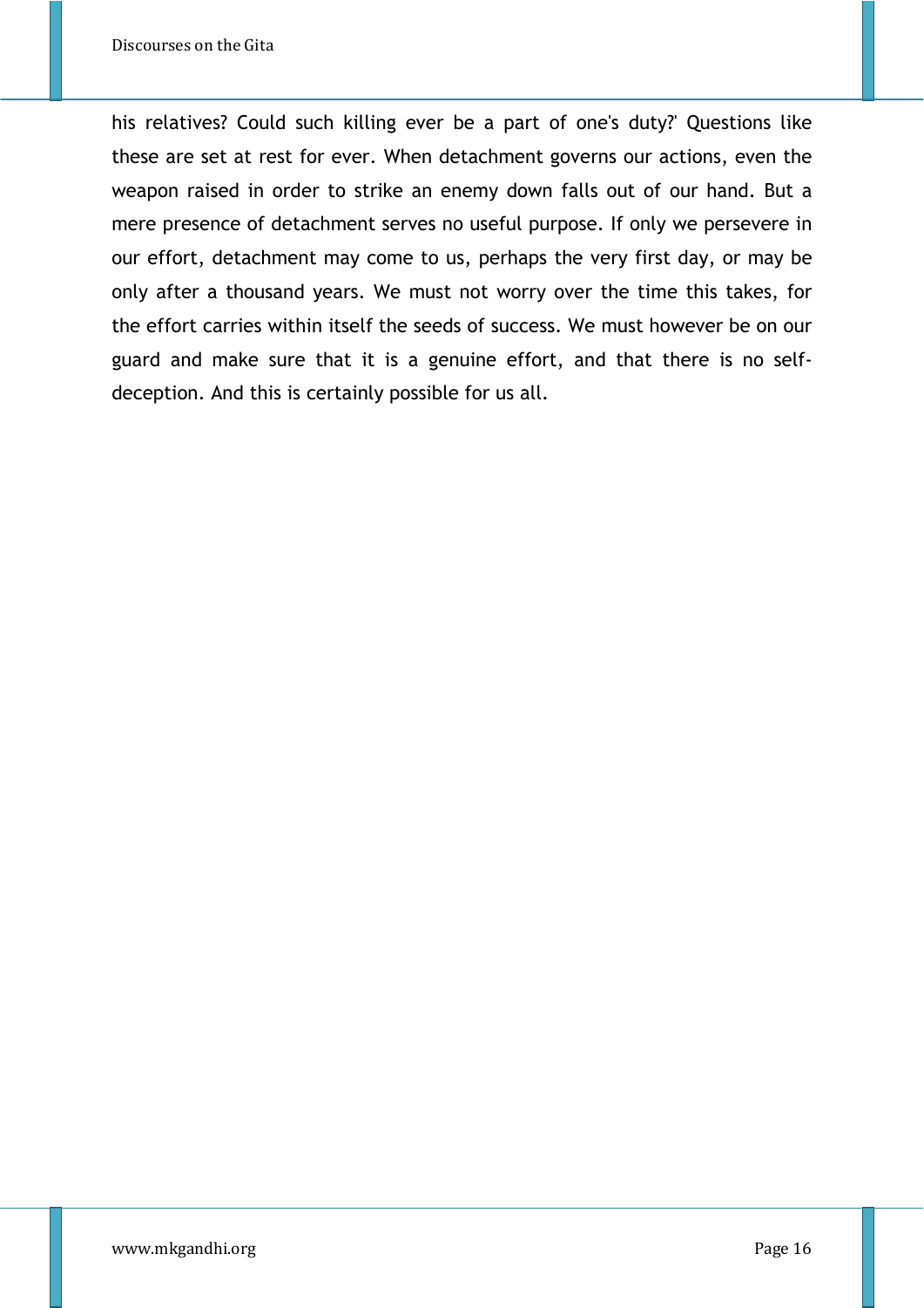his relatives? Could such killing ever be a part of one's duty?' Questions like these are set at rest for ever. When detachment governs our actions, even the weapon raised in order to strike an enemy down falls out of our hand. But a mere presence of detachment serves no useful purpose. If only we persevere in our effort, detachment may come to us, perhaps the very first day, or may be only after a thousand years. We must not worry over the time this takes, for the effort carries within itself the seeds of success. We must however be on our guard and make sure that it is a genuine effort, and that there is no self-deception. And this is certainly possible for us all.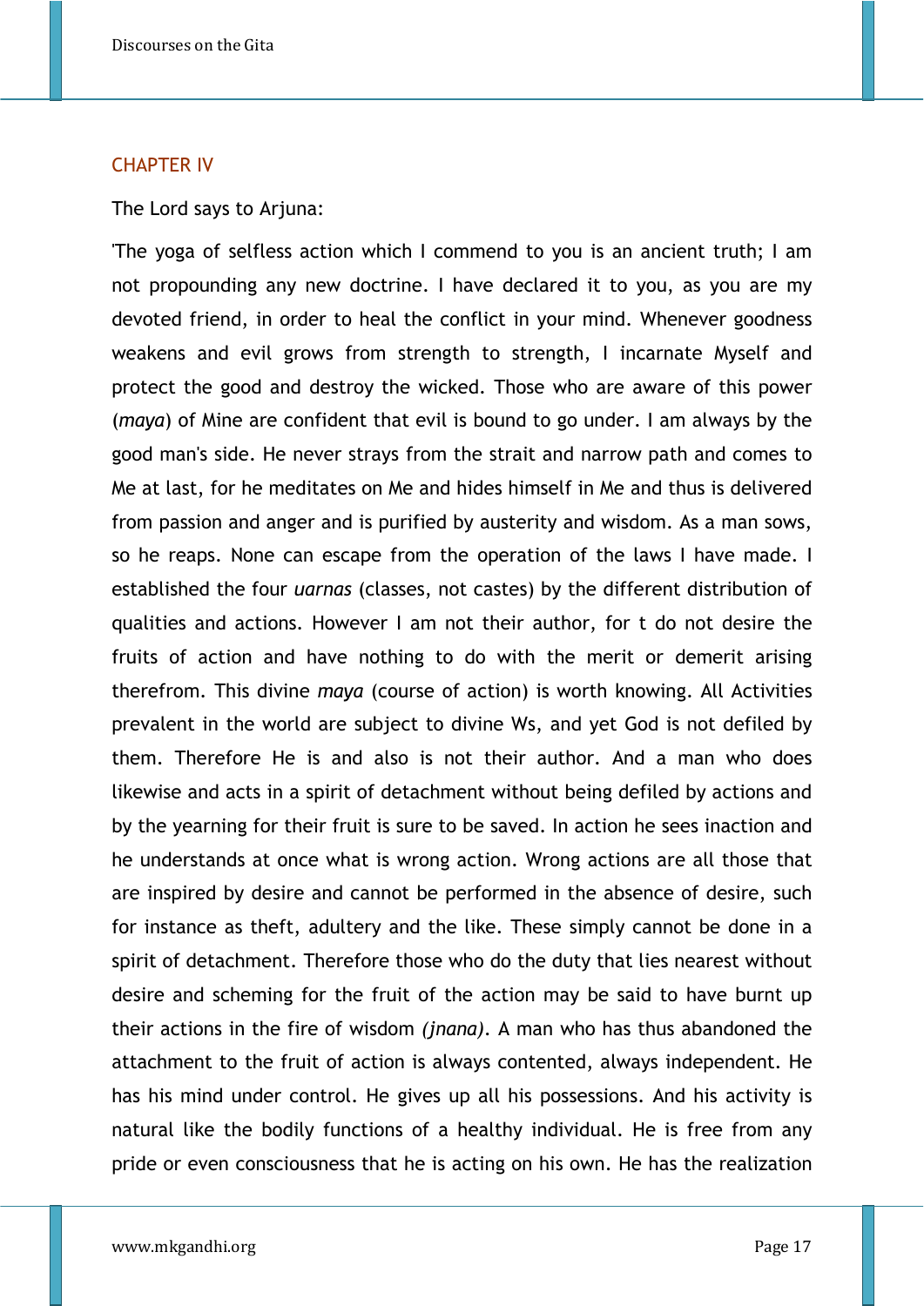## CHAPTER IV

The Lord says to Arjuna:

'The yoga of selfless action which I commend to you is an ancient truth; I am not propounding any new doctrine. I have declared it to you, as you are my devoted friend, in order to heal the conflict in your mind. Whenever goodness weakens and evil grows from strength to strength, I incarnate Myself and protect the good and destroy the wicked. Those who are aware of this power (*maya*) of Mine are confident that evil is bound to go under. I am always by the good man's side. He never strays from the strait and narrow path and comes to Me at last, for he meditates on Me and hides himself in Me and thus is delivered from passion and anger and is purified by austerity and wisdom. As a man sows, so he reaps. None can escape from the operation of the laws I have made. I established the four *uarnas* (classes, not castes) by the different distribution of qualities and actions. However I am not their author, for t do not desire the fruits of action and have nothing to do with the merit or demerit arising therefrom. This divine *maya* (course of action) is worth knowing. All Activities prevalent in the world are subject to divine Ws, and yet God is not defiled by them. Therefore He is and also is not their author. And a man who does likewise and acts in a spirit of detachment without being defiled by actions and by the yearning for their fruit is sure to be saved. In action he sees inaction and he understands at once what is wrong action. Wrong actions are all those that are inspired by desire and cannot be performed in the absence of desire, such for instance as theft, adultery and the like. These simply cannot be done in a spirit of detachment. Therefore those who do the duty that lies nearest without desire and scheming for the fruit of the action may be said to have burnt up their actions in the fire of wisdom *(jnana)*. A man who has thus abandoned the attachment to the fruit of action is always contented, always independent. He has his mind under control. He gives up all his possessions. And his activity is natural like the bodily functions of a healthy individual. He is free from any pride or even consciousness that he is acting on his own. He has the realization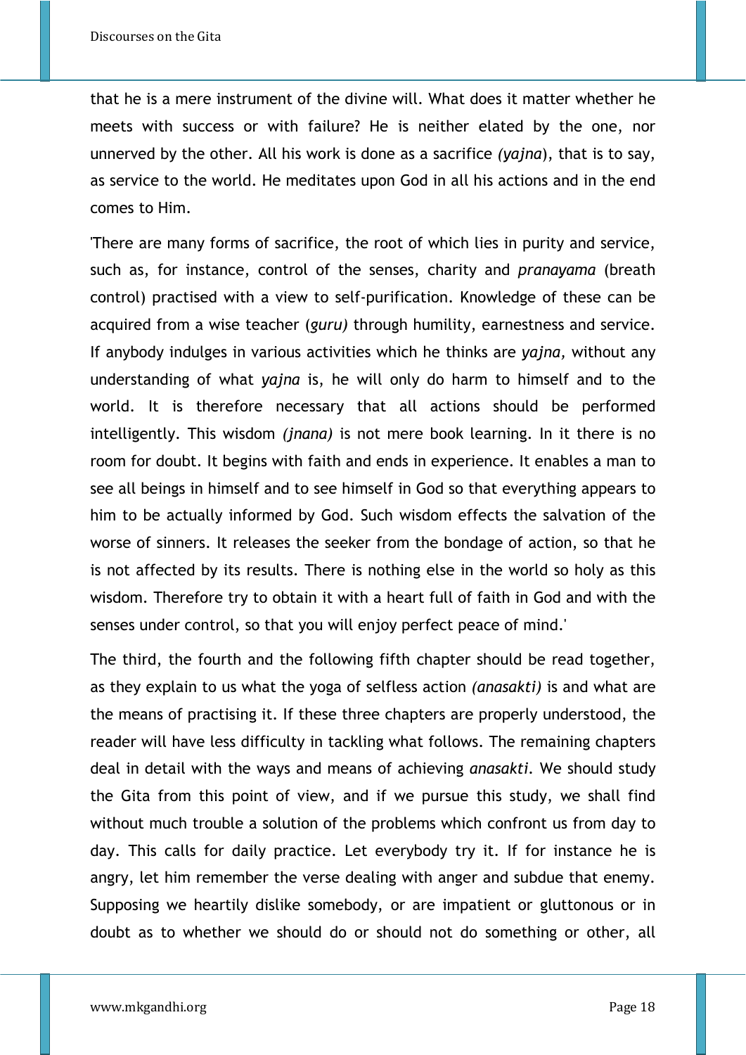that he is a mere instrument of the divine will. What does it matter whether he meets with success or with failure? He is neither elated by the one, nor unnerved by the other. All his work is done as a sacrifice *(yajna)*, that is to say, as service to the world. He meditates upon God in all his actions and in the end comes to Him.

'There are many forms of sacrifice, the root of which lies in purity and service, such as, for instance, control of the senses, charity and *pranayama* (breath control) practised with a view to self-purification. Knowledge of these can be acquired from a wise teacher (*guru)* through humility, earnestness and service. If anybody indulges in various activities which he thinks are *yajna,* without any understanding of what *yajna* is, he will only do harm to himself and to the world. It is therefore necessary that all actions should be performed intelligently. This wisdom *(jnana)* is not mere book learning. In it there is no room for doubt. It begins with faith and ends in experience. It enables a man to see all beings in himself and to see himself in God so that everything appears to him to be actually informed by God. Such wisdom effects the salvation of the worse of sinners. It releases the seeker from the bondage of action, so that he is not affected by its results. There is nothing else in the world so holy as this wisdom. Therefore try to obtain it with a heart full of faith in God and with the senses under control, so that you will enjoy perfect peace of mind.'

The third, the fourth and the following fifth chapter should be read together, as they explain to us what the yoga of selfless action *(anasakti)* is and what are the means of practising it. If these three chapters are properly understood, the reader will have less difficulty in tackling what follows. The remaining chapters deal in detail with the ways and means of achieving *anasakti*. We should study the Gita from this point of view, and if we pursue this study, we shall find without much trouble a solution of the problems which confront us from day to day. This calls for daily practice. Let everybody try it. If for instance he is angry, let him remember the verse dealing with anger and subdue that enemy. Supposing we heartily dislike somebody, or are impatient or gluttonous or in doubt as to whether we should do or should not do something or other, all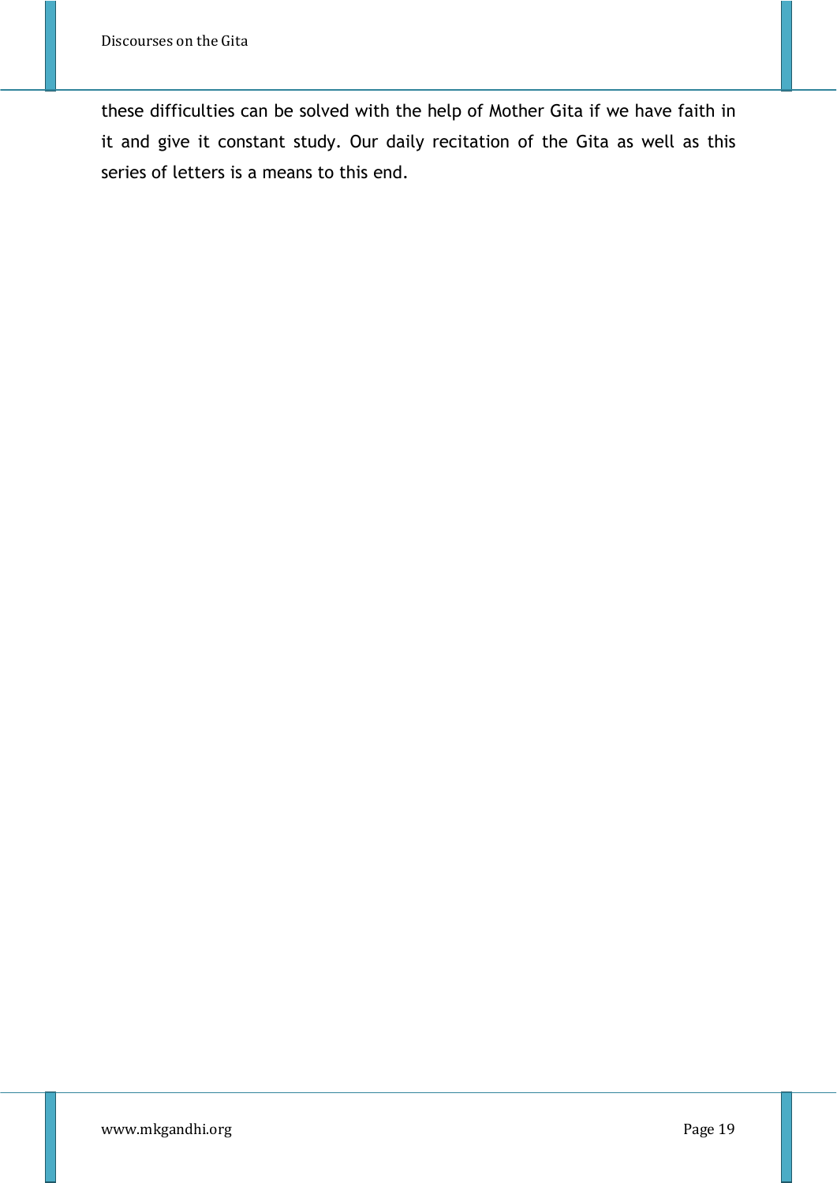these difficulties can be solved with the help of Mother Gita if we have faith in it and give it constant study. Our daily recitation of the Gita as well as this series of letters is a means to this end.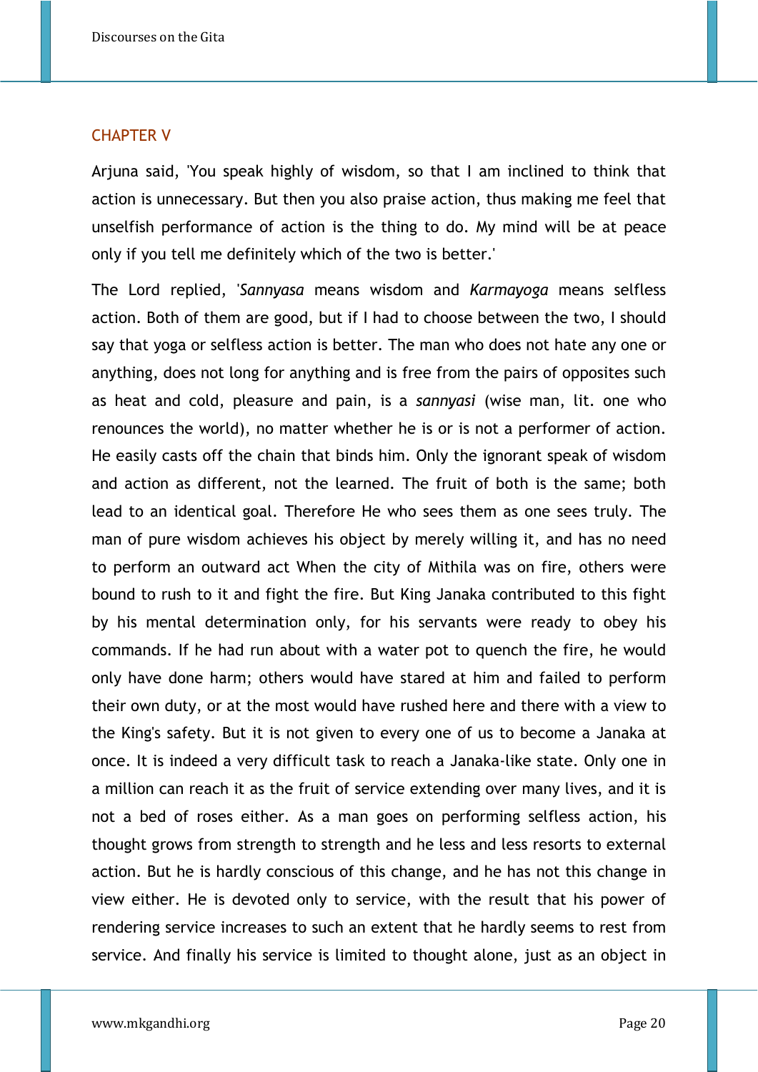## CHAPTER V

Arjuna said, 'You speak highly of wisdom, so that I am inclined to think that action is unnecessary. But then you also praise action, thus making me feel that unselfish performance of action is the thing to do. My mind will be at peace only if you tell me definitely which of the two is better.'

The Lord replied, '*Sannyasa* means wisdom and *Karmayoga* means selfless action. Both of them are good, but if I had to choose between the two, I should say that yoga or selfless action is better. The man who does not hate any one or anything, does not long for anything and is free from the pairs of opposites such as heat and cold, pleasure and pain, is a *sannyasi* (wise man, lit. one who renounces the world), no matter whether he is or is not a performer of action. He easily casts off the chain that binds him. Only the ignorant speak of wisdom and action as different, not the learned. The fruit of both is the same; both lead to an identical goal. Therefore He who sees them as one sees truly. The man of pure wisdom achieves his object by merely willing it, and has no need to perform an outward act When the city of Mithila was on fire, others were bound to rush to it and fight the fire. But King Janaka contributed to this fight by his mental determination only, for his servants were ready to obey his commands. If he had run about with a water pot to quench the fire, he would only have done harm; others would have stared at him and failed to perform their own duty, or at the most would have rushed here and there with a view to the King's safety. But it is not given to every one of us to become a Janaka at once. It is indeed a very difficult task to reach a Janaka-like state. Only one in a million can reach it as the fruit of service extending over many lives, and it is not a bed of roses either. As a man goes on performing selfless action, his thought grows from strength to strength and he less and less resorts to external action. But he is hardly conscious of this change, and he has not this change in view either. He is devoted only to service, with the result that his power of rendering service increases to such an extent that he hardly seems to rest from service. And finally his service is limited to thought alone, just as an object in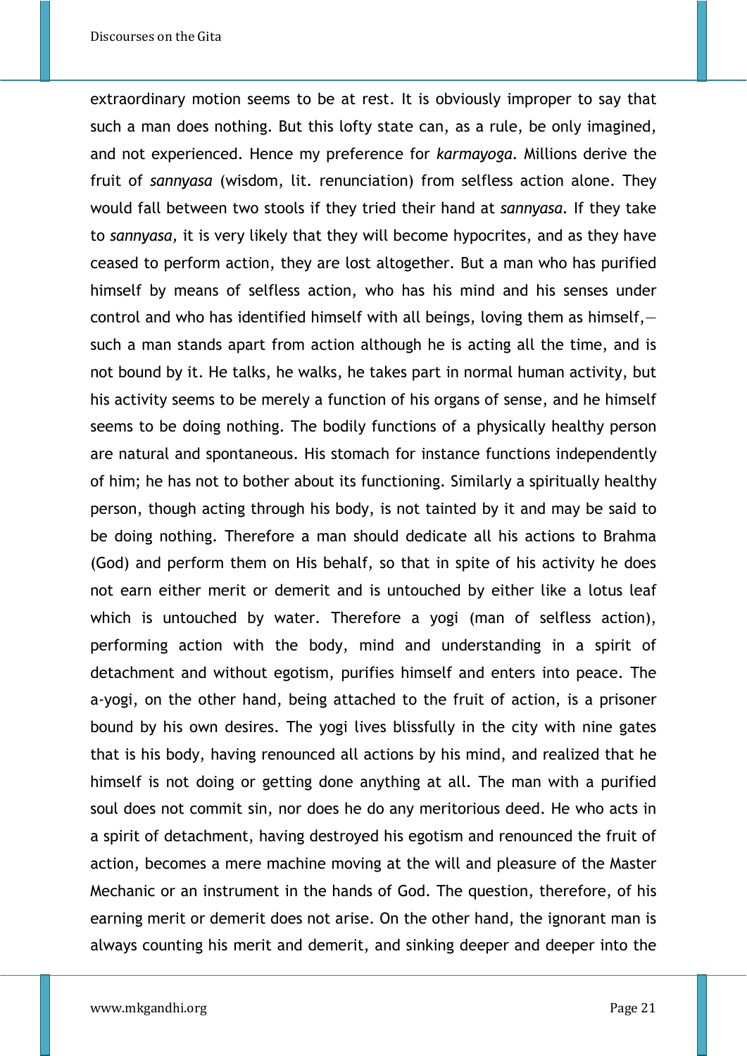extraordinary motion seems to be at rest. It is obviously improper to say that such a man does nothing. But this lofty state can, as a rule, be only imagined, and not experienced. Hence my preference for *karmayoga*. Millions derive the fruit of *sannyasa* (wisdom, lit. renunciation) from selfless action alone. They would fall between two stools if they tried their hand at *sannyasa*. If they take to *sannyasa*, it is very likely that they will become hypocrites, and as they have ceased to perform action, they are lost altogether. But a man who has purified himself by means of selfless action, who has his mind and his senses under control and who has identified himself with all beings, loving them as himself,—such a man stands apart from action although he is acting all the time, and is not bound by it. He talks, he walks, he takes part in normal human activity, but his activity seems to be merely a function of his organs of sense, and he himself seems to be doing nothing. The bodily functions of a physically healthy person are natural and spontaneous. His stomach for instance functions independently of him; he has not to bother about its functioning. Similarly a spiritually healthy person, though acting through his body, is not tainted by it and may be said to be doing nothing. Therefore a man should dedicate all his actions to Brahma (God) and perform them on His behalf, so that in spite of his activity he does not earn either merit or demerit and is untouched by either like a lotus leaf which is untouched by water. Therefore a yogi (man of selfless action), performing action with the body, mind and understanding in a spirit of detachment and without egotism, purifies himself and enters into peace. The a-yogi, on the other hand, being attached to the fruit of action, is a prisoner bound by his own desires. The yogi lives blissfully in the city with nine gates that is his body, having renounced all actions by his mind, and realized that he himself is not doing or getting done anything at all. The man with a purified soul does not commit sin, nor does he do any meritorious deed. He who acts in a spirit of detachment, having destroyed his egotism and renounced the fruit of action, becomes a mere machine moving at the will and pleasure of the Master Mechanic or an instrument in the hands of God. The question, therefore, of his earning merit or demerit does not arise. On the other hand, the ignorant man is always counting his merit and demerit, and sinking deeper and deeper into the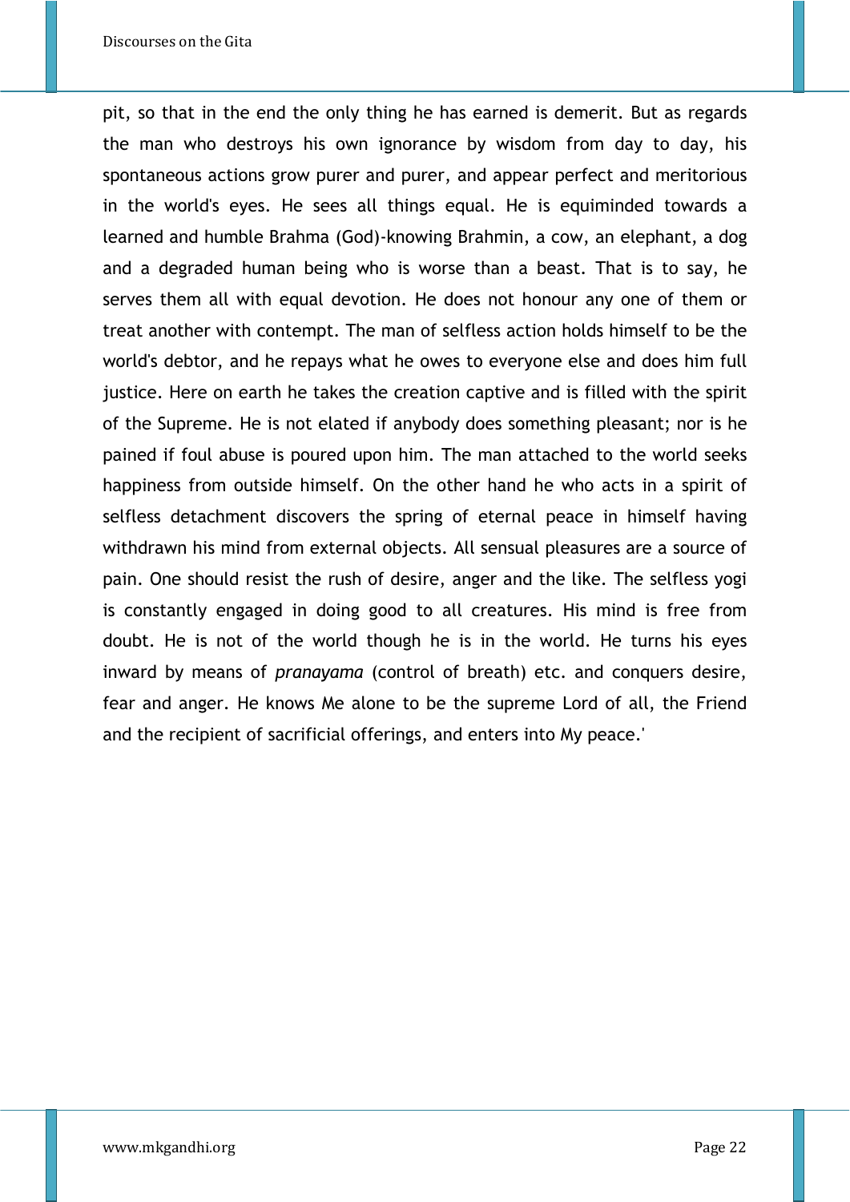pit, so that in the end the only thing he has earned is demerit. But as regards the man who destroys his own ignorance by wisdom from day to day, his spontaneous actions grow purer and purer, and appear perfect and meritorious in the world's eyes. He sees all things equal. He is equiminded towards a learned and humble Brahma (God)-knowing Brahmin, a cow, an elephant, a dog and a degraded human being who is worse than a beast. That is to say, he serves them all with equal devotion. He does not honour any one of them or treat another with contempt. The man of selfless action holds himself to be the world's debtor, and he repays what he owes to everyone else and does him full justice. Here on earth he takes the creation captive and is filled with the spirit of the Supreme. He is not elated if anybody does something pleasant; nor is he pained if foul abuse is poured upon him. The man attached to the world seeks happiness from outside himself. On the other hand he who acts in a spirit of selfless detachment discovers the spring of eternal peace in himself having withdrawn his mind from external objects. All sensual pleasures are a source of pain. One should resist the rush of desire, anger and the like. The selfless yogi is constantly engaged in doing good to all creatures. His mind is free from doubt. He is not of the world though he is in the world. He turns his eyes inward by means of *pranayama* (control of breath) etc. and conquers desire, fear and anger. He knows Me alone to be the supreme Lord of all, the Friend and the recipient of sacrificial offerings, and enters into My peace.'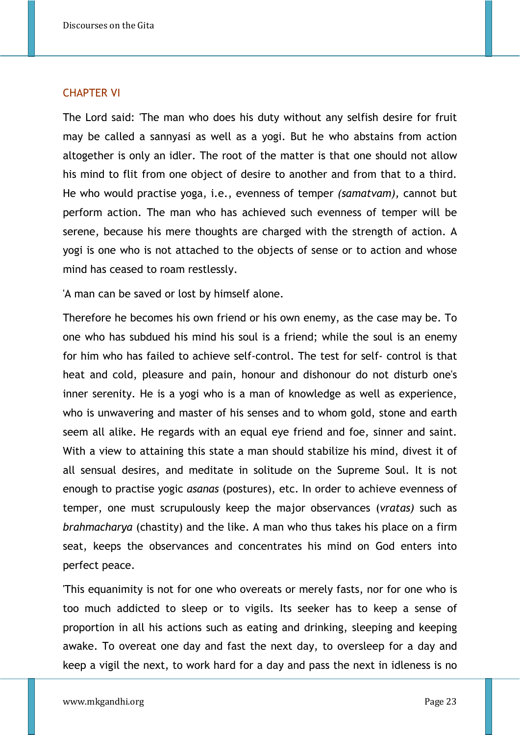## CHAPTER VI

The Lord said: 'The man who does his duty without any selfish desire for fruit may be called a sannyasi as well as a yogi. But he who abstains from action altogether is only an idler. The root of the matter is that one should not allow his mind to flit from one object of desire to another and from that to a third. He who would practise yoga, i.e., evenness of temper *(samatvam),* cannot but perform action. The man who has achieved such evenness of temper will be serene, because his mere thoughts are charged with the strength of action. A yogi is one who is not attached to the objects of sense or to action and whose mind has ceased to roam restlessly.

'A man can be saved or lost by himself alone.

Therefore he becomes his own friend or his own enemy, as the case may be. To one who has subdued his mind his soul is a friend; while the soul is an enemy for him who has failed to achieve self-control. The test for self- control is that heat and cold, pleasure and pain, honour and dishonour do not disturb one's inner serenity. He is a yogi who is a man of knowledge as well as experience, who is unwavering and master of his senses and to whom gold, stone and earth seem all alike. He regards with an equal eye friend and foe, sinner and saint. With a view to attaining this state a man should stabilize his mind, divest it of all sensual desires, and meditate in solitude on the Supreme Soul. It is not enough to practise yogic *asanas* (postures), etc. In order to achieve evenness of temper, one must scrupulously keep the major observances (*vratas)* such as *brahmacharya* (chastity) and the like. A man who thus takes his place on a firm seat, keeps the observances and concentrates his mind on God enters into perfect peace.

'This equanimity is not for one who overeats or merely fasts, nor for one who is too much addicted to sleep or to vigils. Its seeker has to keep a sense of proportion in all his actions such as eating and drinking, sleeping and keeping awake. To overeat one day and fast the next day, to oversleep for a day and keep a vigil the next, to work hard for a day and pass the next in idleness is no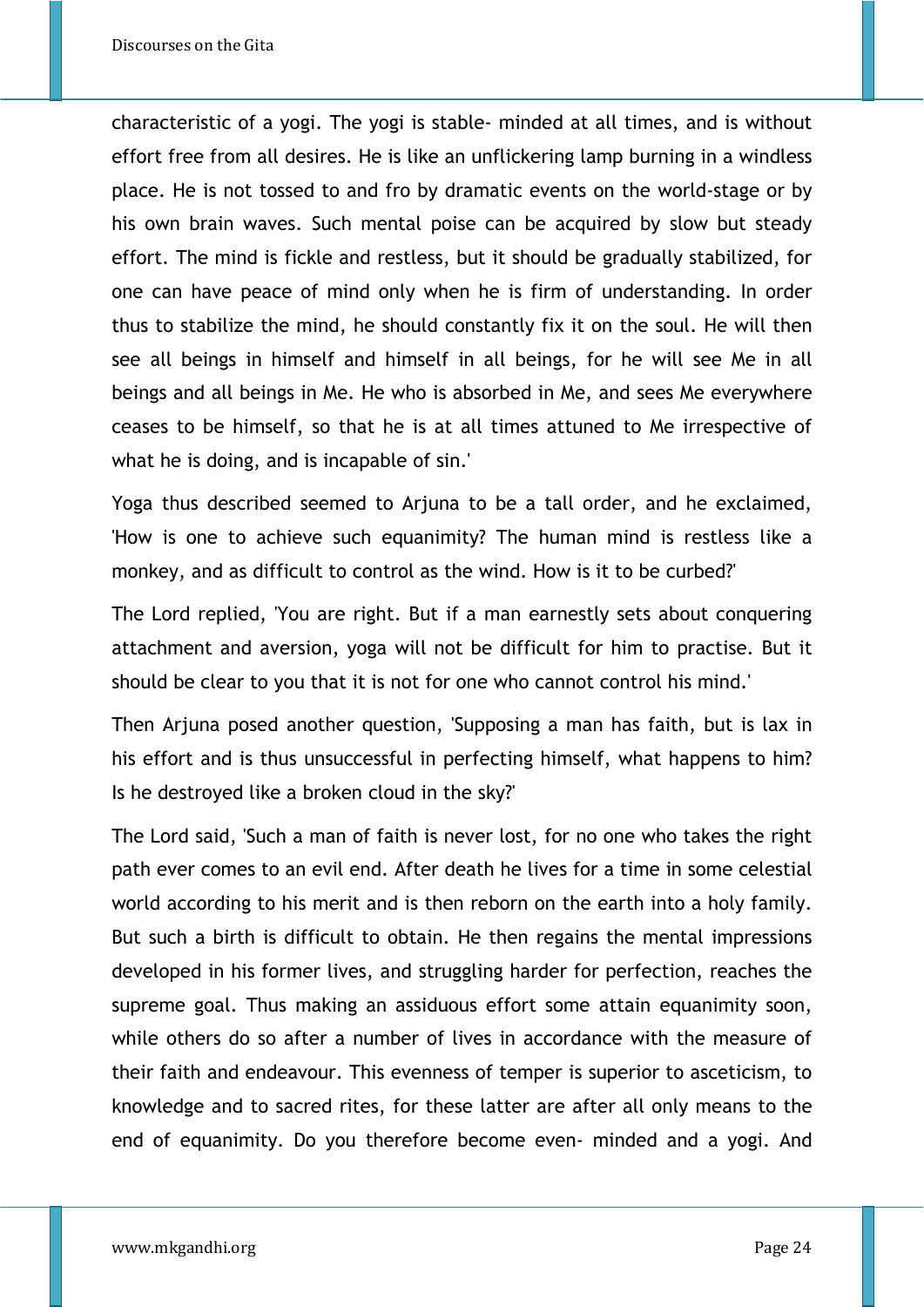characteristic of a yogi. The yogi is stable- minded at all times, and is without effort free from all desires. He is like an unflickering lamp burning in a windless place. He is not tossed to and fro by dramatic events on the world-stage or by his own brain waves. Such mental poise can be acquired by slow but steady effort. The mind is fickle and restless, but it should be gradually stabilized, for one can have peace of mind only when he is firm of understanding. In order thus to stabilize the mind, he should constantly fix it on the soul. He will then see all beings in himself and himself in all beings, for he will see Me in all beings and all beings in Me. He who is absorbed in Me, and sees Me everywhere ceases to be himself, so that he is at all times attuned to Me irrespective of what he is doing, and is incapable of sin.'

Yoga thus described seemed to Arjuna to be a tall order, and he exclaimed, 'How is one to achieve such equanimity? The human mind is restless like a monkey, and as difficult to control as the wind. How is it to be curbed?'

The Lord replied, 'You are right. But if a man earnestly sets about conquering attachment and aversion, yoga will not be difficult for him to practise. But it should be clear to you that it is not for one who cannot control his mind.'

Then Arjuna posed another question, 'Supposing a man has faith, but is lax in his effort and is thus unsuccessful in perfecting himself, what happens to him? Is he destroyed like a broken cloud in the sky?'

The Lord said, 'Such a man of faith is never lost, for no one who takes the right path ever comes to an evil end. After death he lives for a time in some celestial world according to his merit and is then reborn on the earth into a holy family. But such a birth is difficult to obtain. He then regains the mental impressions developed in his former lives, and struggling harder for perfection, reaches the supreme goal. Thus making an assiduous effort some attain equanimity soon, while others do so after a number of lives in accordance with the measure of their faith and endeavour. This evenness of temper is superior to asceticism, to knowledge and to sacred rites, for these latter are after all only means to the end of equanimity. Do you therefore become even- minded and a yogi. And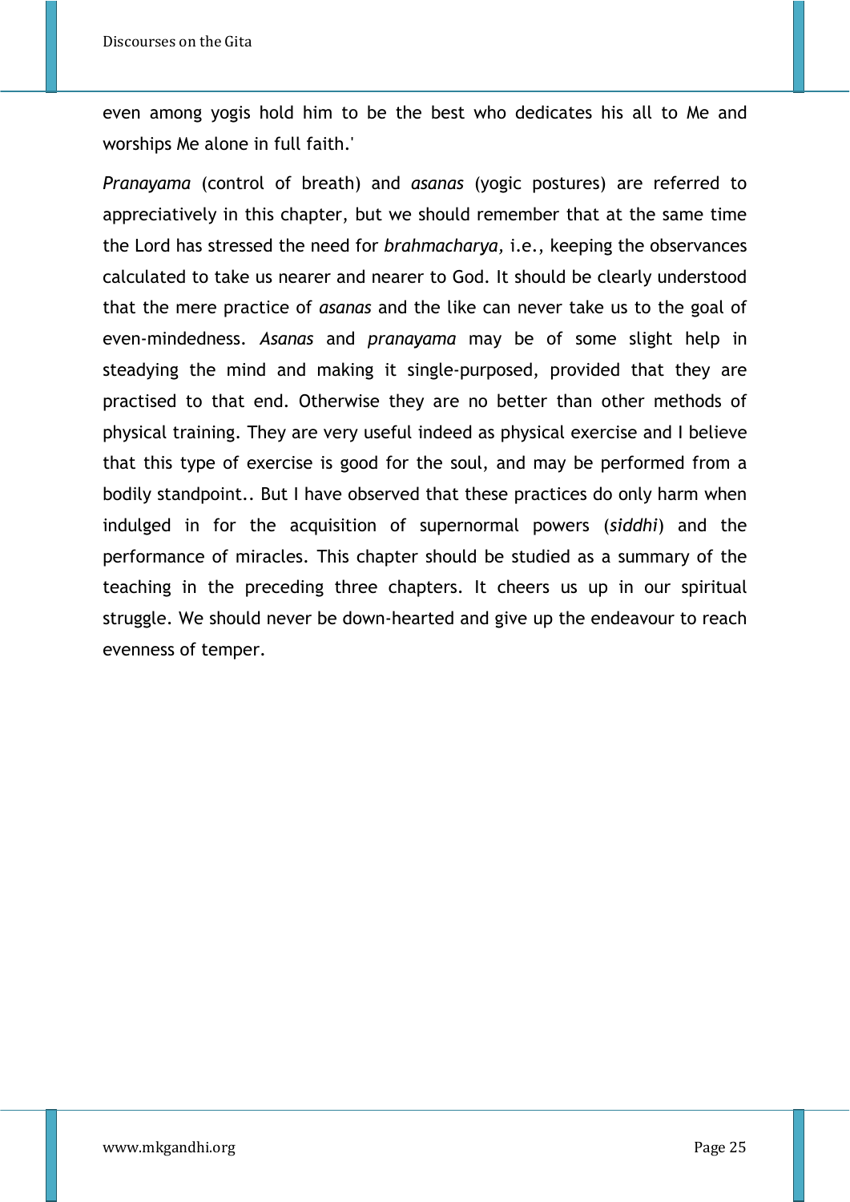even among yogis hold him to be the best who dedicates his all to Me and worships Me alone in full faith.'

*Pranayama* (control of breath) and *asanas* (yogic postures) are referred to appreciatively in this chapter, but we should remember that at the same time the Lord has stressed the need for *brahmacharya,* i.e., keeping the observances calculated to take us nearer and nearer to God. It should be clearly understood that the mere practice of *asanas* and the like can never take us to the goal of even-mindedness. *Asanas* and *pranayama* may be of some slight help in steadying the mind and making it single-purposed, provided that they are practised to that end. Otherwise they are no better than other methods of physical training. They are very useful indeed as physical exercise and I believe that this type of exercise is good for the soul, and may be performed from a bodily standpoint.. But I have observed that these practices do only harm when indulged in for the acquisition of supernormal powers (*siddhi*) and the performance of miracles. This chapter should be studied as a summary of the teaching in the preceding three chapters. It cheers us up in our spiritual struggle. We should never be down-hearted and give up the endeavour to reach evenness of temper.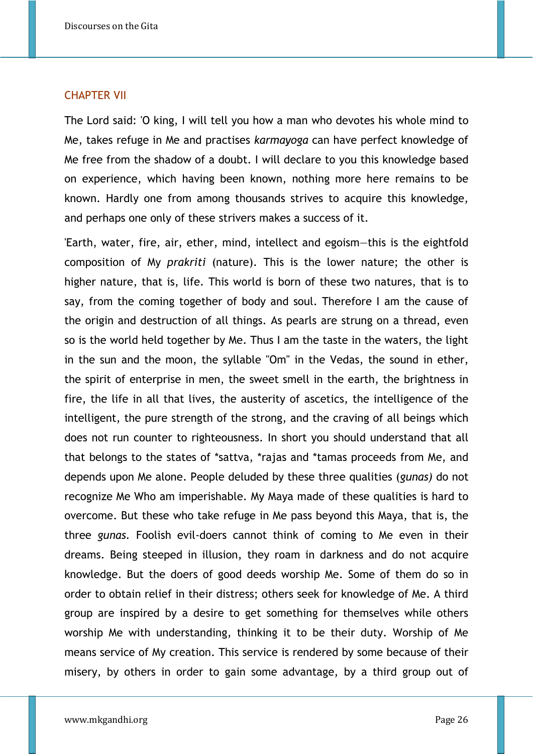## CHAPTER VII

The Lord said: 'O king, I will tell you how a man who devotes his whole mind to Me, takes refuge in Me and practises *karmayoga* can have perfect knowledge of Me free from the shadow of a doubt. I will declare to you this knowledge based on experience, which having been known, nothing more here remains to be known. Hardly one from among thousands strives to acquire this knowledge, and perhaps one only of these strivers makes a success of it.

'Earth, water, fire, air, ether, mind, intellect and egoism—this is the eightfold composition of My *prakriti* (nature). This is the lower nature; the other is higher nature, that is, life. This world is born of these two natures, that is to say, from the coming together of body and soul. Therefore I am the cause of the origin and destruction of all things. As pearls are strung on a thread, even so is the world held together by Me. Thus I am the taste in the waters, the light in the sun and the moon, the syllable "Om" in the Vedas, the sound in ether, the spirit of enterprise in men, the sweet smell in the earth, the brightness in fire, the life in all that lives, the austerity of ascetics, the intelligence of the intelligent, the pure strength of the strong, and the craving of all beings which does not run counter to righteousness. In short you should understand that all that belongs to the states of *sattva, *rajas and *tamas proceeds from Me, and depends upon Me alone. People deluded by these three qualities (*gunas)* do not recognize Me Who am imperishable. My Maya made of these qualities is hard to overcome. But these who take refuge in Me pass beyond this Maya, that is, the three *gunas*. Foolish evil-doers cannot think of coming to Me even in their dreams. Being steeped in illusion, they roam in darkness and do not acquire knowledge. But the doers of good deeds worship Me. Some of them do so in order to obtain relief in their distress; others seek for knowledge of Me. A third group are inspired by a desire to get something for themselves while others worship Me with understanding, thinking it to be their duty. Worship of Me means service of My creation. This service is rendered by some because of their misery, by others in order to gain some advantage, by a third group out of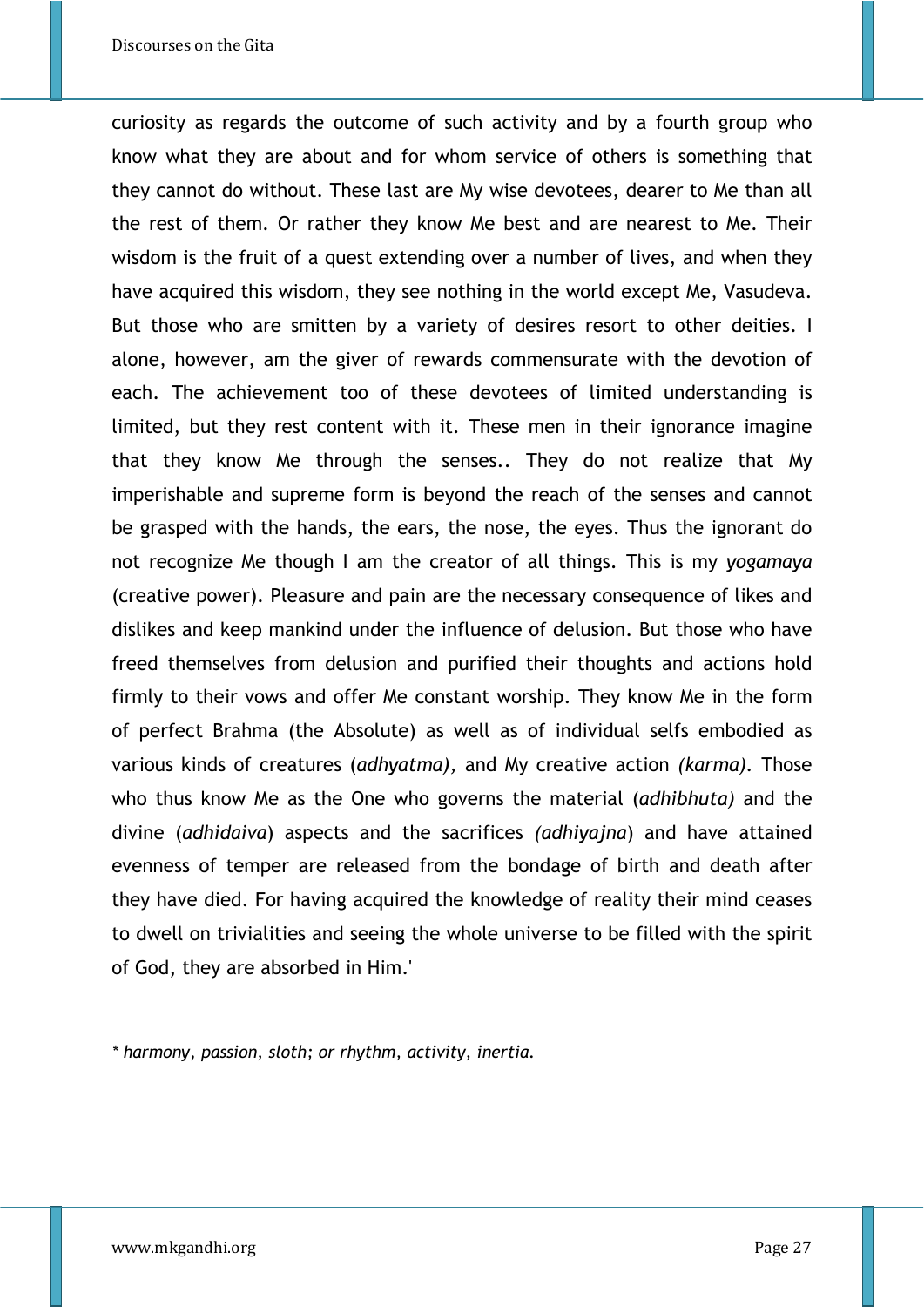curiosity as regards the outcome of such activity and by a fourth group who know what they are about and for whom service of others is something that they cannot do without. These last are My wise devotees, dearer to Me than all the rest of them. Or rather they know Me best and are nearest to Me. Their wisdom is the fruit of a quest extending over a number of lives, and when they have acquired this wisdom, they see nothing in the world except Me, Vasudeva. But those who are smitten by a variety of desires resort to other deities. I alone, however, am the giver of rewards commensurate with the devotion of each. The achievement too of these devotees of limited understanding is limited, but they rest content with it. These men in their ignorance imagine that they know Me through the senses.. They do not realize that My imperishable and supreme form is beyond the reach of the senses and cannot be grasped with the hands, the ears, the nose, the eyes. Thus the ignorant do not recognize Me though I am the creator of all things. This is my *yogamaya* (creative power). Pleasure and pain are the necessary consequence of likes and dislikes and keep mankind under the influence of delusion. But those who have freed themselves from delusion and purified their thoughts and actions hold firmly to their vows and offer Me constant worship. They know Me in the form of perfect Brahma (the Absolute) as well as of individual selfs embodied as various kinds of creatures (*adhyatma),* and My creative action *(karma).* Those who thus know Me as the One who governs the material (*adhibhuta)* and the divine (*adhidaiva*) aspects and the sacrifices *(adhiyajna*) and have attained evenness of temper are released from the bondage of birth and death after they have died. For having acquired the knowledge of reality their mind ceases to dwell on trivialities and seeing the whole universe to be filled with the spirit of God, they are absorbed in Him.'

*\* harmony, passion, sloth; or rhythm, activity, inertia.*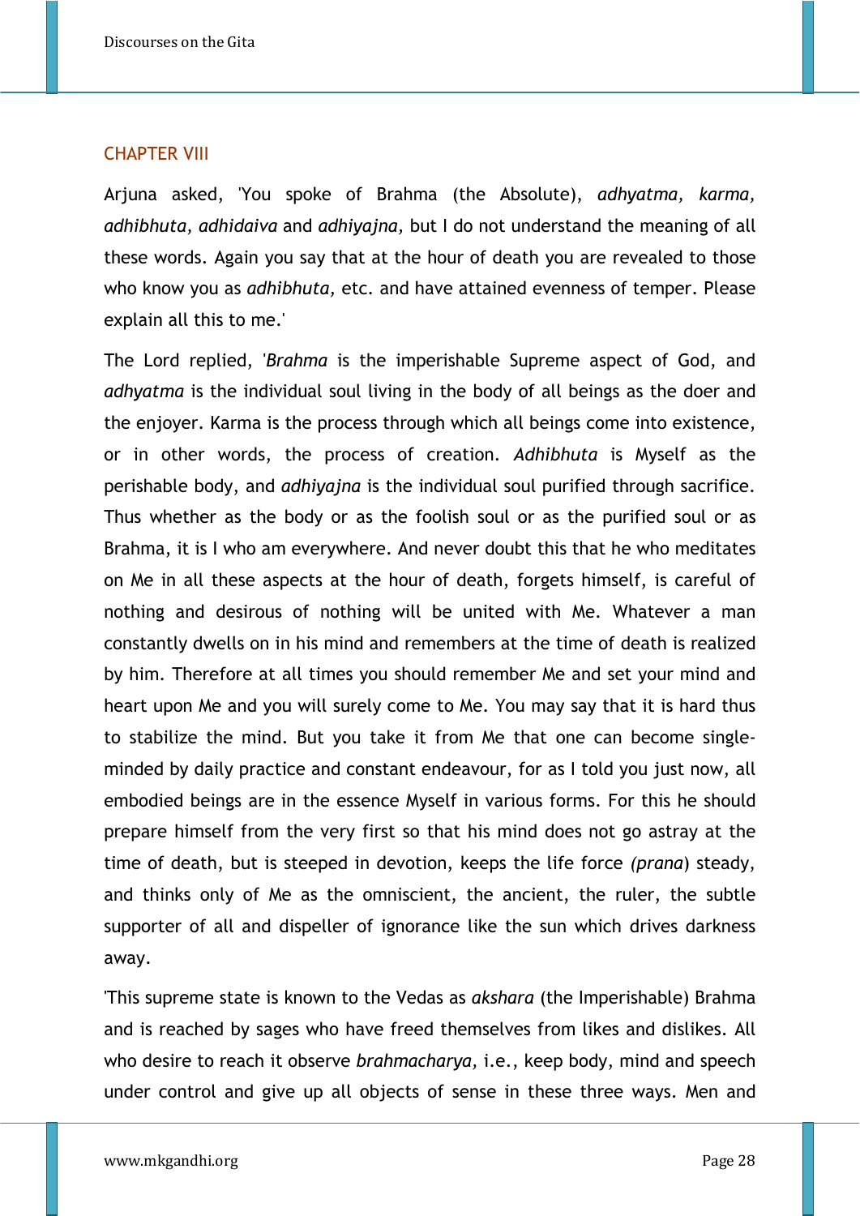## CHAPTER VIII

Arjuna asked, 'You spoke of Brahma (the Absolute), *adhyatma, karma, adhibhuta, adhidaiva* and *adhiyajna,* but I do not understand the meaning of all these words. Again you say that at the hour of death you are revealed to those who know you as *adhibhuta,* etc. and have attained evenness of temper. Please explain all this to me.'

The Lord replied, '*Brahma* is the imperishable Supreme aspect of God, and *adhyatma* is the individual soul living in the body of all beings as the doer and the enjoyer. Karma is the process through which all beings come into existence, or in other words, the process of creation. *Adhibhuta* is Myself as the perishable body, and *adhiyajna* is the individual soul purified through sacrifice. Thus whether as the body or as the foolish soul or as the purified soul or as Brahma, it is I who am everywhere. And never doubt this that he who meditates on Me in all these aspects at the hour of death, forgets himself, is careful of nothing and desirous of nothing will be united with Me. Whatever a man constantly dwells on in his mind and remembers at the time of death is realized by him. Therefore at all times you should remember Me and set your mind and heart upon Me and you will surely come to Me. You may say that it is hard thus to stabilize the mind. But you take it from Me that one can become single-minded by daily practice and constant endeavour, for as I told you just now, all embodied beings are in the essence Myself in various forms. For this he should prepare himself from the very first so that his mind does not go astray at the time of death, but is steeped in devotion, keeps the life force *(prana*) steady, and thinks only of Me as the omniscient, the ancient, the ruler, the subtle supporter of all and dispeller of ignorance like the sun which drives darkness away.

'This supreme state is known to the Vedas as *akshara* (the Imperishable) Brahma and is reached by sages who have freed themselves from likes and dislikes. All who desire to reach it observe *brahmacharya,* i.e., keep body, mind and speech under control and give up all objects of sense in these three ways. Men and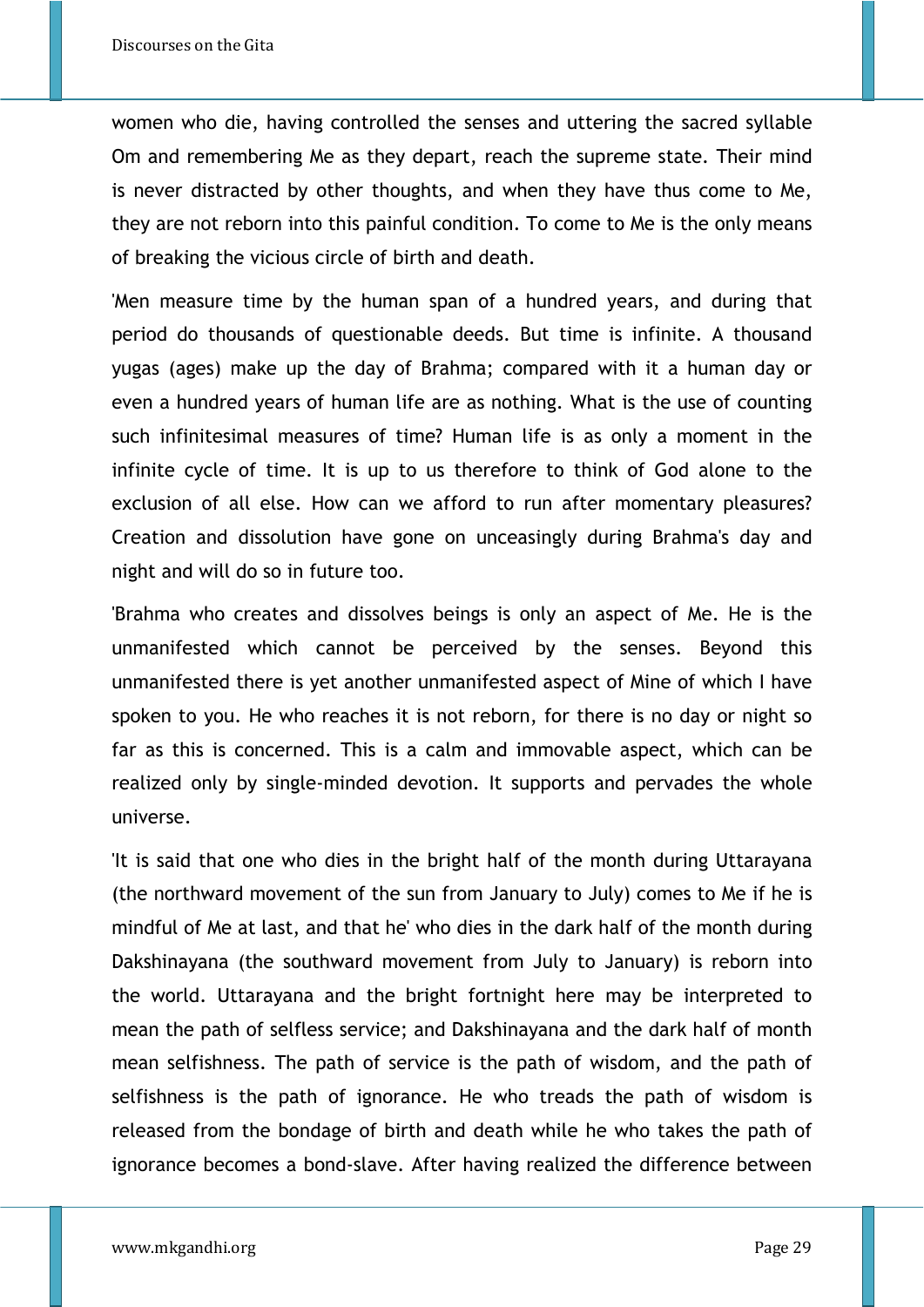women who die, having controlled the senses and uttering the sacred syllable Om and remembering Me as they depart, reach the supreme state. Their mind is never distracted by other thoughts, and when they have thus come to Me, they are not reborn into this painful condition. To come to Me is the only means of breaking the vicious circle of birth and death.

'Men measure time by the human span of a hundred years, and during that period do thousands of questionable deeds. But time is infinite. A thousand yugas (ages) make up the day of Brahma; compared with it a human day or even a hundred years of human life are as nothing. What is the use of counting such infinitesimal measures of time? Human life is as only a moment in the infinite cycle of time. It is up to us therefore to think of God alone to the exclusion of all else. How can we afford to run after momentary pleasures? Creation and dissolution have gone on unceasingly during Brahma's day and night and will do so in future too.

'Brahma who creates and dissolves beings is only an aspect of Me. He is the unmanifested which cannot be perceived by the senses. Beyond this unmanifested there is yet another unmanifested aspect of Mine of which I have spoken to you. He who reaches it is not reborn, for there is no day or night so far as this is concerned. This is a calm and immovable aspect, which can be realized only by single-minded devotion. It supports and pervades the whole universe.

'It is said that one who dies in the bright half of the month during Uttarayana (the northward movement of the sun from January to July) comes to Me if he is mindful of Me at last, and that he' who dies in the dark half of the month during Dakshinayana (the southward movement from July to January) is reborn into the world. Uttarayana and the bright fortnight here may be interpreted to mean the path of selfless service; and Dakshinayana and the dark half of month mean selfishness. The path of service is the path of wisdom, and the path of selfishness is the path of ignorance. He who treads the path of wisdom is released from the bondage of birth and death while he who takes the path of ignorance becomes a bond-slave. After having realized the difference between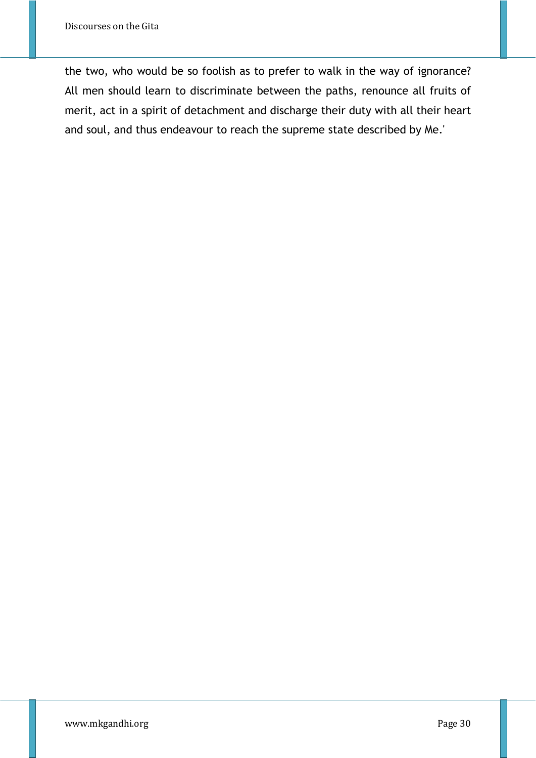the two, who would be so foolish as to prefer to walk in the way of ignorance? All men should learn to discriminate between the paths, renounce all fruits of merit, act in a spirit of detachment and discharge their duty with all their heart and soul, and thus endeavour to reach the supreme state described by Me.'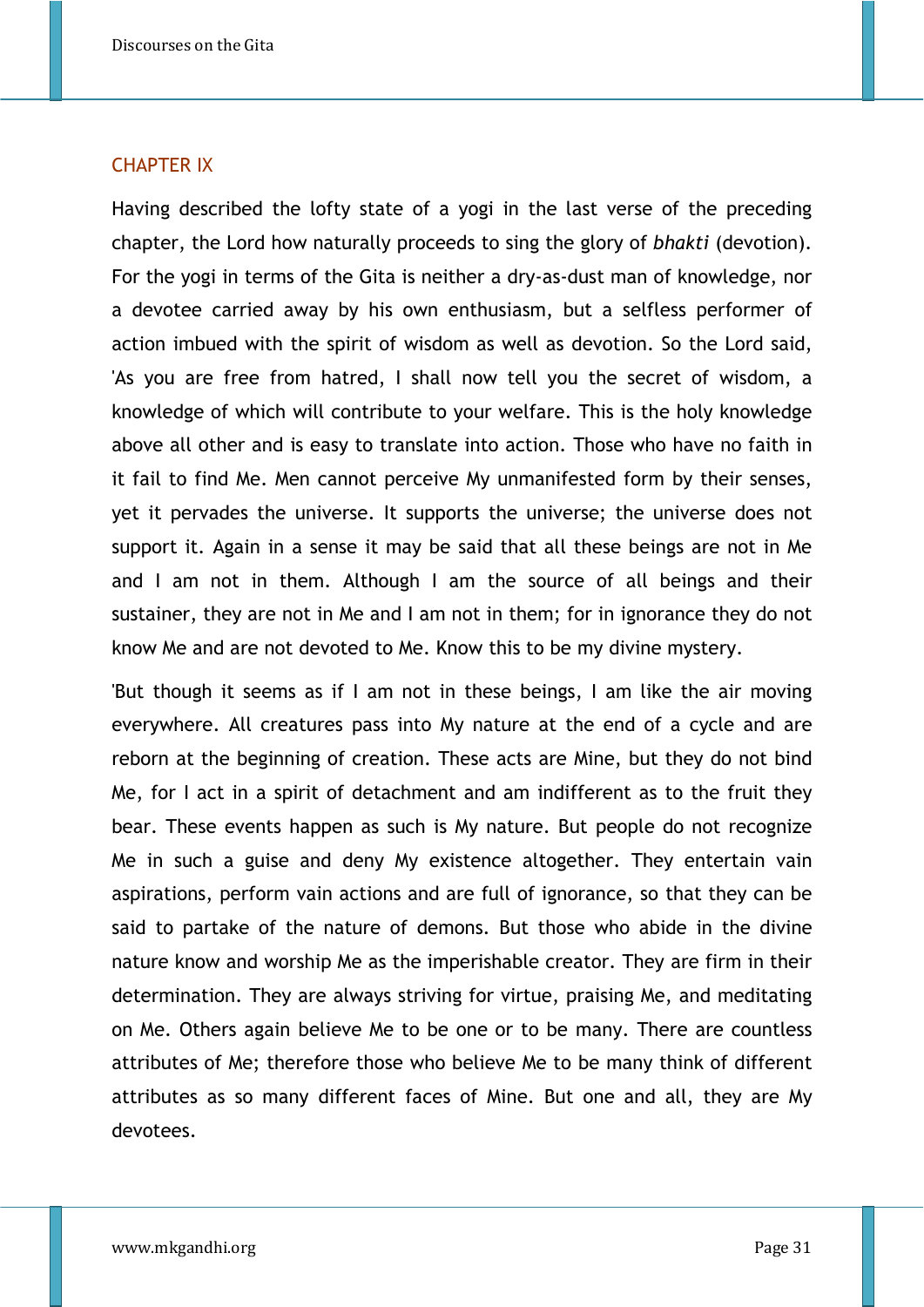## CHAPTER IX

Having described the lofty state of a yogi in the last verse of the preceding chapter, the Lord how naturally proceeds to sing the glory of *bhakti* (devotion). For the yogi in terms of the Gita is neither a dry-as-dust man of knowledge, nor a devotee carried away by his own enthusiasm, but a selfless performer of action imbued with the spirit of wisdom as well as devotion. So the Lord said, 'As you are free from hatred, I shall now tell you the secret of wisdom, a knowledge of which will contribute to your welfare. This is the holy knowledge above all other and is easy to translate into action. Those who have no faith in it fail to find Me. Men cannot perceive My unmanifested form by their senses, yet it pervades the universe. It supports the universe; the universe does not support it. Again in a sense it may be said that all these beings are not in Me and I am not in them. Although I am the source of all beings and their sustainer, they are not in Me and I am not in them; for in ignorance they do not know Me and are not devoted to Me. Know this to be my divine mystery.

'But though it seems as if I am not in these beings, I am like the air moving everywhere. All creatures pass into My nature at the end of a cycle and are reborn at the beginning of creation. These acts are Mine, but they do not bind Me, for I act in a spirit of detachment and am indifferent as to the fruit they bear. These events happen as such is My nature. But people do not recognize Me in such a guise and deny My existence altogether. They entertain vain aspirations, perform vain actions and are full of ignorance, so that they can be said to partake of the nature of demons. But those who abide in the divine nature know and worship Me as the imperishable creator. They are firm in their determination. They are always striving for virtue, praising Me, and meditating on Me. Others again believe Me to be one or to be many. There are countless attributes of Me; therefore those who believe Me to be many think of different attributes as so many different faces of Mine. But one and all, they are My devotees.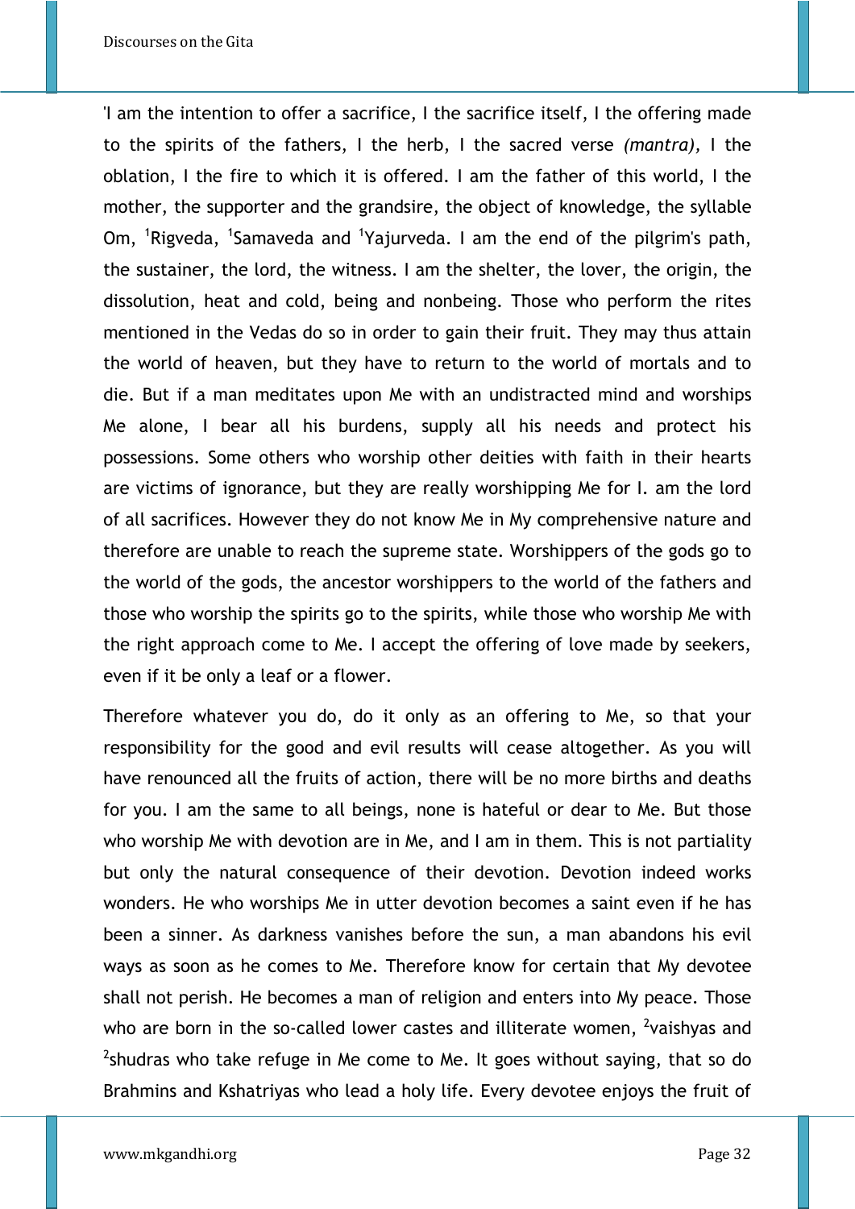'I am the intention to offer a sacrifice, I the sacrifice itself, I the offering made to the spirits of the fathers, I the herb, I the sacred verse *(mantra),* I the oblation, I the fire to which it is offered. I am the father of this world, I the mother, the supporter and the grandsire, the object of knowledge, the syllable Om, [1]Rigveda, [1]Samaveda and [1]Yajurveda. I am the end of the pilgrim's path, the sustainer, the lord, the witness. I am the shelter, the lover, the origin, the dissolution, heat and cold, being and nonbeing. Those who perform the rites mentioned in the Vedas do so in order to gain their fruit. They may thus attain the world of heaven, but they have to return to the world of mortals and to die. But if a man meditates upon Me with an undistracted mind and worships Me alone, I bear all his burdens, supply all his needs and protect his possessions. Some others who worship other deities with faith in their hearts are victims of ignorance, but they are really worshipping Me for I. am the lord of all sacrifices. However they do not know Me in My comprehensive nature and therefore are unable to reach the supreme state. Worshippers of the gods go to the world of the gods, the ancestor worshippers to the world of the fathers and those who worship the spirits go to the spirits, while those who worship Me with the right approach come to Me. I accept the offering of love made by seekers, even if it be only a leaf or a flower.

Therefore whatever you do, do it only as an offering to Me, so that your responsibility for the good and evil results will cease altogether. As you will have renounced all the fruits of action, there will be no more births and deaths for you. I am the same to all beings, none is hateful or dear to Me. But those who worship Me with devotion are in Me, and I am in them. This is not partiality but only the natural consequence of their devotion. Devotion indeed works wonders. He who worships Me in utter devotion becomes a saint even if he has been a sinner. As darkness vanishes before the sun, a man abandons his evil ways as soon as he comes to Me. Therefore know for certain that My devotee shall not perish. He becomes a man of religion and enters into My peace. Those who are born in the so-called lower castes and illiterate women, [2]vaishyas and [2]shudras who take refuge in Me come to Me. It goes without saying, that so do Brahmins and Kshatriyas who lead a holy life. Every devotee enjoys the fruit of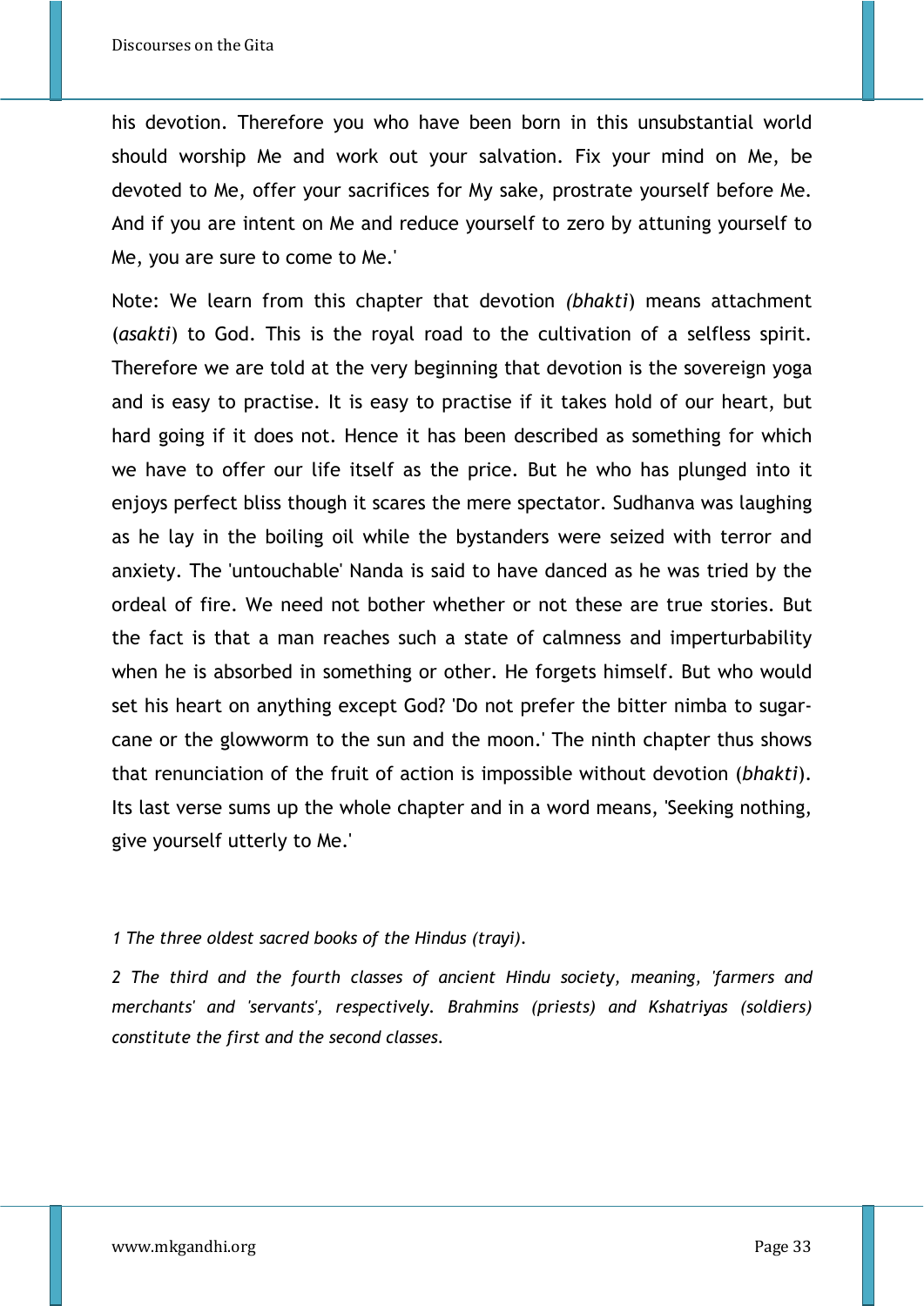his devotion. Therefore you who have been born in this unsubstantial world should worship Me and work out your salvation. Fix your mind on Me, be devoted to Me, offer your sacrifices for My sake, prostrate yourself before Me. And if you are intent on Me and reduce yourself to zero by attuning yourself to Me, you are sure to come to Me.'

Note: We learn from this chapter that devotion *(bhakti*) means attachment (*asakti*) to God. This is the royal road to the cultivation of a selfless spirit. Therefore we are told at the very beginning that devotion is the sovereign yoga and is easy to practise. It is easy to practise if it takes hold of our heart, but hard going if it does not. Hence it has been described as something for which we have to offer our life itself as the price. But he who has plunged into it enjoys perfect bliss though it scares the mere spectator. Sudhanva was laughing as he lay in the boiling oil while the bystanders were seized with terror and anxiety. The 'untouchable' Nanda is said to have danced as he was tried by the ordeal of fire. We need not bother whether or not these are true stories. But the fact is that a man reaches such a state of calmness and imperturbability when he is absorbed in something or other. He forgets himself. But who would set his heart on anything except God? 'Do not prefer the bitter nimba to sugar-cane or the glowworm to the sun and the moon.' The ninth chapter thus shows that renunciation of the fruit of action is impossible without devotion (*bhakti*). Its last verse sums up the whole chapter and in a word means, 'Seeking nothing, give yourself utterly to Me.'

*1 The three oldest sacred books of the Hindus (trayi).*

*2 The third and the fourth classes of ancient Hindu society, meaning, 'farmers and merchants' and 'servants', respectively. Brahmins (priests) and Kshatriyas (soldiers) constitute the first and the second classes.*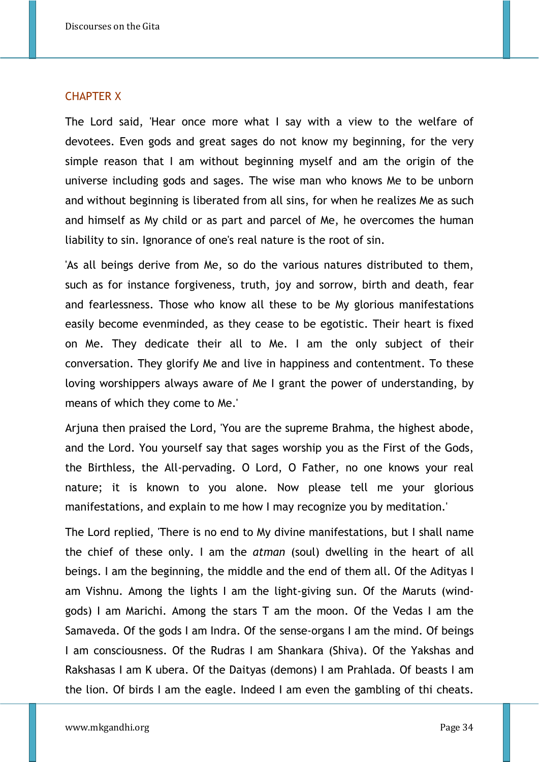## CHAPTER X

The Lord said, 'Hear once more what I say with a view to the welfare of devotees. Even gods and great sages do not know my beginning, for the very simple reason that I am without beginning myself and am the origin of the universe including gods and sages. The wise man who knows Me to be unborn and without beginning is liberated from all sins, for when he realizes Me as such and himself as My child or as part and parcel of Me, he overcomes the human liability to sin. Ignorance of one's real nature is the root of sin.

'As all beings derive from Me, so do the various natures distributed to them, such as for instance forgiveness, truth, joy and sorrow, birth and death, fear and fearlessness. Those who know all these to be My glorious manifestations easily become evenminded, as they cease to be egotistic. Their heart is fixed on Me. They dedicate their all to Me. I am the only subject of their conversation. They glorify Me and live in happiness and contentment. To these loving worshippers always aware of Me I grant the power of understanding, by means of which they come to Me.'

Arjuna then praised the Lord, 'You are the supreme Brahma, the highest abode, and the Lord. You yourself say that sages worship you as the First of the Gods, the Birthless, the All-pervading. O Lord, O Father, no one knows your real nature; it is known to you alone. Now please tell me your glorious manifestations, and explain to me how I may recognize you by meditation.'

The Lord replied, 'There is no end to My divine manifestations, but I shall name the chief of these only. I am the *atman* (soul) dwelling in the heart of all beings. I am the beginning, the middle and the end of them all. Of the Adityas I am Vishnu. Among the lights I am the light-giving sun. Of the Maruts (wind-gods) I am Marichi. Among the stars T am the moon. Of the Vedas I am the Samaveda. Of the gods I am Indra. Of the sense-organs I am the mind. Of beings I am consciousness. Of the Rudras I am Shankara (Shiva). Of the Yakshas and Rakshasas I am K ubera. Of the Daityas (demons) I am Prahlada. Of beasts I am the lion. Of birds I am the eagle. Indeed I am even the gambling of thi cheats.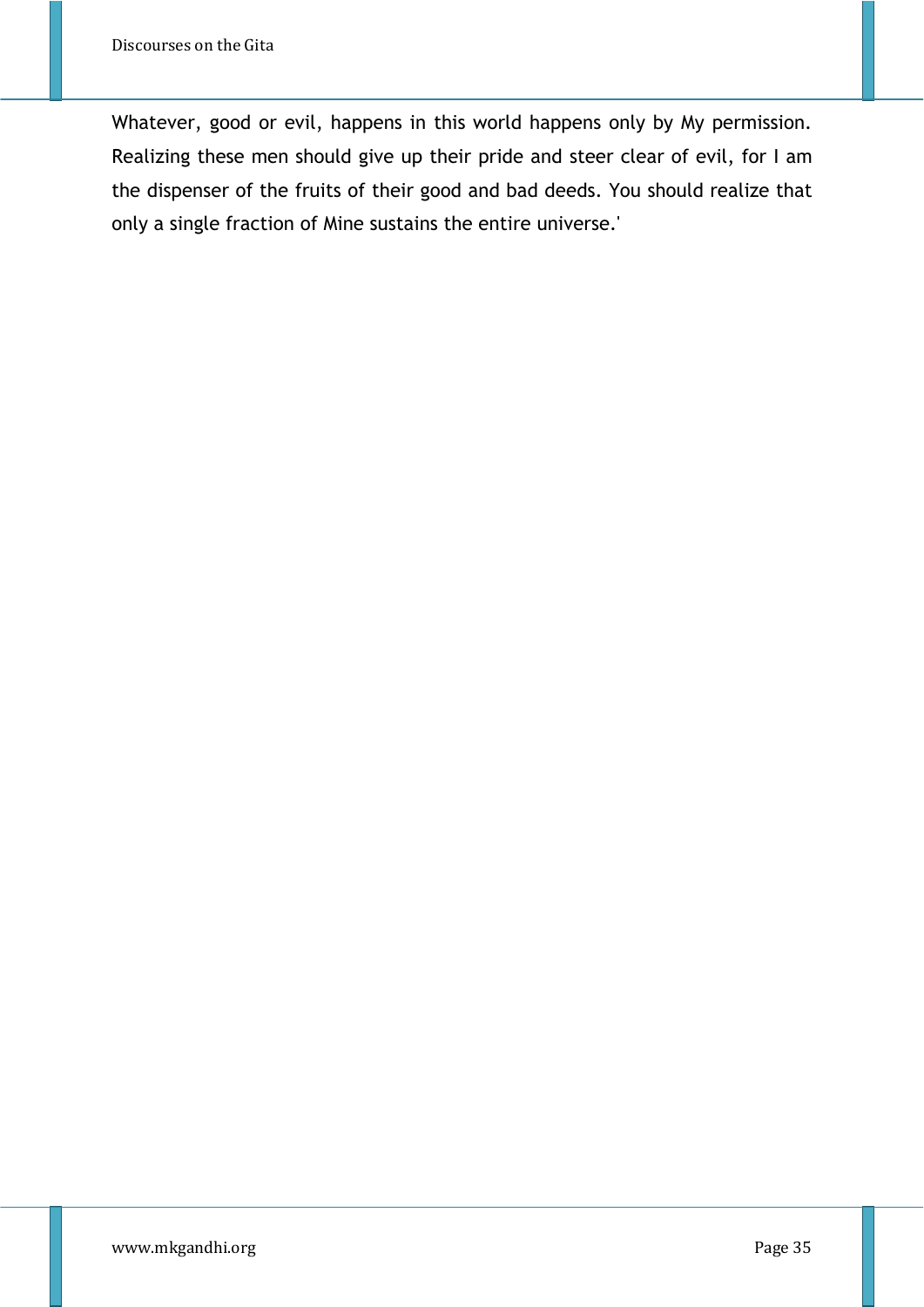Whatever, good or evil, happens in this world happens only by My permission. Realizing these men should give up their pride and steer clear of evil, for I am the dispenser of the fruits of their good and bad deeds. You should realize that only a single fraction of Mine sustains the entire universe.'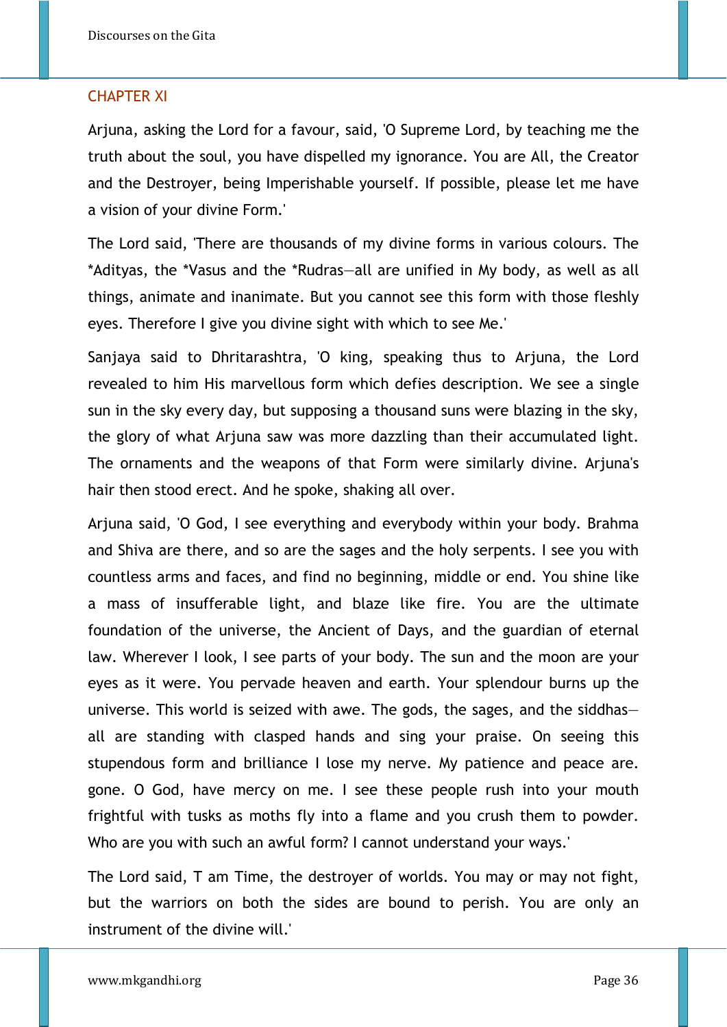## CHAPTER XI

Arjuna, asking the Lord for a favour, said, 'O Supreme Lord, by teaching me the truth about the soul, you have dispelled my ignorance. You are All, the Creator and the Destroyer, being Imperishable yourself. If possible, please let me have a vision of your divine Form.'

The Lord said, 'There are thousands of my divine forms in various colours. The *Adityas, the *Vasus and the *Rudras—all are unified in My body, as well as all things, animate and inanimate. But you cannot see this form with those fleshly eyes. Therefore I give you divine sight with which to see Me.'

Sanjaya said to Dhritarashtra, 'O king, speaking thus to Arjuna, the Lord revealed to him His marvellous form which defies description. We see a single sun in the sky every day, but supposing a thousand suns were blazing in the sky, the glory of what Arjuna saw was more dazzling than their accumulated light. The ornaments and the weapons of that Form were similarly divine. Arjuna's hair then stood erect. And he spoke, shaking all over.

Arjuna said, 'O God, I see everything and everybody within your body. Brahma and Shiva are there, and so are the sages and the holy serpents. I see you with countless arms and faces, and find no beginning, middle or end. You shine like a mass of insufferable light, and blaze like fire. You are the ultimate foundation of the universe, the Ancient of Days, and the guardian of eternal law. Wherever I look, I see parts of your body. The sun and the moon are your eyes as it were. You pervade heaven and earth. Your splendour burns up the universe. This world is seized with awe. The gods, the sages, and the siddhas—all are standing with clasped hands and sing your praise. On seeing this stupendous form and brilliance I lose my nerve. My patience and peace are. gone. O God, have mercy on me. I see these people rush into your mouth frightful with tusks as moths fly into a flame and you crush them to powder. Who are you with such an awful form? I cannot understand your ways.'

The Lord said, T am Time, the destroyer of worlds. You may or may not fight, but the warriors on both the sides are bound to perish. You are only an instrument of the divine will.'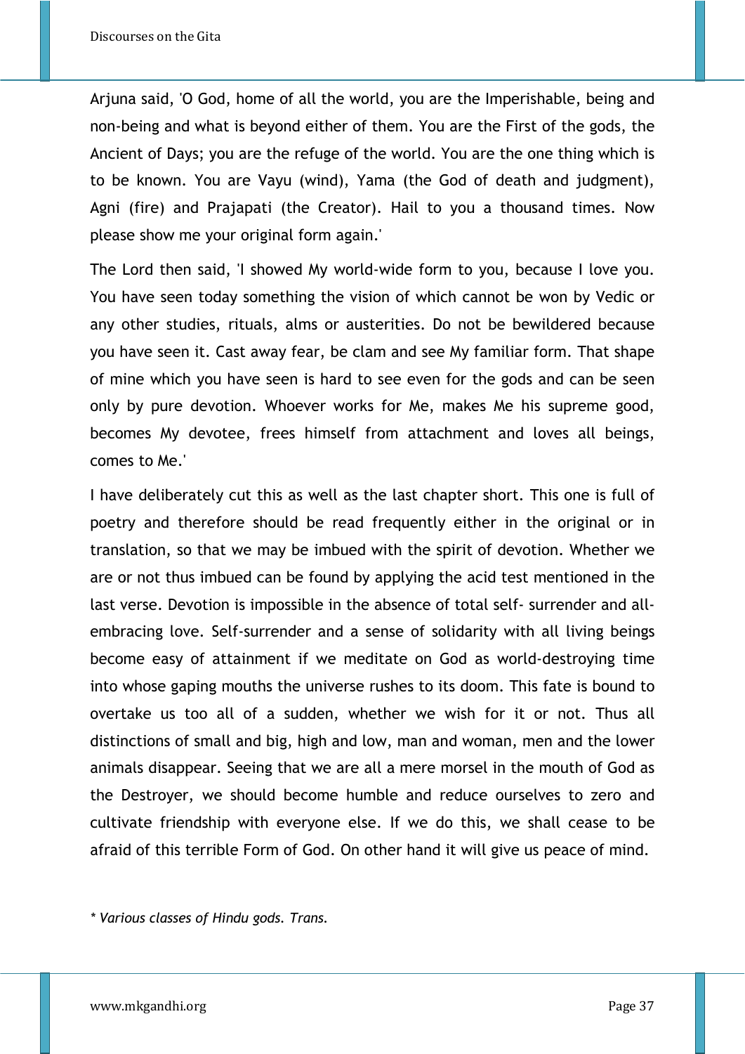Arjuna said, 'O God, home of all the world, you are the Imperishable, being and non-being and what is beyond either of them. You are the First of the gods, the Ancient of Days; you are the refuge of the world. You are the one thing which is to be known. You are Vayu (wind), Yama (the God of death and judgment), Agni (fire) and Prajapati (the Creator). Hail to you a thousand times. Now please show me your original form again.'

The Lord then said, 'I showed My world-wide form to you, because I love you. You have seen today something the vision of which cannot be won by Vedic or any other studies, rituals, alms or austerities. Do not be bewildered because you have seen it. Cast away fear, be clam and see My familiar form. That shape of mine which you have seen is hard to see even for the gods and can be seen only by pure devotion. Whoever works for Me, makes Me his supreme good, becomes My devotee, frees himself from attachment and loves all beings, comes to Me.'

I have deliberately cut this as well as the last chapter short. This one is full of poetry and therefore should be read frequently either in the original or in translation, so that we may be imbued with the spirit of devotion. Whether we are or not thus imbued can be found by applying the acid test mentioned in the last verse. Devotion is impossible in the absence of total self- surrender and all-embracing love. Self-surrender and a sense of solidarity with all living beings become easy of attainment if we meditate on God as world-destroying time into whose gaping mouths the universe rushes to its doom. This fate is bound to overtake us too all of a sudden, whether we wish for it or not. Thus all distinctions of small and big, high and low, man and woman, men and the lower animals disappear. Seeing that we are all a mere morsel in the mouth of God as the Destroyer, we should become humble and reduce ourselves to zero and cultivate friendship with everyone else. If we do this, we shall cease to be afraid of this terrible Form of God. On other hand it will give us peace of mind.

\* *Various classes of Hindu gods. Trans.*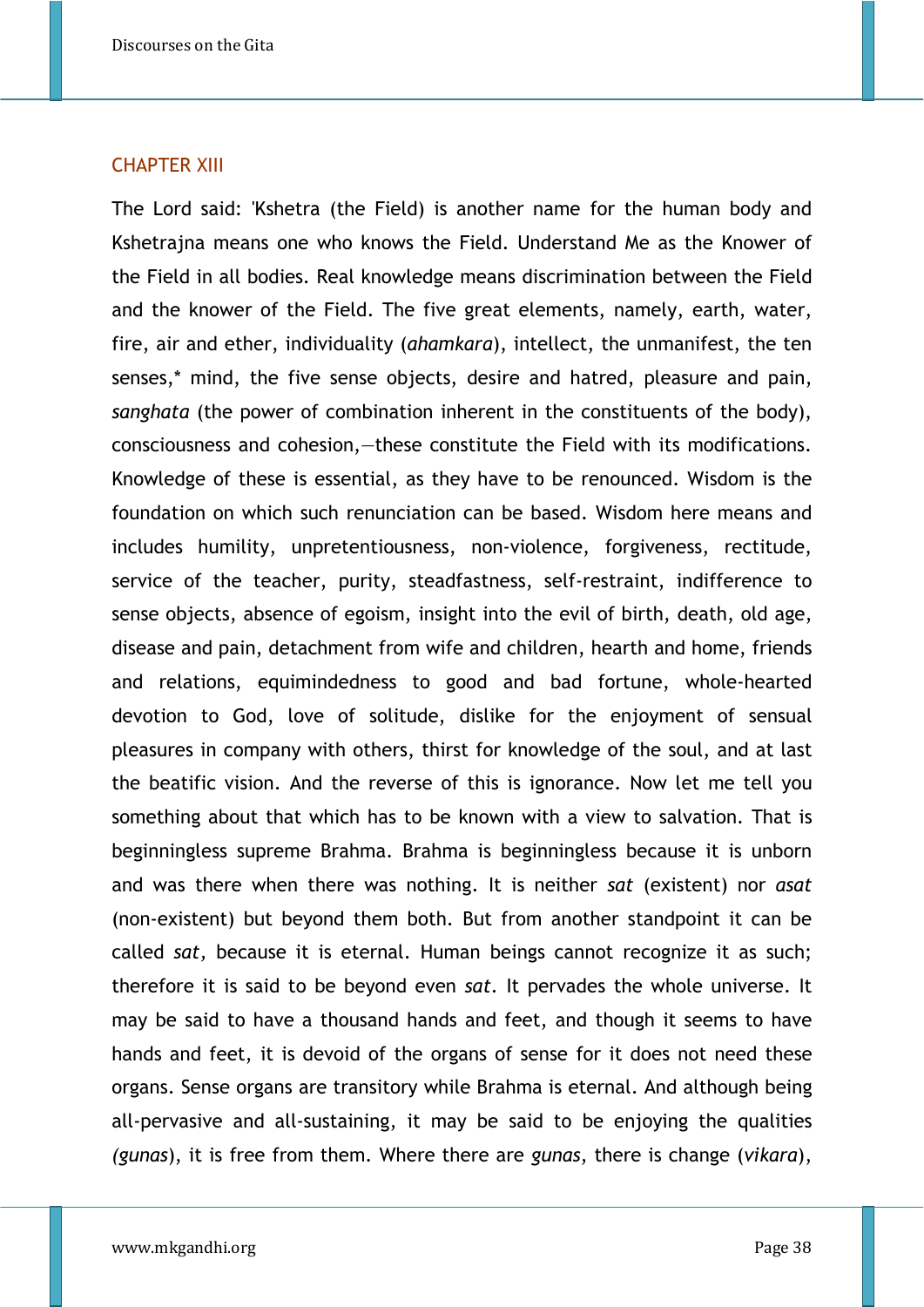## CHAPTER XIII

The Lord said: 'Kshetra (the Field) is another name for the human body and Kshetrajna means one who knows the Field. Understand Me as the Knower of the Field in all bodies. Real knowledge means discrimination between the Field and the knower of the Field. The five great elements, namely, earth, water, fire, air and ether, individuality (*ahamkara*), intellect, the unmanifest, the ten senses,* mind, the five sense objects, desire and hatred, pleasure and pain, *sanghata* (the power of combination inherent in the constituents of the body), consciousness and cohesion,—these constitute the Field with its modifications. Knowledge of these is essential, as they have to be renounced. Wisdom is the foundation on which such renunciation can be based. Wisdom here means and includes humility, unpretentiousness, non-violence, forgiveness, rectitude, service of the teacher, purity, steadfastness, self-restraint, indifference to sense objects, absence of egoism, insight into the evil of birth, death, old age, disease and pain, detachment from wife and children, hearth and home, friends and relations, equimindedness to good and bad fortune, whole-hearted devotion to God, love of solitude, dislike for the enjoyment of sensual pleasures in company with others, thirst for knowledge of the soul, and at last the beatific vision. And the reverse of this is ignorance. Now let me tell you something about that which has to be known with a view to salvation. That is beginningless supreme Brahma. Brahma is beginningless because it is unborn and was there when there was nothing. It is neither *sat* (existent) nor *asat* (non-existent) but beyond them both. But from another standpoint it can be called *sat*, because it is eternal. Human beings cannot recognize it as such; therefore it is said to be beyond even *sat*. It pervades the whole universe. It may be said to have a thousand hands and feet, and though it seems to have hands and feet, it is devoid of the organs of sense for it does not need these organs. Sense organs are transitory while Brahma is eternal. And although being all-pervasive and all-sustaining, it may be said to be enjoying the qualities *(gunas*), it is free from them. Where there are *gunas*, there is change (*vikara*),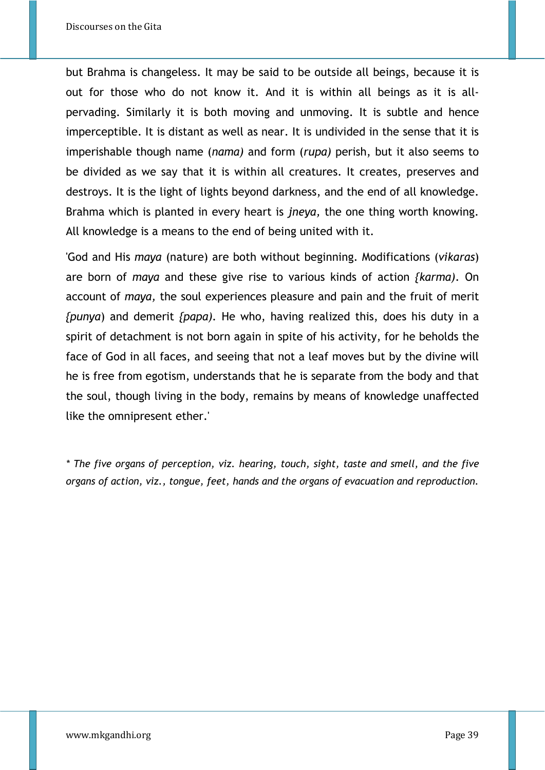but Brahma is changeless. It may be said to be outside all beings, because it is out for those who do not know it. And it is within all beings as it is all-pervading. Similarly it is both moving and unmoving. It is subtle and hence imperceptible. It is distant as well as near. It is undivided in the sense that it is imperishable though name (*nama)* and form (*rupa)* perish, but it also seems to be divided as we say that it is within all creatures. It creates, preserves and destroys. It is the light of lights beyond darkness, and the end of all knowledge. Brahma which is planted in every heart is *jneya,* the one thing worth knowing. All knowledge is a means to the end of being united with it.

'God and His *maya* (nature) are both without beginning. Modifications (*vikaras*) are born of *maya* and these give rise to various kinds of action *{karma).* On account of *maya,* the soul experiences pleasure and pain and the fruit of merit *{punya*) and demerit *{papa).* He who, having realized this, does his duty in a spirit of detachment is not born again in spite of his activity, for he beholds the face of God in all faces, and seeing that not a leaf moves but by the divine will he is free from egotism, understands that he is separate from the body and that the soul, though living in the body, remains by means of knowledge unaffected like the omnipresent ether.'

*\* The five organs of perception, viz. hearing, touch, sight, taste and smell, and the five organs of action, viz., tongue, feet, hands and the organs of evacuation and reproduction.*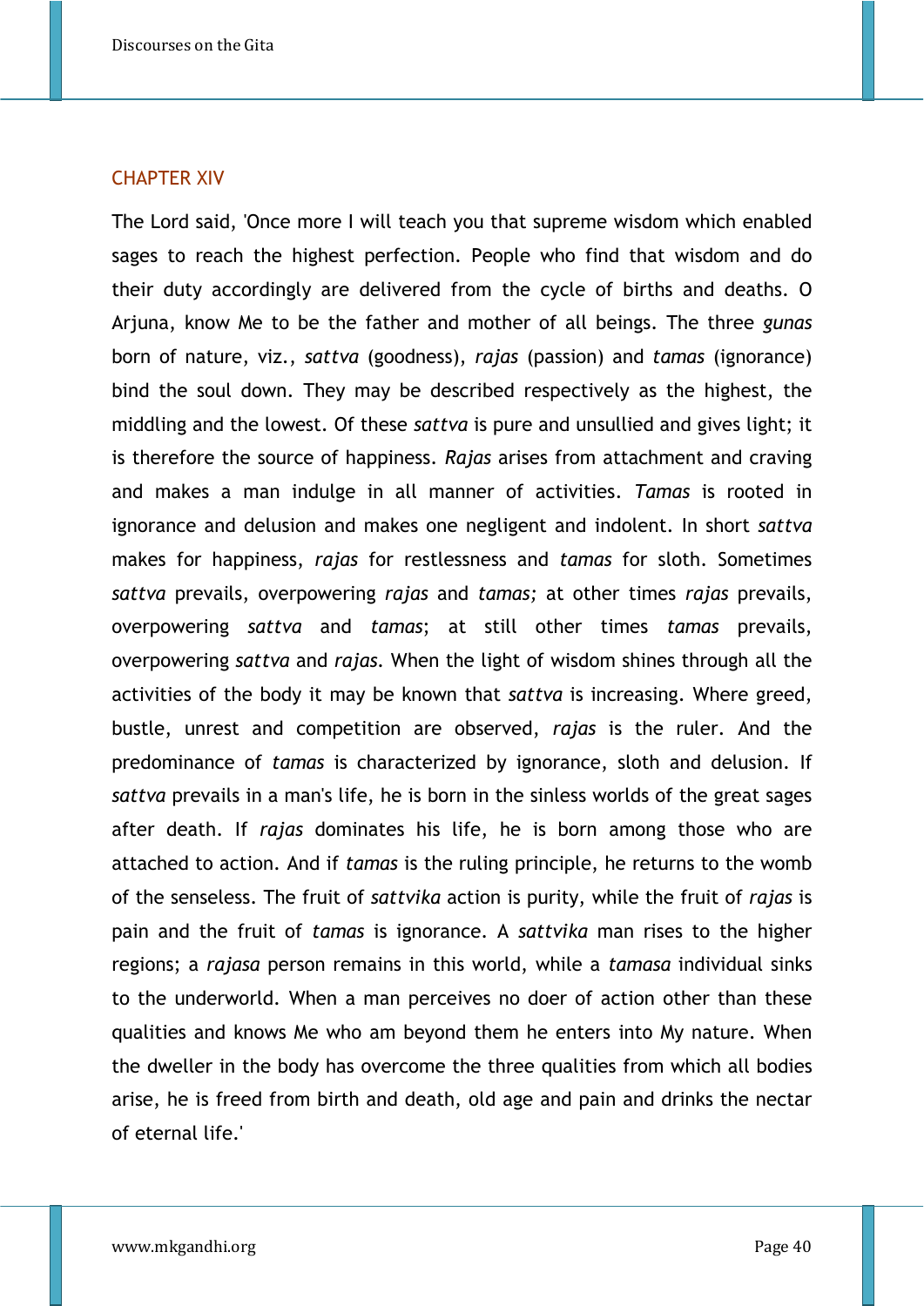## CHAPTER XIV

The Lord said, 'Once more I will teach you that supreme wisdom which enabled sages to reach the highest perfection. People who find that wisdom and do their duty accordingly are delivered from the cycle of births and deaths. O Arjuna, know Me to be the father and mother of all beings. The three *gunas* born of nature, viz., *sattva* (goodness), *rajas* (passion) and *tamas* (ignorance) bind the soul down. They may be described respectively as the highest, the middling and the lowest. Of these *sattva* is pure and unsullied and gives light; it is therefore the source of happiness. *Rajas* arises from attachment and craving and makes a man indulge in all manner of activities. *Tamas* is rooted in ignorance and delusion and makes one negligent and indolent. In short *sattva* makes for happiness, *rajas* for restlessness and *tamas* for sloth. Sometimes *sattva* prevails, overpowering *rajas* and *tamas;* at other times *rajas* prevails, overpowering *sattva* and *tamas*; at still other times *tamas* prevails, overpowering *sattva* and *rajas*. When the light of wisdom shines through all the activities of the body it may be known that *sattva* is increasing. Where greed, bustle, unrest and competition are observed, *rajas* is the ruler. And the predominance of *tamas* is characterized by ignorance, sloth and delusion. If *sattva* prevails in a man's life, he is born in the sinless worlds of the great sages after death. If *rajas* dominates his life, he is born among those who are attached to action. And if *tamas* is the ruling principle, he returns to the womb of the senseless. The fruit of *sattvika* action is purity, while the fruit of *rajas* is pain and the fruit of *tamas* is ignorance. A *sattvika* man rises to the higher regions; a *rajasa* person remains in this world, while a *tamasa* individual sinks to the underworld. When a man perceives no doer of action other than these qualities and knows Me who am beyond them he enters into My nature. When the dweller in the body has overcome the three qualities from which all bodies arise, he is freed from birth and death, old age and pain and drinks the nectar of eternal life.'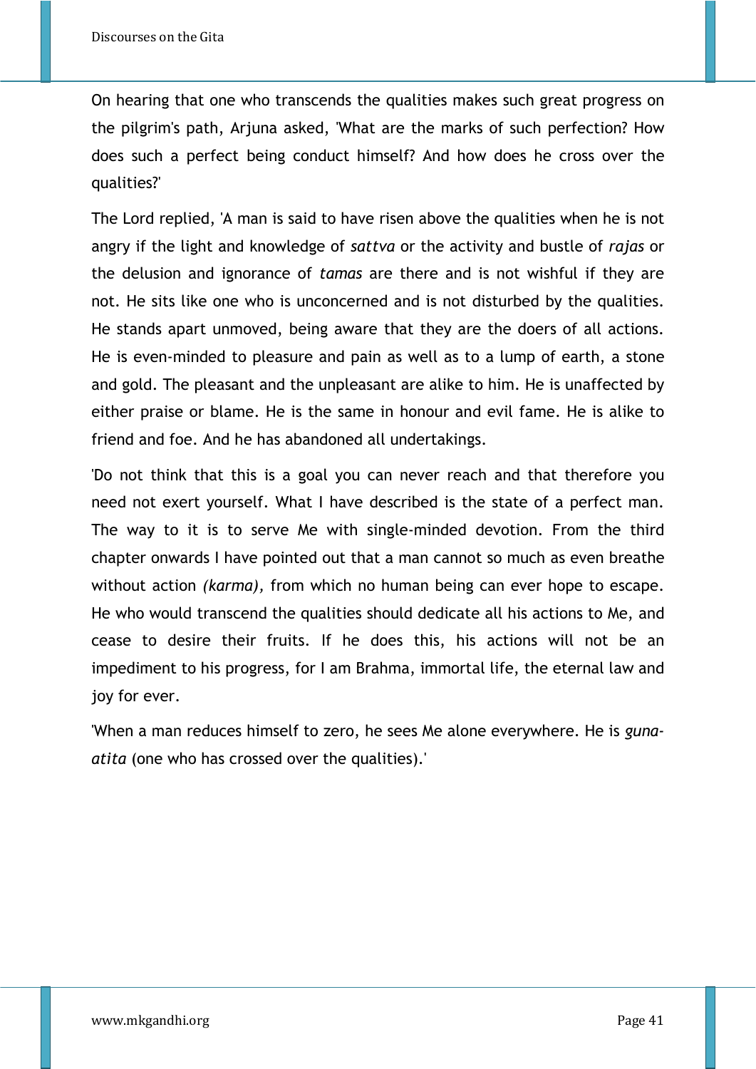On hearing that one who transcends the qualities makes such great progress on the pilgrim's path, Arjuna asked, 'What are the marks of such perfection? How does such a perfect being conduct himself? And how does he cross over the qualities?'

The Lord replied, 'A man is said to have risen above the qualities when he is not angry if the light and knowledge of *sattva* or the activity and bustle of *rajas* or the delusion and ignorance of *tamas* are there and is not wishful if they are not. He sits like one who is unconcerned and is not disturbed by the qualities. He stands apart unmoved, being aware that they are the doers of all actions. He is even-minded to pleasure and pain as well as to a lump of earth, a stone and gold. The pleasant and the unpleasant are alike to him. He is unaffected by either praise or blame. He is the same in honour and evil fame. He is alike to friend and foe. And he has abandoned all undertakings.

'Do not think that this is a goal you can never reach and that therefore you need not exert yourself. What I have described is the state of a perfect man. The way to it is to serve Me with single-minded devotion. From the third chapter onwards I have pointed out that a man cannot so much as even breathe without action *(karma),* from which no human being can ever hope to escape. He who would transcend the qualities should dedicate all his actions to Me, and cease to desire their fruits. If he does this, his actions will not be an impediment to his progress, for I am Brahma, immortal life, the eternal law and joy for ever.

'When a man reduces himself to zero, he sees Me alone everywhere. He is *guna-atita* (one who has crossed over the qualities).'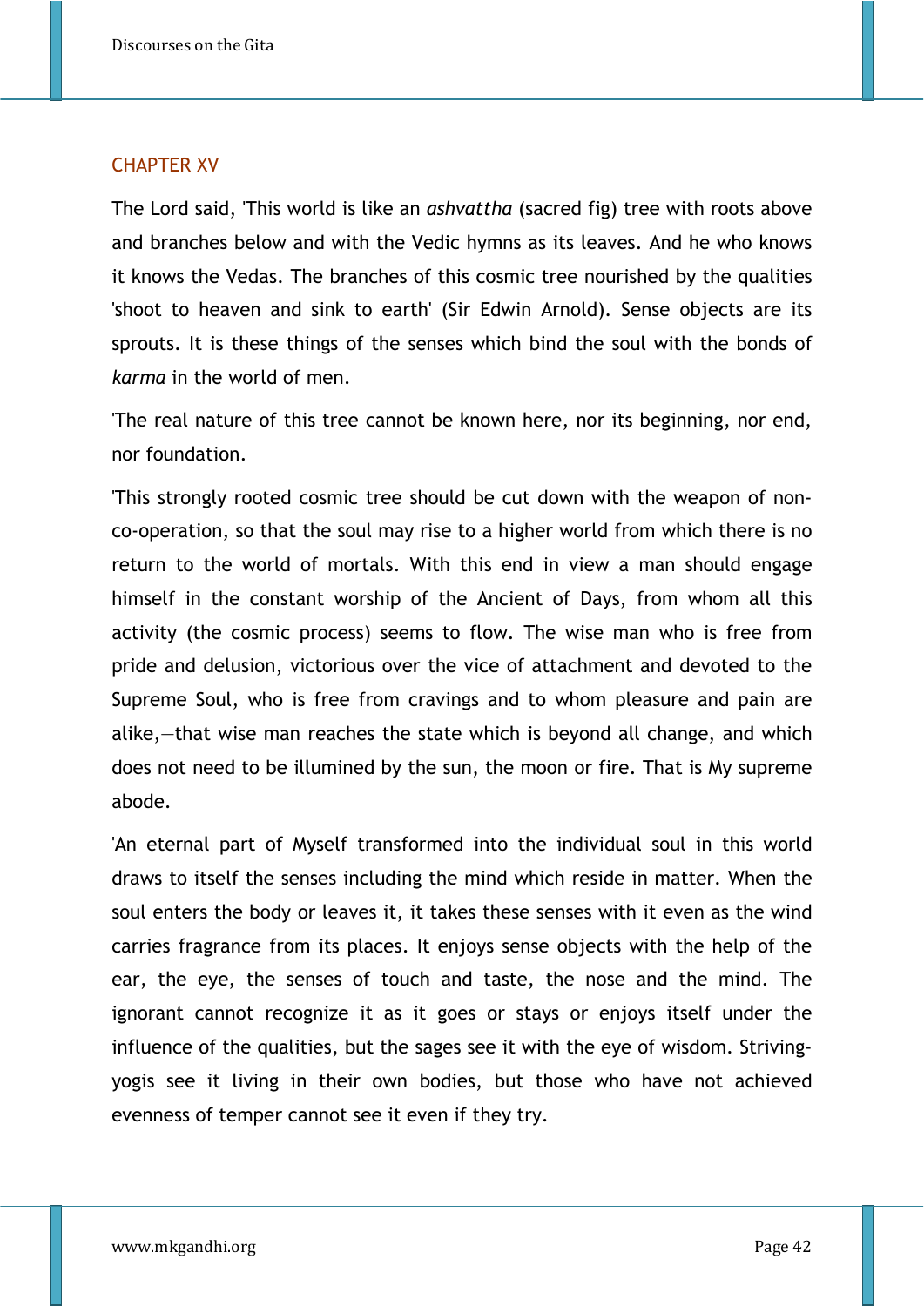## CHAPTER XV

The Lord said, 'This world is like an *ashvattha* (sacred fig) tree with roots above and branches below and with the Vedic hymns as its leaves. And he who knows it knows the Vedas. The branches of this cosmic tree nourished by the qualities 'shoot to heaven and sink to earth' (Sir Edwin Arnold). Sense objects are its sprouts. It is these things of the senses which bind the soul with the bonds of *karma* in the world of men.

'The real nature of this tree cannot be known here, nor its beginning, nor end, nor foundation.

'This strongly rooted cosmic tree should be cut down with the weapon of non-co-operation, so that the soul may rise to a higher world from which there is no return to the world of mortals. With this end in view a man should engage himself in the constant worship of the Ancient of Days, from whom all this activity (the cosmic process) seems to flow. The wise man who is free from pride and delusion, victorious over the vice of attachment and devoted to the Supreme Soul, who is free from cravings and to whom pleasure and pain are alike,—that wise man reaches the state which is beyond all change, and which does not need to be illumined by the sun, the moon or fire. That is My supreme abode.

'An eternal part of Myself transformed into the individual soul in this world draws to itself the senses including the mind which reside in matter. When the soul enters the body or leaves it, it takes these senses with it even as the wind carries fragrance from its places. It enjoys sense objects with the help of the ear, the eye, the senses of touch and taste, the nose and the mind. The ignorant cannot recognize it as it goes or stays or enjoys itself under the influence of the qualities, but the sages see it with the eye of wisdom. Striving-yogis see it living in their own bodies, but those who have not achieved evenness of temper cannot see it even if they try.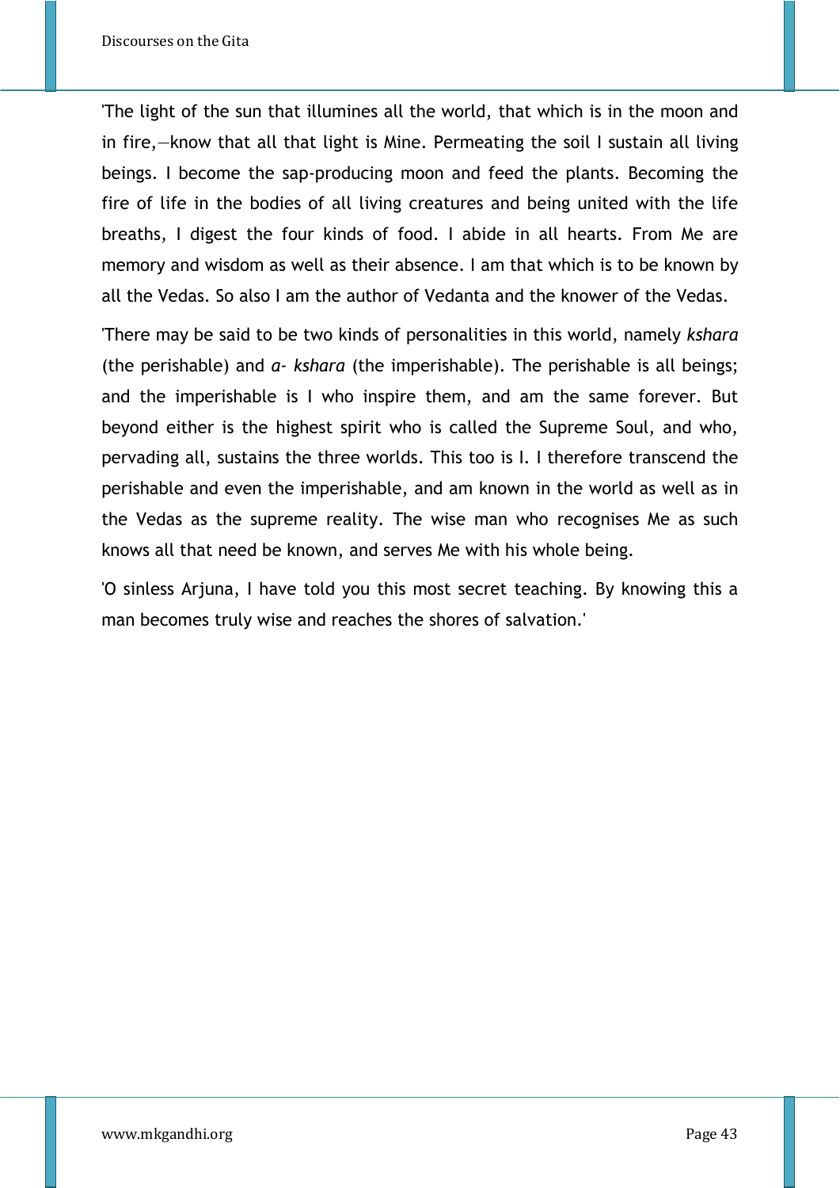'The light of the sun that illumines all the world, that which is in the moon and in fire,—know that all that light is Mine. Permeating the soil I sustain all living beings. I become the sap-producing moon and feed the plants. Becoming the fire of life in the bodies of all living creatures and being united with the life breaths, I digest the four kinds of food. I abide in all hearts. From Me are memory and wisdom as well as their absence. I am that which is to be known by all the Vedas. So also I am the author of Vedanta and the knower of the Vedas.

'There may be said to be two kinds of personalities in this world, namely *kshara* (the perishable) and *a- kshara* (the imperishable). The perishable is all beings; and the imperishable is I who inspire them, and am the same forever. But beyond either is the highest spirit who is called the Supreme Soul, and who, pervading all, sustains the three worlds. This too is I. I therefore transcend the perishable and even the imperishable, and am known in the world as well as in the Vedas as the supreme reality. The wise man who recognises Me as such knows all that need be known, and serves Me with his whole being.

'O sinless Arjuna, I have told you this most secret teaching. By knowing this a man becomes truly wise and reaches the shores of salvation.'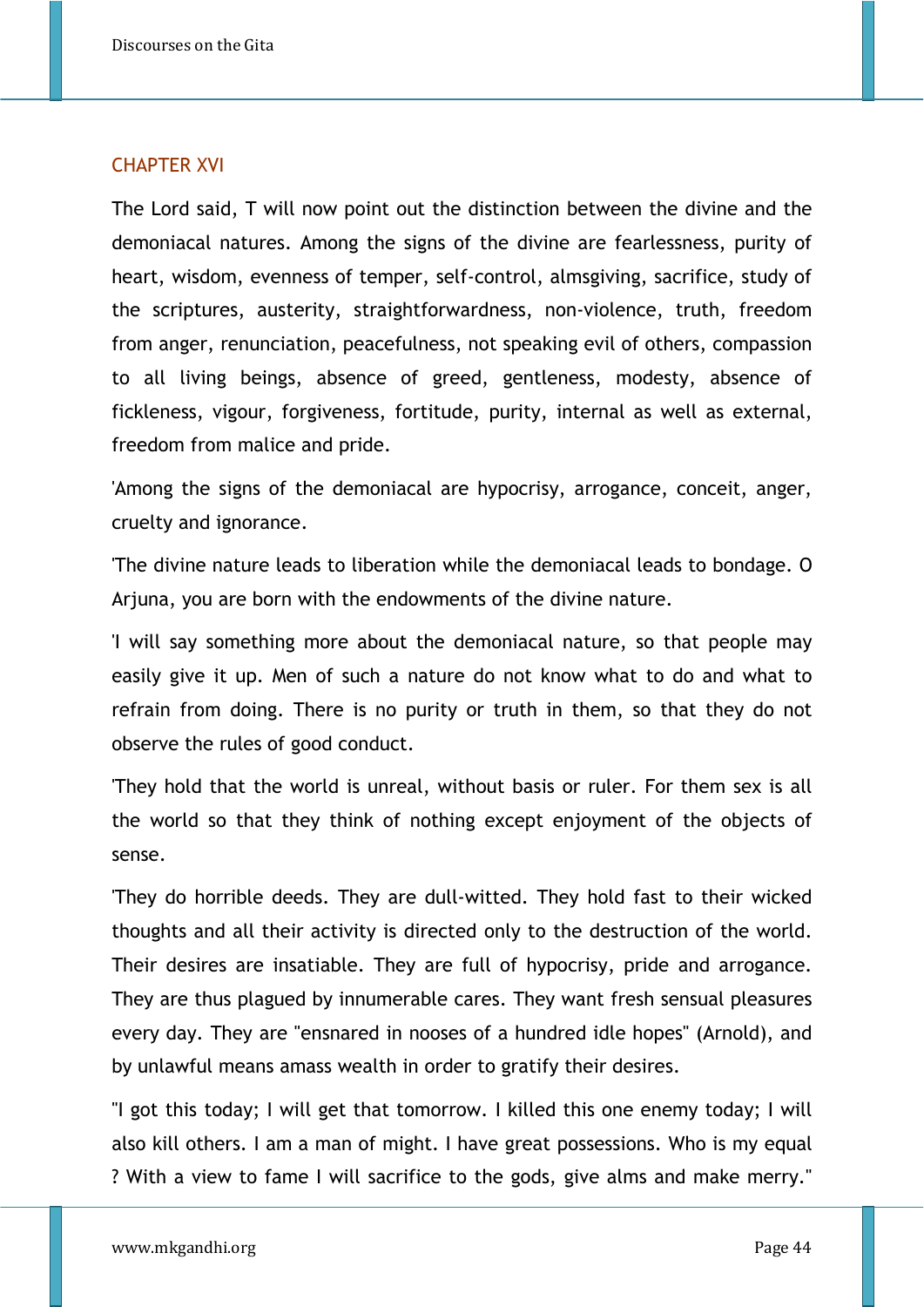## CHAPTER XVI

The Lord said, T will now point out the distinction between the divine and the demoniacal natures. Among the signs of the divine are fearlessness, purity of heart, wisdom, evenness of temper, self-control, almsgiving, sacrifice, study of the scriptures, austerity, straightforwardness, non-violence, truth, freedom from anger, renunciation, peacefulness, not speaking evil of others, compassion to all living beings, absence of greed, gentleness, modesty, absence of fickleness, vigour, forgiveness, fortitude, purity, internal as well as external, freedom from malice and pride.

'Among the signs of the demoniacal are hypocrisy, arrogance, conceit, anger, cruelty and ignorance.

'The divine nature leads to liberation while the demoniacal leads to bondage. O Arjuna, you are born with the endowments of the divine nature.

'I will say something more about the demoniacal nature, so that people may easily give it up. Men of such a nature do not know what to do and what to refrain from doing. There is no purity or truth in them, so that they do not observe the rules of good conduct.

'They hold that the world is unreal, without basis or ruler. For them sex is all the world so that they think of nothing except enjoyment of the objects of sense.

'They do horrible deeds. They are dull-witted. They hold fast to their wicked thoughts and all their activity is directed only to the destruction of the world. Their desires are insatiable. They are full of hypocrisy, pride and arrogance. They are thus plagued by innumerable cares. They want fresh sensual pleasures every day. They are "ensnared in nooses of a hundred idle hopes" (Arnold), and by unlawful means amass wealth in order to gratify their desires.

"I got this today; I will get that tomorrow. I killed this one enemy today; I will also kill others. I am a man of might. I have great possessions. Who is my equal ? With a view to fame I will sacrifice to the gods, give alms and make merry."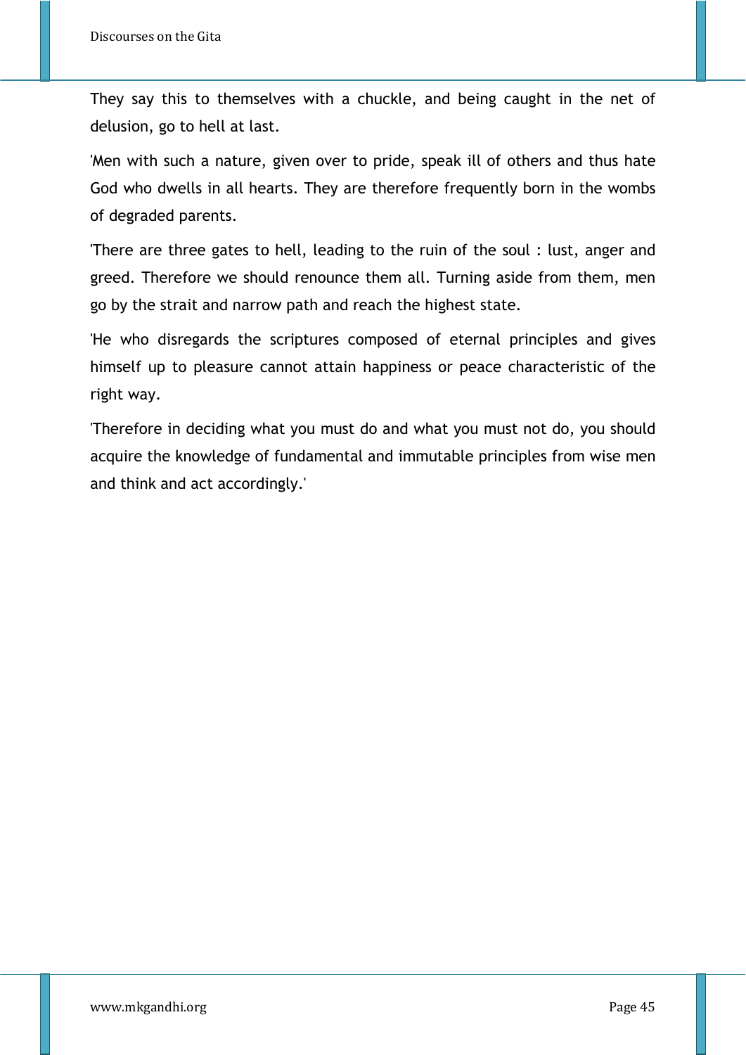They say this to themselves with a chuckle, and being caught in the net of delusion, go to hell at last.

'Men with such a nature, given over to pride, speak ill of others and thus hate God who dwells in all hearts. They are therefore frequently born in the wombs of degraded parents.

'There are three gates to hell, leading to the ruin of the soul : lust, anger and greed. Therefore we should renounce them all. Turning aside from them, men go by the strait and narrow path and reach the highest state.

'He who disregards the scriptures composed of eternal principles and gives himself up to pleasure cannot attain happiness or peace characteristic of the right way.

'Therefore in deciding what you must do and what you must not do, you should acquire the knowledge of fundamental and immutable principles from wise men and think and act accordingly.'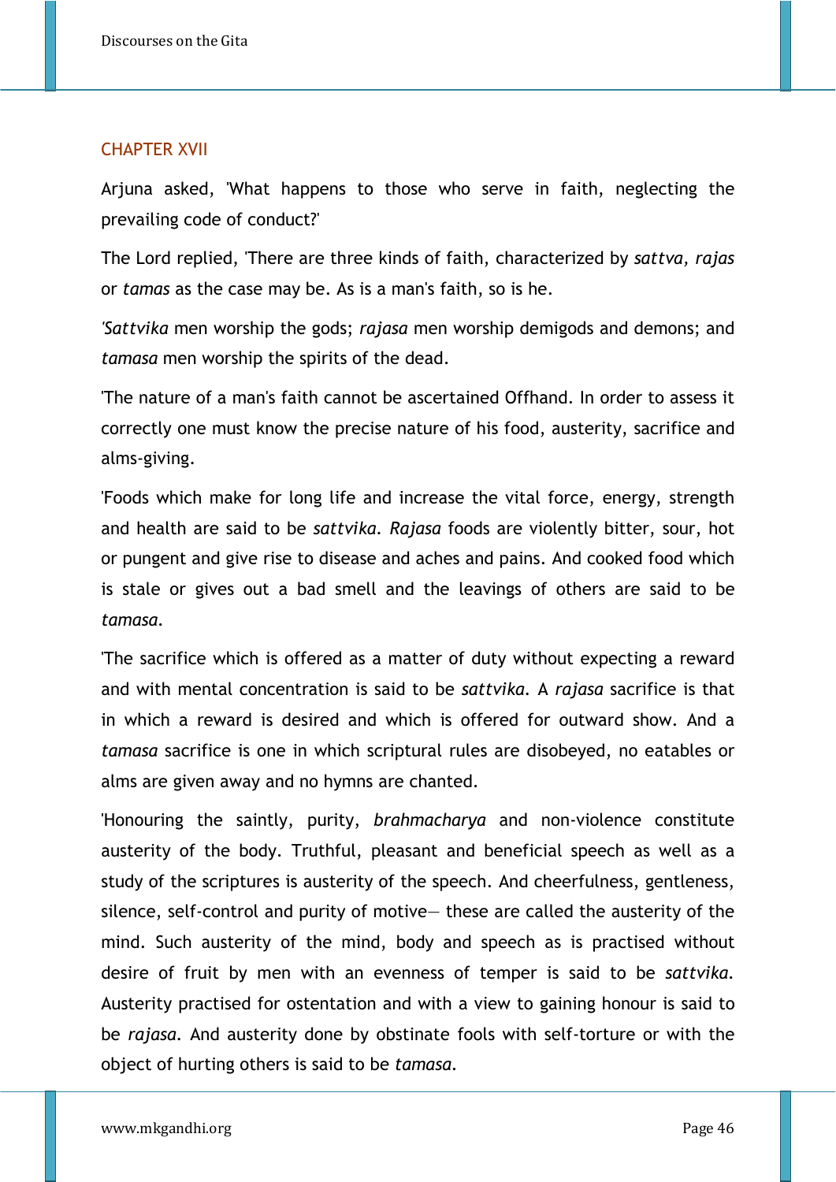## CHAPTER XVII

Arjuna asked, 'What happens to those who serve in faith, neglecting the prevailing code of conduct?'

The Lord replied, 'There are three kinds of faith, characterized by *sattva*, *rajas* or *tamas* as the case may be. As is a man's faith, so is he.

'*Sattvika* men worship the gods; *rajasa* men worship demigods and demons; and *tamasa* men worship the spirits of the dead.

'The nature of a man's faith cannot be ascertained Offhand. In order to assess it correctly one must know the precise nature of his food, austerity, sacrifice and alms-giving.

'Foods which make for long life and increase the vital force, energy, strength and health are said to be *sattvika*. *Rajasa* foods are violently bitter, sour, hot or pungent and give rise to disease and aches and pains. And cooked food which is stale or gives out a bad smell and the leavings of others are said to be *tamasa*.

'The sacrifice which is offered as a matter of duty without expecting a reward and with mental concentration is said to be *sattvika*. A *rajasa* sacrifice is that in which a reward is desired and which is offered for outward show. And a *tamasa* sacrifice is one in which scriptural rules are disobeyed, no eatables or alms are given away and no hymns are chanted.

'Honouring the saintly, purity, *brahmacharya* and non-violence constitute austerity of the body. Truthful, pleasant and beneficial speech as well as a study of the scriptures is austerity of the speech. And cheerfulness, gentleness, silence, self-control and purity of motive— these are called the austerity of the mind. Such austerity of the mind, body and speech as is practised without desire of fruit by men with an evenness of temper is said to be *sattvika*. Austerity practised for ostentation and with a view to gaining honour is said to be *rajasa*. And austerity done by obstinate fools with self-torture or with the object of hurting others is said to be *tamasa*.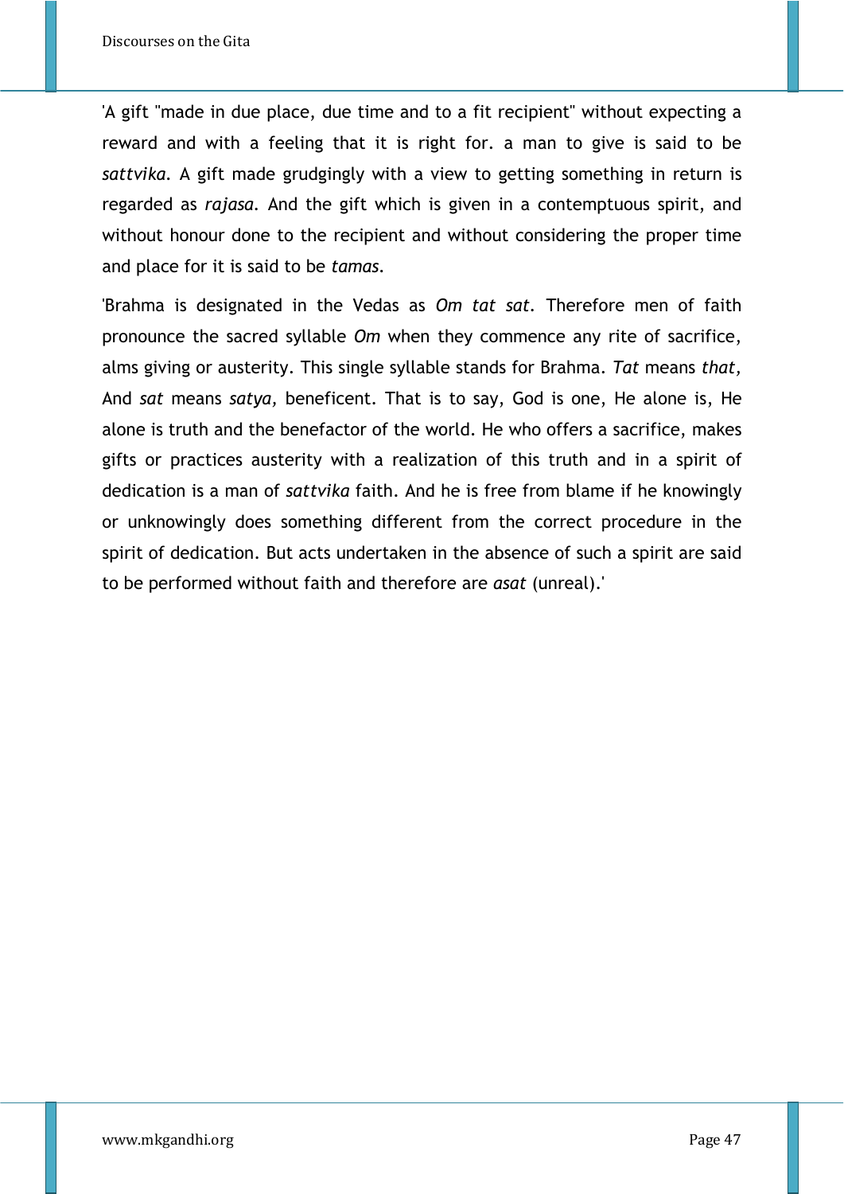'A gift "made in due place, due time and to a fit recipient" without expecting a reward and with a feeling that it is right for. a man to give is said to be *sattvika*. A gift made grudgingly with a view to getting something in return is regarded as *rajasa*. And the gift which is given in a contemptuous spirit, and without honour done to the recipient and without considering the proper time and place for it is said to be *tamas*.

'Brahma is designated in the Vedas as *Om tat sat*. Therefore men of faith pronounce the sacred syllable *Om* when they commence any rite of sacrifice, alms giving or austerity. This single syllable stands for Brahma. *Tat* means *that,* And *sat* means *satya,* beneficent. That is to say, God is one, He alone is, He alone is truth and the benefactor of the world. He who offers a sacrifice, makes gifts or practices austerity with a realization of this truth and in a spirit of dedication is a man of *sattvika* faith. And he is free from blame if he knowingly or unknowingly does something different from the correct procedure in the spirit of dedication. But acts undertaken in the absence of such a spirit are said to be performed without faith and therefore are *asat* (unreal).'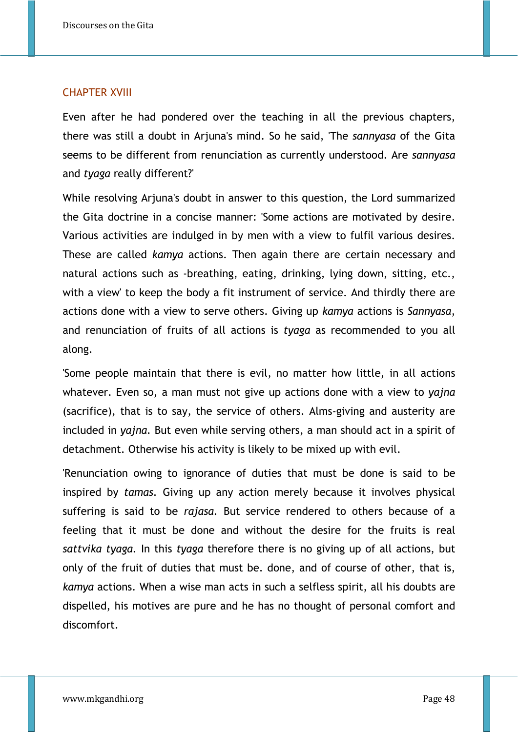## CHAPTER XVIII

Even after he had pondered over the teaching in all the previous chapters, there was still a doubt in Arjuna's mind. So he said, 'The *sannyasa* of the Gita seems to be different from renunciation as currently understood. Are *sannyasa* and *tyaga* really different?'

While resolving Arjuna's doubt in answer to this question, the Lord summarized the Gita doctrine in a concise manner: 'Some actions are motivated by desire. Various activities are indulged in by men with a view to fulfil various desires. These are called *kamya* actions. Then again there are certain necessary and natural actions such as -breathing, eating, drinking, lying down, sitting, etc., with a view' to keep the body a fit instrument of service. And thirdly there are actions done with a view to serve others. Giving up *kamya* actions is *Sannyasa*, and renunciation of fruits of all actions is *tyaga* as recommended to you all along.

'Some people maintain that there is evil, no matter how little, in all actions whatever. Even so, a man must not give up actions done with a view to *yajna* (sacrifice), that is to say, the service of others. Alms-giving and austerity are included in *yajna*. But even while serving others, a man should act in a spirit of detachment. Otherwise his activity is likely to be mixed up with evil.

'Renunciation owing to ignorance of duties that must be done is said to be inspired by *tamas*. Giving up any action merely because it involves physical suffering is said to be *rajasa*. But service rendered to others because of a feeling that it must be done and without the desire for the fruits is real *sattvika tyaga*. In this *tyaga* therefore there is no giving up of all actions, but only of the fruit of duties that must be. done, and of course of other, that is, *kamya* actions. When a wise man acts in such a selfless spirit, all his doubts are dispelled, his motives are pure and he has no thought of personal comfort and discomfort.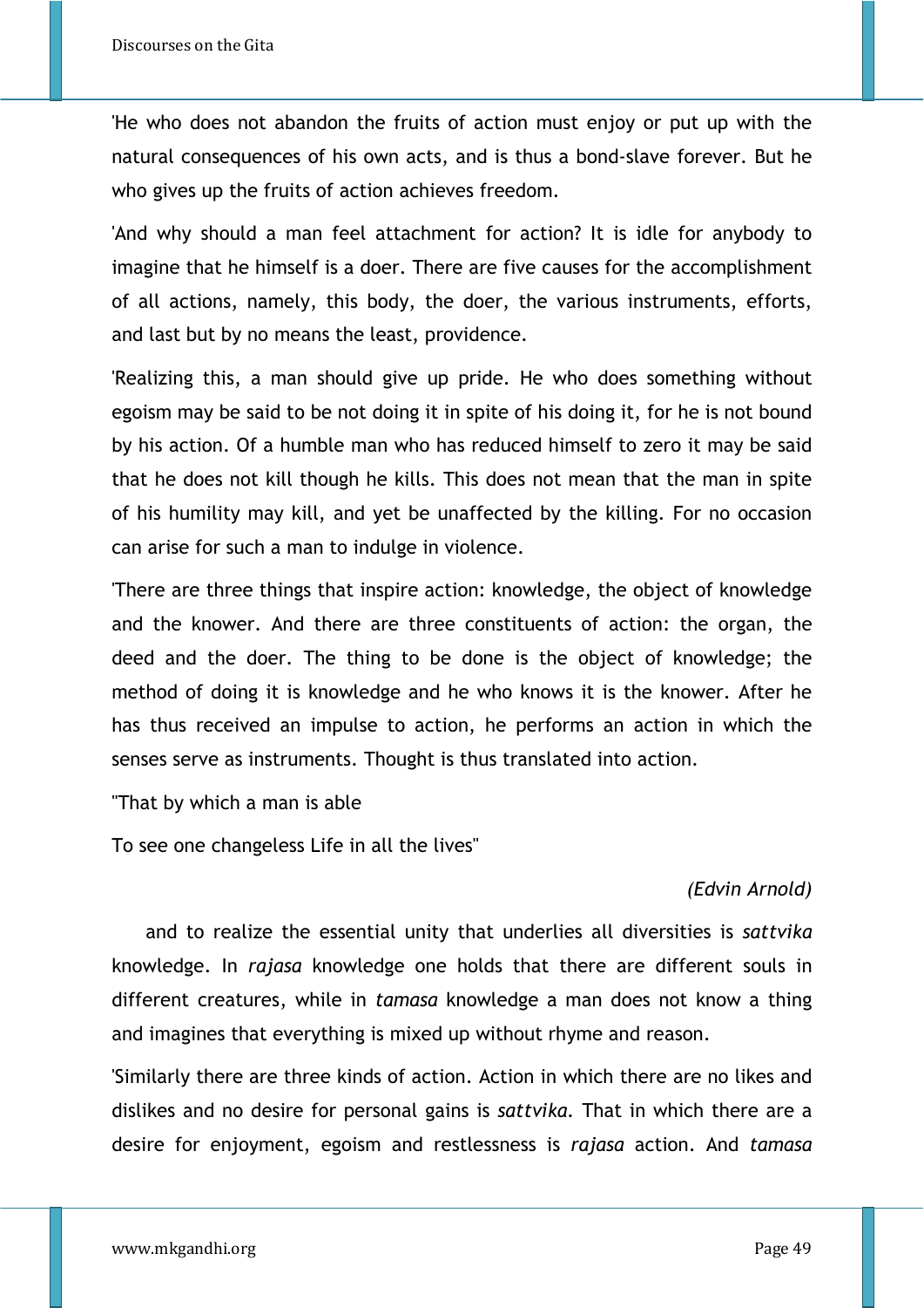'He who does not abandon the fruits of action must enjoy or put up with the natural consequences of his own acts, and is thus a bond-slave forever. But he who gives up the fruits of action achieves freedom.

'And why should a man feel attachment for action? It is idle for anybody to imagine that he himself is a doer. There are five causes for the accomplishment of all actions, namely, this body, the doer, the various instruments, efforts, and last but by no means the least, providence.

'Realizing this, a man should give up pride. He who does something without egoism may be said to be not doing it in spite of his doing it, for he is not bound by his action. Of a humble man who has reduced himself to zero it may be said that he does not kill though he kills. This does not mean that the man in spite of his humility may kill, and yet be unaffected by the killing. For no occasion can arise for such a man to indulge in violence.

'There are three things that inspire action: knowledge, the object of knowledge and the knower. And there are three constituents of action: the organ, the deed and the doer. The thing to be done is the object of knowledge; the method of doing it is knowledge and he who knows it is the knower. After he has thus received an impulse to action, he performs an action in which the senses serve as instruments. Thought is thus translated into action.

"That by which a man is able

To see one changeless Life in all the lives"

*(Edvin Arnold)*

and to realize the essential unity that underlies all diversities is *sattvika* knowledge. In *rajasa* knowledge one holds that there are different souls in different creatures, while in *tamasa* knowledge a man does not know a thing and imagines that everything is mixed up without rhyme and reason.

'Similarly there are three kinds of action. Action in which there are no likes and dislikes and no desire for personal gains is *sattvika*. That in which there are a desire for enjoyment, egoism and restlessness is *rajasa* action. And *tamasa*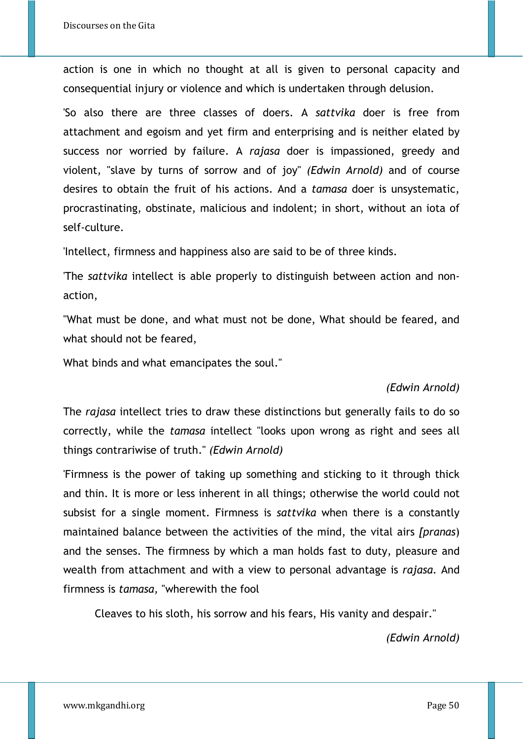action is one in which no thought at all is given to personal capacity and consequential injury or violence and which is undertaken through delusion.

'So also there are three classes of doers. A *sattvika* doer is free from attachment and egoism and yet firm and enterprising and is neither elated by success nor worried by failure. A *rajasa* doer is impassioned, greedy and violent, "slave by turns of sorrow and of joy" *(Edwin Arnold)* and of course desires to obtain the fruit of his actions. And a *tamasa* doer is unsystematic, procrastinating, obstinate, malicious and indolent; in short, without an iota of self-culture.

'Intellect, firmness and happiness also are said to be of three kinds.

'The *sattvika* intellect is able properly to distinguish between action and non-action,

"What must be done, and what must not be done, What should be feared, and what should not be feared,

What binds and what emancipates the soul."

*(Edwin Arnold)*

The *rajasa* intellect tries to draw these distinctions but generally fails to do so correctly, while the *tamasa* intellect "looks upon wrong as right and sees all things contrariwise of truth." *(Edwin Arnold)*

'Firmness is the power of taking up something and sticking to it through thick and thin. It is more or less inherent in all things; otherwise the world could not subsist for a single moment. Firmness is *sattvika* when there is a constantly maintained balance between the activities of the mind, the vital airs *[pranas*) and the senses. The firmness by which a man holds fast to duty, pleasure and wealth from attachment and with a view to personal advantage is *rajasa*. And firmness is *tamasa*, "wherewith the fool

Cleaves to his sloth, his sorrow and his fears, His vanity and despair."

*(Edwin Arnold)*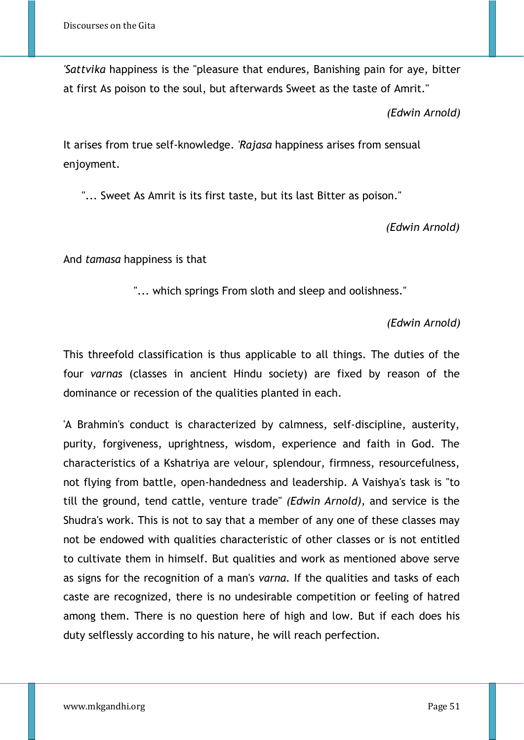*'Sattvika* happiness is the "pleasure that endures, Banishing pain for aye, bitter at first As poison to the soul, but afterwards Sweet as the taste of Amrit."

*(Edwin Arnold)*

It arises from true self-knowledge. *'Rajasa* happiness arises from sensual enjoyment.

"... Sweet As Amrit is its first taste, but its last Bitter as poison."

*(Edwin Arnold)*

And *tamasa* happiness is that

"... which springs From sloth and sleep and oolishness."

*(Edwin Arnold)*

This threefold classification is thus applicable to all things. The duties of the four *varnas* (classes in ancient Hindu society) are fixed by reason of the dominance or recession of the qualities planted in each.

'A Brahmin's conduct is characterized by calmness, self-discipline, austerity, purity, forgiveness, uprightness, wisdom, experience and faith in God. The characteristics of a Kshatriya are velour, splendour, firmness, resourcefulness, not flying from battle, open-handedness and leadership. A Vaishya's task is "to till the ground, tend cattle, venture trade" *(Edwin Arnold),* and service is the Shudra's work. This is not to say that a member of any one of these classes may not be endowed with qualities characteristic of other classes or is not entitled to cultivate them in himself. But qualities and work as mentioned above serve as signs for the recognition of a man's *varna.* If the qualities and tasks of each caste are recognized, there is no undesirable competition or feeling of hatred among them. There is no question here of high and low. But if each does his duty selflessly according to his nature, he will reach perfection.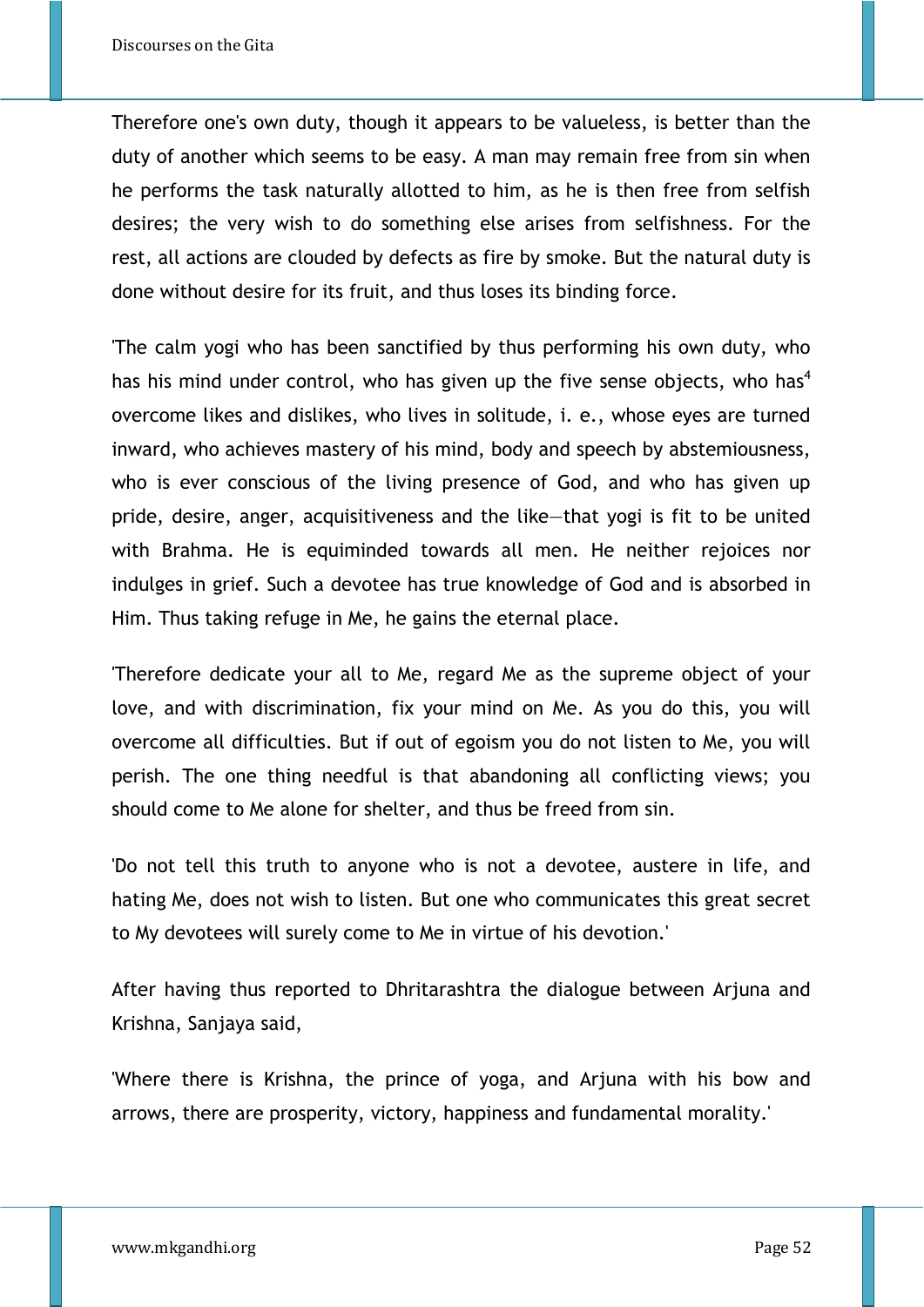Therefore one's own duty, though it appears to be valueless, is better than the duty of another which seems to be easy. A man may remain free from sin when he performs the task naturally allotted to him, as he is then free from selfish desires; the very wish to do something else arises from selfishness. For the rest, all actions are clouded by defects as fire by smoke. But the natural duty is done without desire for its fruit, and thus loses its binding force.

'The calm yogi who has been sanctified by thus performing his own duty, who has his mind under control, who has given up the five sense objects, who has[4] overcome likes and dislikes, who lives in solitude, i. e., whose eyes are turned inward, who achieves mastery of his mind, body and speech by abstemiousness, who is ever conscious of the living presence of God, and who has given up pride, desire, anger, acquisitiveness and the like—that yogi is fit to be united with Brahma. He is equiminded towards all men. He neither rejoices nor indulges in grief. Such a devotee has true knowledge of God and is absorbed in Him. Thus taking refuge in Me, he gains the eternal place.

'Therefore dedicate your all to Me, regard Me as the supreme object of your love, and with discrimination, fix your mind on Me. As you do this, you will overcome all difficulties. But if out of egoism you do not listen to Me, you will perish. The one thing needful is that abandoning all conflicting views; you should come to Me alone for shelter, and thus be freed from sin.

'Do not tell this truth to anyone who is not a devotee, austere in life, and hating Me, does not wish to listen. But one who communicates this great secret to My devotees will surely come to Me in virtue of his devotion.'

After having thus reported to Dhritarashtra the dialogue between Arjuna and Krishna, Sanjaya said,

'Where there is Krishna, the prince of yoga, and Arjuna with his bow and arrows, there are prosperity, victory, happiness and fundamental morality.'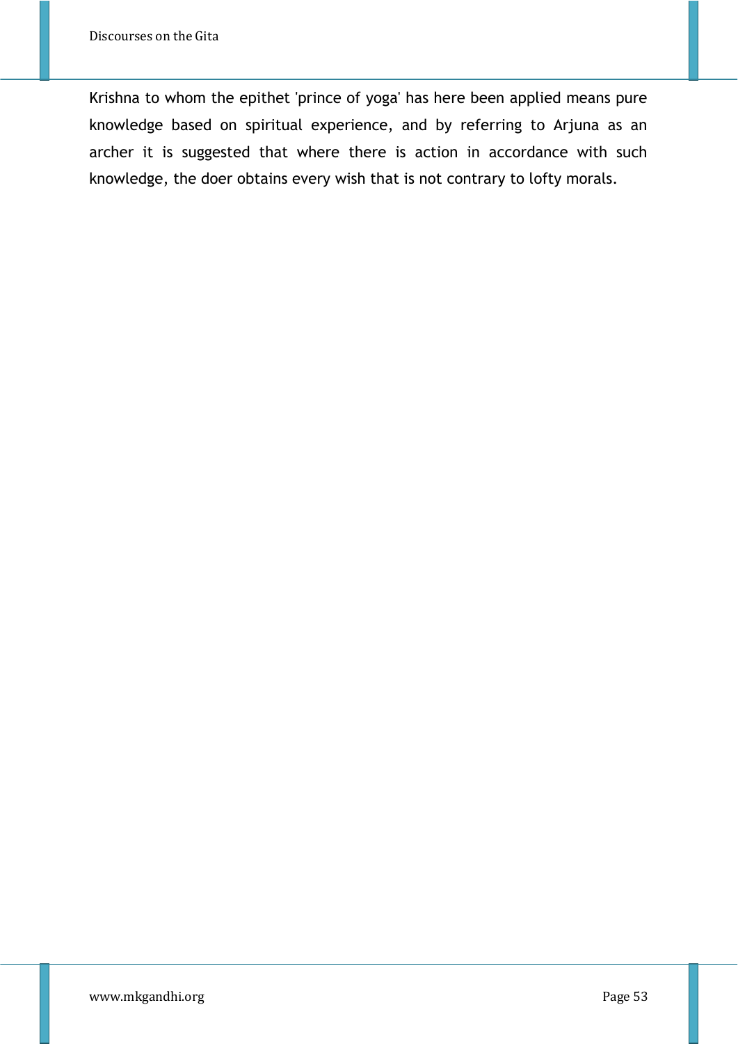Krishna to whom the epithet 'prince of yoga' has here been applied means pure knowledge based on spiritual experience, and by referring to Arjuna as an archer it is suggested that where there is action in accordance with such knowledge, the doer obtains every wish that is not contrary to lofty morals.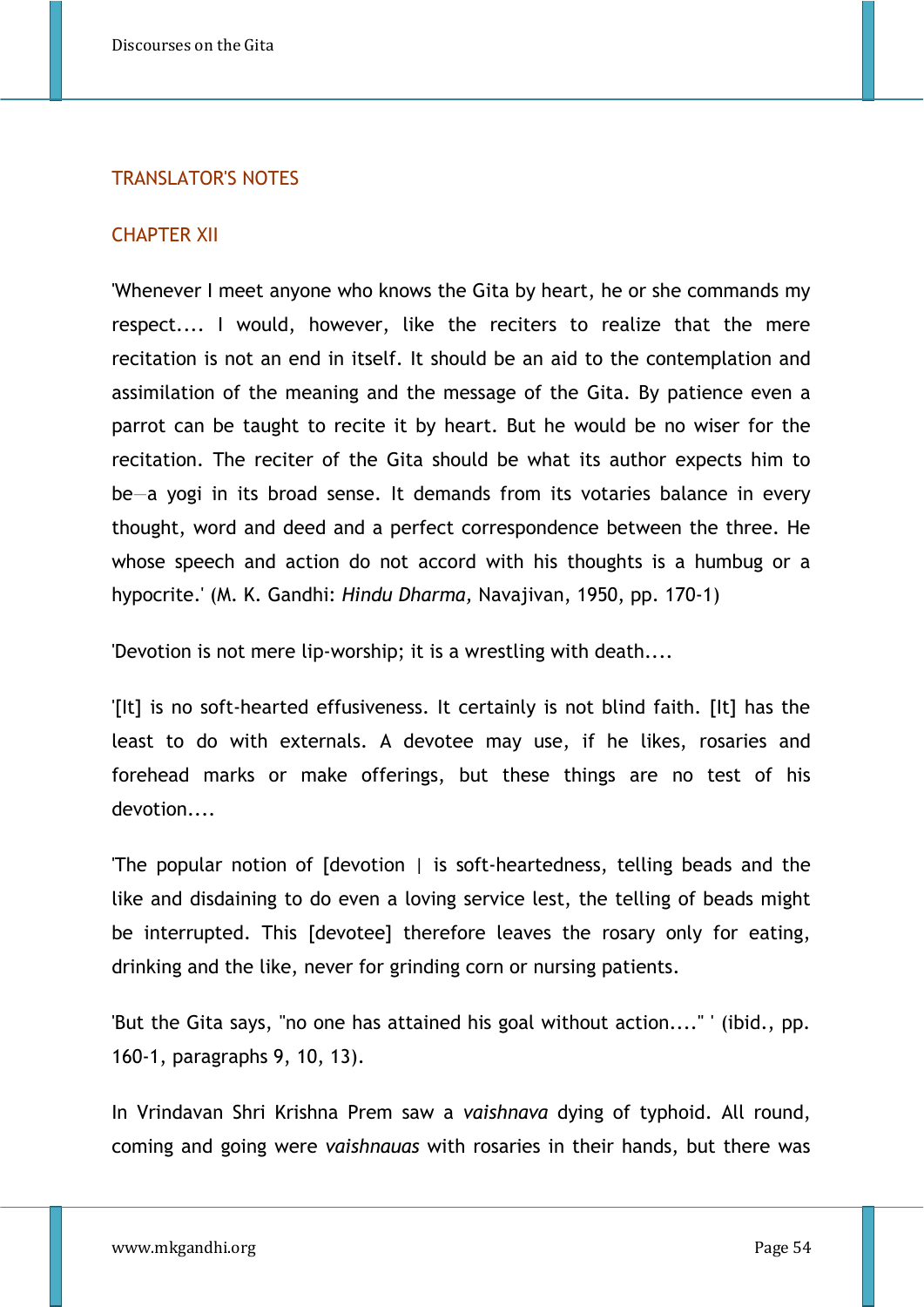## TRANSLATOR'S NOTES

## CHAPTER XII

'Whenever I meet anyone who knows the Gita by heart, he or she commands my respect.... I would, however, like the reciters to realize that the mere recitation is not an end in itself. It should be an aid to the contemplation and assimilation of the meaning and the message of the Gita. By patience even a parrot can be taught to recite it by heart. But he would be no wiser for the recitation. The reciter of the Gita should be what its author expects him to be—a yogi in its broad sense. It demands from its votaries balance in every thought, word and deed and a perfect correspondence between the three. He whose speech and action do not accord with his thoughts is a humbug or a hypocrite.' (M. K. Gandhi: *Hindu Dharma,* Navajivan, 1950, pp. 170-1)

'Devotion is not mere lip-worship; it is a wrestling with death....

'[It] is no soft-hearted effusiveness. It certainly is not blind faith. [It] has the least to do with externals. A devotee may use, if he likes, rosaries and forehead marks or make offerings, but these things are no test of his devotion....

'The popular notion of [devotion | is soft-heartedness, telling beads and the like and disdaining to do even a loving service lest, the telling of beads might be interrupted. This [devotee] therefore leaves the rosary only for eating, drinking and the like, never for grinding corn or nursing patients.

'But the Gita says, "no one has attained his goal without action...." ' (ibid., pp. 160-1, paragraphs 9, 10, 13).

In Vrindavan Shri Krishna Prem saw a *vaishnava* dying of typhoid. All round, coming and going were *vaishnauas* with rosaries in their hands, but there was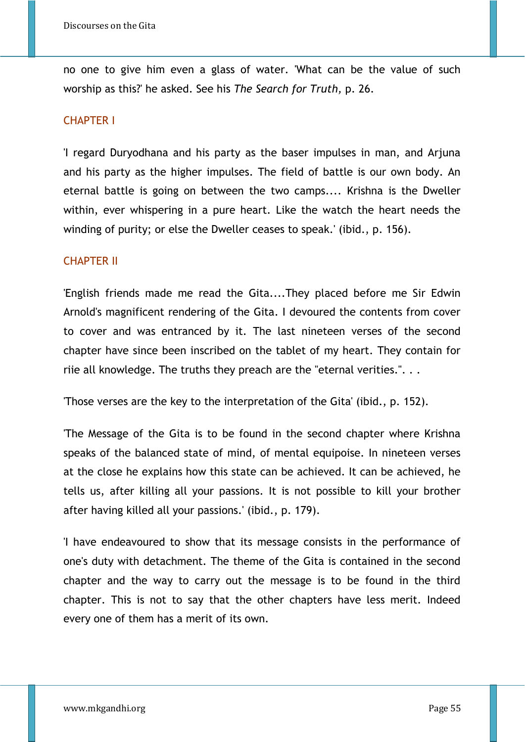no one to give him even a glass of water. 'What can be the value of such worship as this?' he asked. See his *The Search for Truth,* p. 26.

## CHAPTER I

'I regard Duryodhana and his party as the baser impulses in man, and Arjuna and his party as the higher impulses. The field of battle is our own body. An eternal battle is going on between the two camps.... Krishna is the Dweller within, ever whispering in a pure heart. Like the watch the heart needs the winding of purity; or else the Dweller ceases to speak.' (ibid., p. 156).

## CHAPTER II

'English friends made me read the Gita....They placed before me Sir Edwin Arnold's magnificent rendering of the Gita. I devoured the contents from cover to cover and was entranced by it. The last nineteen verses of the second chapter have since been inscribed on the tablet of my heart. They contain for riie all knowledge. The truths they preach are the "eternal verities.". . .

'Those verses are the key to the interpretation of the Gita' (ibid., p. 152).

'The Message of the Gita is to be found in the second chapter where Krishna speaks of the balanced state of mind, of mental equipoise. In nineteen verses at the close he explains how this state can be achieved. It can be achieved, he tells us, after killing all your passions. It is not possible to kill your brother after having killed all your passions.' (ibid., p. 179).

'I have endeavoured to show that its message consists in the performance of one's duty with detachment. The theme of the Gita is contained in the second chapter and the way to carry out the message is to be found in the third chapter. This is not to say that the other chapters have less merit. Indeed every one of them has a merit of its own.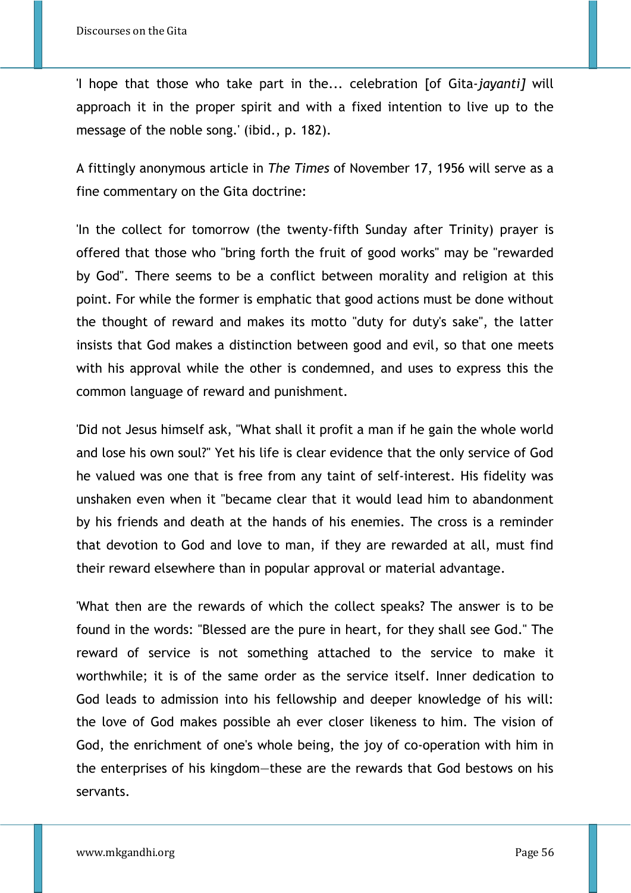'I hope that those who take part in the... celebration [of Gita-*jayanti]* will approach it in the proper spirit and with a fixed intention to live up to the message of the noble song.' (ibid., p. 182).

A fittingly anonymous article in *The Times* of November 17, 1956 will serve as a fine commentary on the Gita doctrine:

'In the collect for tomorrow (the twenty-fifth Sunday after Trinity) prayer is offered that those who "bring forth the fruit of good works" may be "rewarded by God". There seems to be a conflict between morality and religion at this point. For while the former is emphatic that good actions must be done without the thought of reward and makes its motto "duty for duty's sake", the latter insists that God makes a distinction between good and evil, so that one meets with his approval while the other is condemned, and uses to express this the common language of reward and punishment.

'Did not Jesus himself ask, "What shall it profit a man if he gain the whole world and lose his own soul?" Yet his life is clear evidence that the only service of God he valued was one that is free from any taint of self-interest. His fidelity was unshaken even when it "became clear that it would lead him to abandonment by his friends and death at the hands of his enemies. The cross is a reminder that devotion to God and love to man, if they are rewarded at all, must find their reward elsewhere than in popular approval or material advantage.

'What then are the rewards of which the collect speaks? The answer is to be found in the words: "Blessed are the pure in heart, for they shall see God." The reward of service is not something attached to the service to make it worthwhile; it is of the same order as the service itself. Inner dedication to God leads to admission into his fellowship and deeper knowledge of his will: the love of God makes possible ah ever closer likeness to him. The vision of God, the enrichment of one's whole being, the joy of co-operation with him in the enterprises of his kingdom—these are the rewards that God bestows on his servants.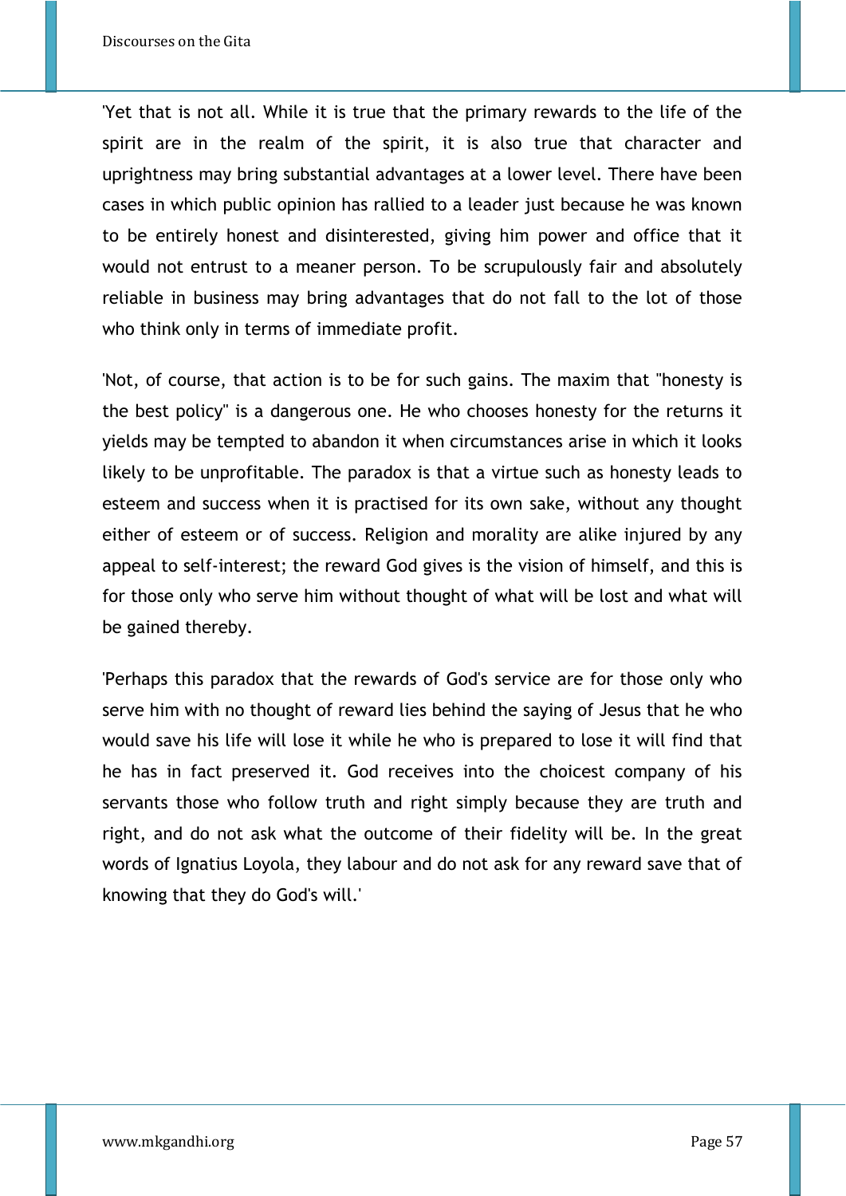'Yet that is not all. While it is true that the primary rewards to the life of the spirit are in the realm of the spirit, it is also true that character and uprightness may bring substantial advantages at a lower level. There have been cases in which public opinion has rallied to a leader just because he was known to be entirely honest and disinterested, giving him power and office that it would not entrust to a meaner person. To be scrupulously fair and absolutely reliable in business may bring advantages that do not fall to the lot of those who think only in terms of immediate profit.

'Not, of course, that action is to be for such gains. The maxim that "honesty is the best policy" is a dangerous one. He who chooses honesty for the returns it yields may be tempted to abandon it when circumstances arise in which it looks likely to be unprofitable. The paradox is that a virtue such as honesty leads to esteem and success when it is practised for its own sake, without any thought either of esteem or of success. Religion and morality are alike injured by any appeal to self-interest; the reward God gives is the vision of himself, and this is for those only who serve him without thought of what will be lost and what will be gained thereby.

'Perhaps this paradox that the rewards of God's service are for those only who serve him with no thought of reward lies behind the saying of Jesus that he who would save his life will lose it while he who is prepared to lose it will find that he has in fact preserved it. God receives into the choicest company of his servants those who follow truth and right simply because they are truth and right, and do not ask what the outcome of their fidelity will be. In the great words of Ignatius Loyola, they labour and do not ask for any reward save that of knowing that they do God's will.'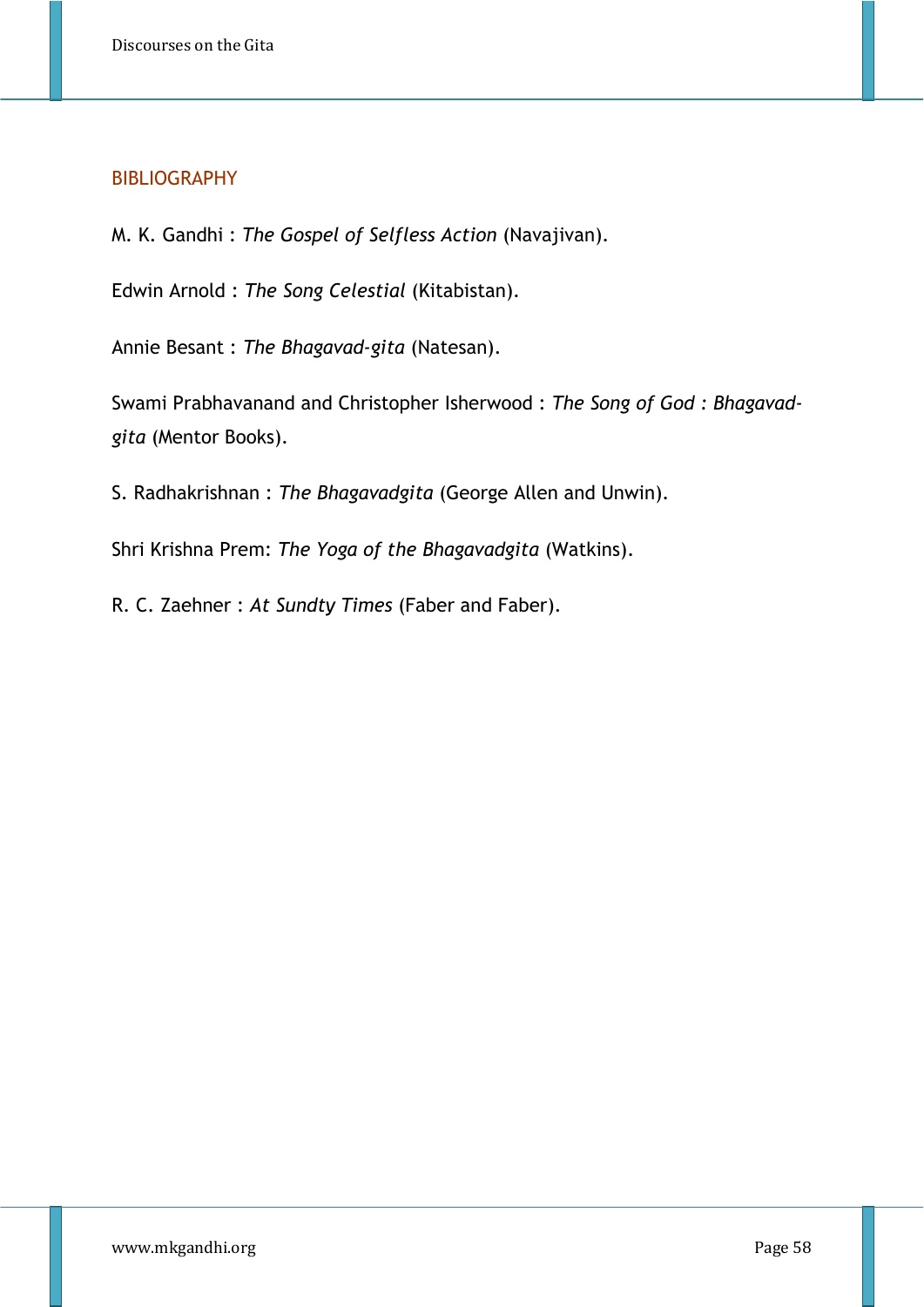## BIBLIOGRAPHY

M. K. Gandhi : *The Gospel of Selfless Action* (Navajivan).

Edwin Arnold : *The Song Celestial* (Kitabistan).

Annie Besant : *The Bhagavad-gita* (Natesan).

Swami Prabhavanand and Christopher Isherwood : *The Song of God : Bhagavad-gita* (Mentor Books).

S. Radhakrishnan : *The Bhagavadgita* (George Allen and Unwin).

Shri Krishna Prem: *The Yoga of the Bhagavadgita* (Watkins).

R. C. Zaehner : *At Sundty Times* (Faber and Faber).